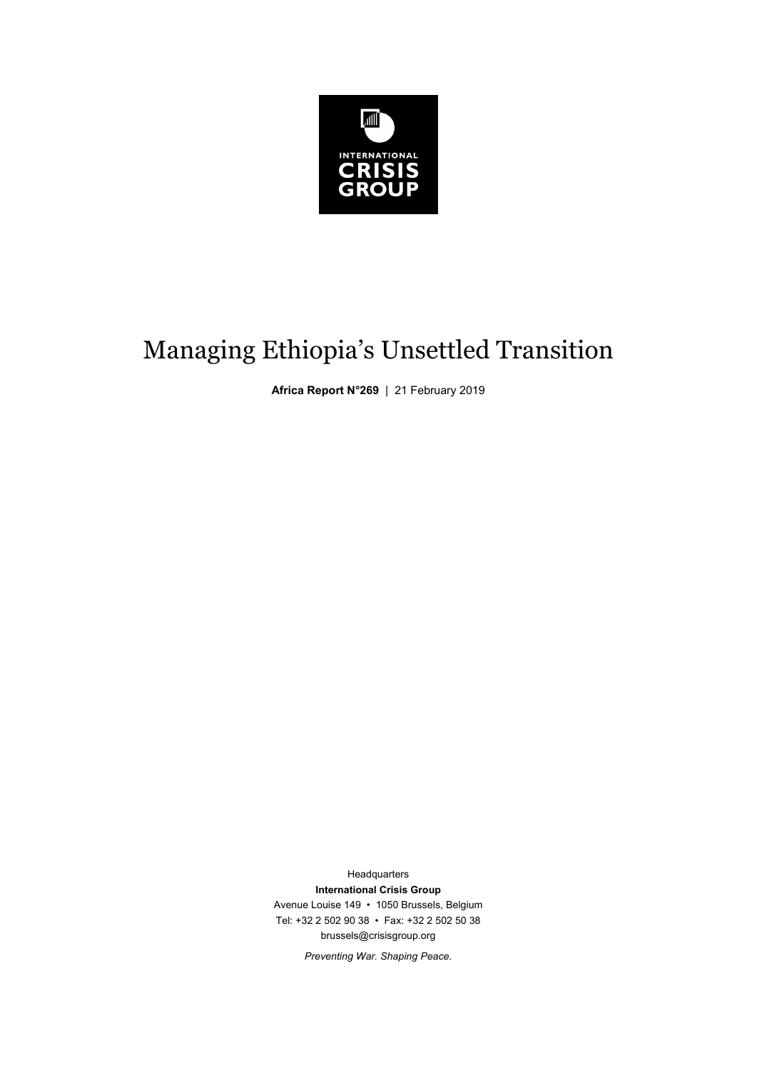INTERNATIONAL
CRISIS
GROUP

# Managing Ethiopia's Unsettled Transition

**Africa Report N°269** | 21 February 2019

Headquarters

**International Crisis Group**

Avenue Louise 149 • 1050 Brussels, Belgium

Tel: +32 2 502 90 38 • Fax: +32 2 502 50 38

brussels@crisisgroup.org

*Preventing War. Shaping Peace.*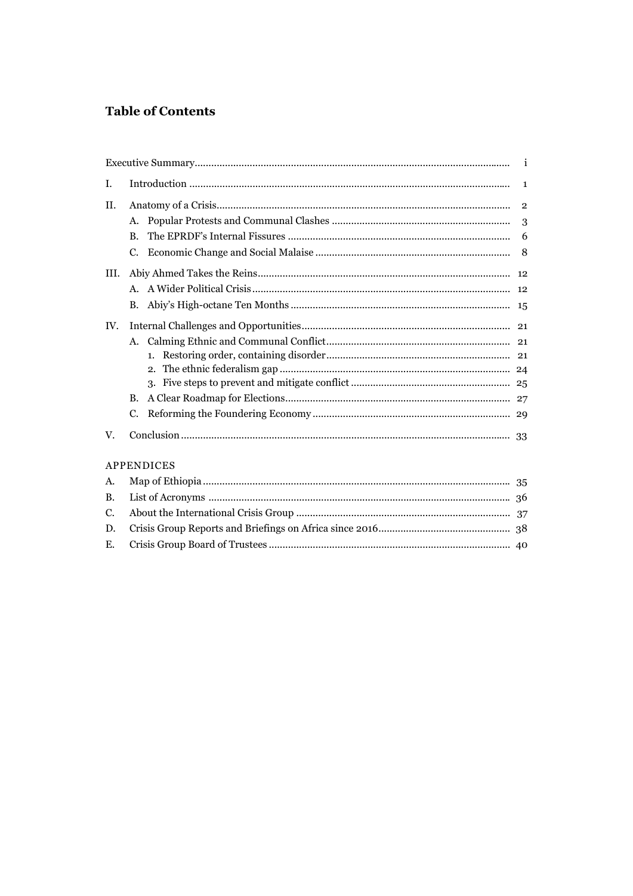## Table of Contents

| | | |
|---|---|---|
| Executive Summary | | i |
| I. | Introduction | 1 |
| II. | Anatomy of a Crisis | 2 |
| | A. Popular Protests and Communal Clashes | 3 |
| | B. The EPRDF's Internal Fissures | 6 |
| | C. Economic Change and Social Malaise | 8 |
| III. | Abiy Ahmed Takes the Reins | 12 |
| | A. A Wider Political Crisis | 12 |
| | B. Abiy's High-octane Ten Months | 15 |
| IV. | Internal Challenges and Opportunities | 21 |
| | A. Calming Ethnic and Communal Conflict | 21 |
| | 1. Restoring order, containing disorder | 21 |
| | 2. The ethnic federalism gap | 24 |
| | 3. Five steps to prevent and mitigate conflict | 25 |
| | B. A Clear Roadmap for Elections | 27 |
| | C. Reforming the Foundering Economy | 29 |
| V. | Conclusion | 33 |

APPENDICES

| | | |
|---|---|---|
| A. | Map of Ethiopia | 35 |
| B. | List of Acronyms | 36 |
| C. | About the International Crisis Group | 37 |
| D. | Crisis Group Reports and Briefings on Africa since 2016 | 38 |
| E. | Crisis Group Board of Trustees | 40 |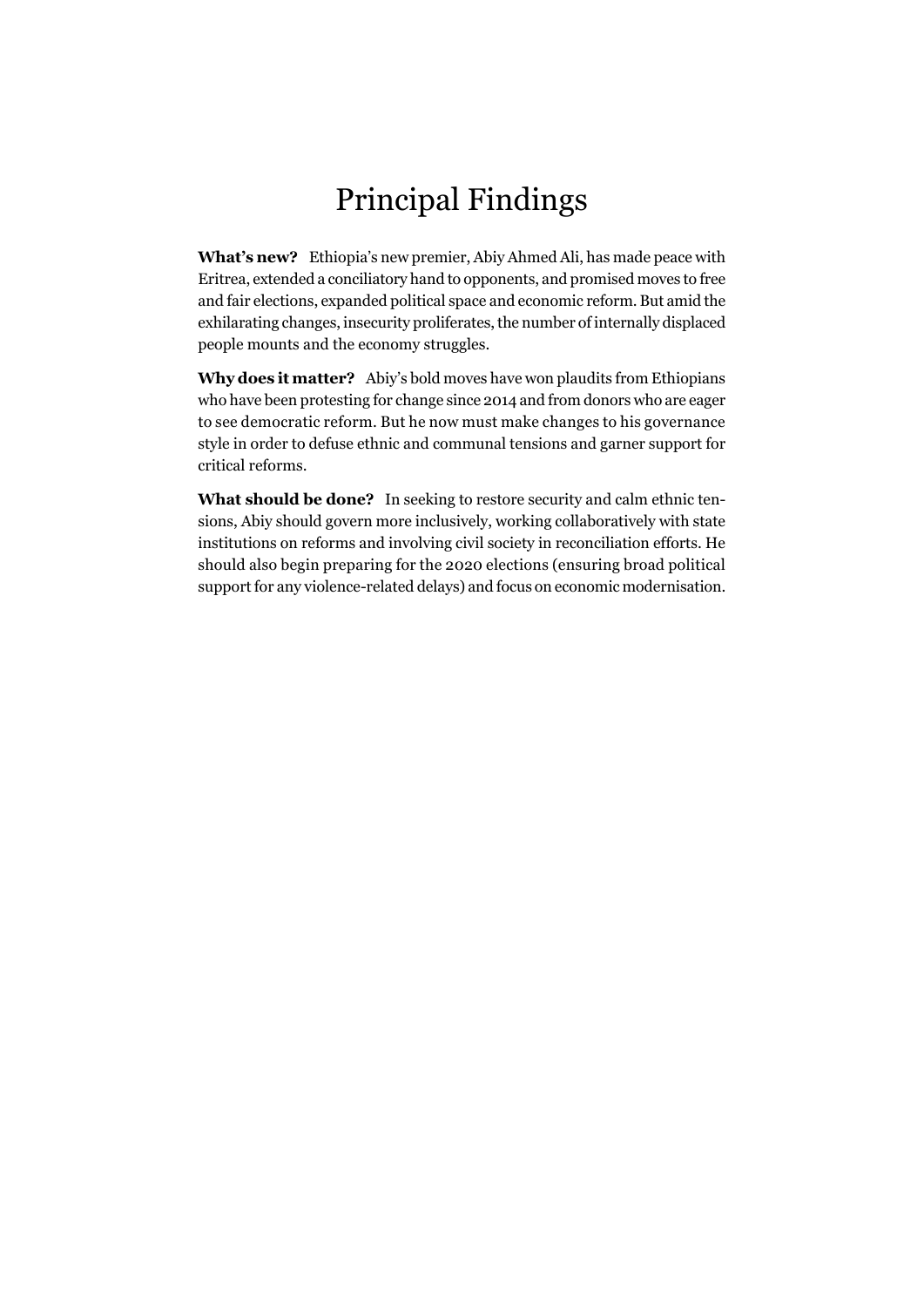# Principal Findings

**What's new?** Ethiopia's new premier, Abiy Ahmed Ali, has made peace with Eritrea, extended a conciliatory hand to opponents, and promised moves to free and fair elections, expanded political space and economic reform. But amid the exhilarating changes, insecurity proliferates, the number of internally displaced people mounts and the economy struggles.

**Why does it matter?** Abiy's bold moves have won plaudits from Ethiopians who have been protesting for change since 2014 and from donors who are eager to see democratic reform. But he now must make changes to his governance style in order to defuse ethnic and communal tensions and garner support for critical reforms.

**What should be done?** In seeking to restore security and calm ethnic tensions, Abiy should govern more inclusively, working collaboratively with state institutions on reforms and involving civil society in reconciliation efforts. He should also begin preparing for the 2020 elections (ensuring broad political support for any violence-related delays) and focus on economic modernisation.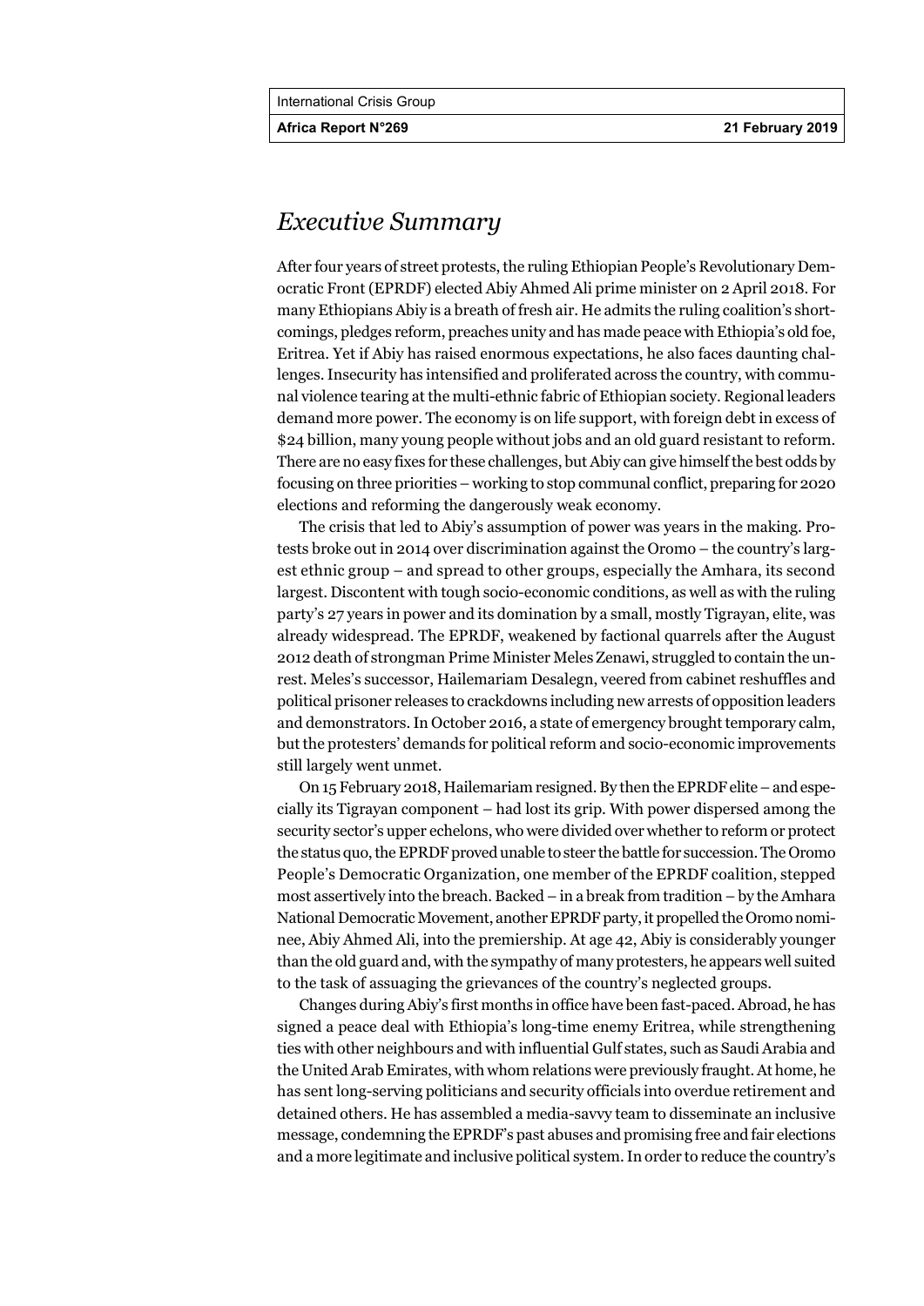# *Executive Summary*

After four years of street protests, the ruling Ethiopian People's Revolutionary Democratic Front (EPRDF) elected Abiy Ahmed Ali prime minister on 2 April 2018. For many Ethiopians Abiy is a breath of fresh air. He admits the ruling coalition's shortcomings, pledges reform, preaches unity and has made peace with Ethiopia's old foe, Eritrea. Yet if Abiy has raised enormous expectations, he also faces daunting challenges. Insecurity has intensified and proliferated across the country, with communal violence tearing at the multi-ethnic fabric of Ethiopian society. Regional leaders demand more power. The economy is on life support, with foreign debt in excess of $24 billion, many young people without jobs and an old guard resistant to reform. There are no easy fixes for these challenges, but Abiy can give himself the best odds by focusing on three priorities – working to stop communal conflict, preparing for 2020 elections and reforming the dangerously weak economy.

The crisis that led to Abiy's assumption of power was years in the making. Protests broke out in 2014 over discrimination against the Oromo – the country's largest ethnic group – and spread to other groups, especially the Amhara, its second largest. Discontent with tough socio-economic conditions, as well as with the ruling party's 27 years in power and its domination by a small, mostly Tigrayan, elite, was already widespread. The EPRDF, weakened by factional quarrels after the August 2012 death of strongman Prime Minister Meles Zenawi, struggled to contain the unrest. Meles's successor, Hailemariam Desalegn, veered from cabinet reshuffles and political prisoner releases to crackdowns including new arrests of opposition leaders and demonstrators. In October 2016, a state of emergency brought temporary calm, but the protesters' demands for political reform and socio-economic improvements still largely went unmet.

On 15 February 2018, Hailemariam resigned. By then the EPRDF elite – and especially its Tigrayan component – had lost its grip. With power dispersed among the security sector's upper echelons, who were divided over whether to reform or protect the status quo, the EPRDF proved unable to steer the battle for succession. The Oromo People's Democratic Organization, one member of the EPRDF coalition, stepped most assertively into the breach. Backed – in a break from tradition – by the Amhara National Democratic Movement, another EPRDF party, it propelled the Oromo nominee, Abiy Ahmed Ali, into the premiership. At age 42, Abiy is considerably younger than the old guard and, with the sympathy of many protesters, he appears well suited to the task of assuaging the grievances of the country's neglected groups.

Changes during Abiy's first months in office have been fast-paced. Abroad, he has signed a peace deal with Ethiopia's long-time enemy Eritrea, while strengthening ties with other neighbours and with influential Gulf states, such as Saudi Arabia and the United Arab Emirates, with whom relations were previously fraught. At home, he has sent long-serving politicians and security officials into overdue retirement and detained others. He has assembled a media-savvy team to disseminate an inclusive message, condemning the EPRDF's past abuses and promising free and fair elections and a more legitimate and inclusive political system. In order to reduce the country's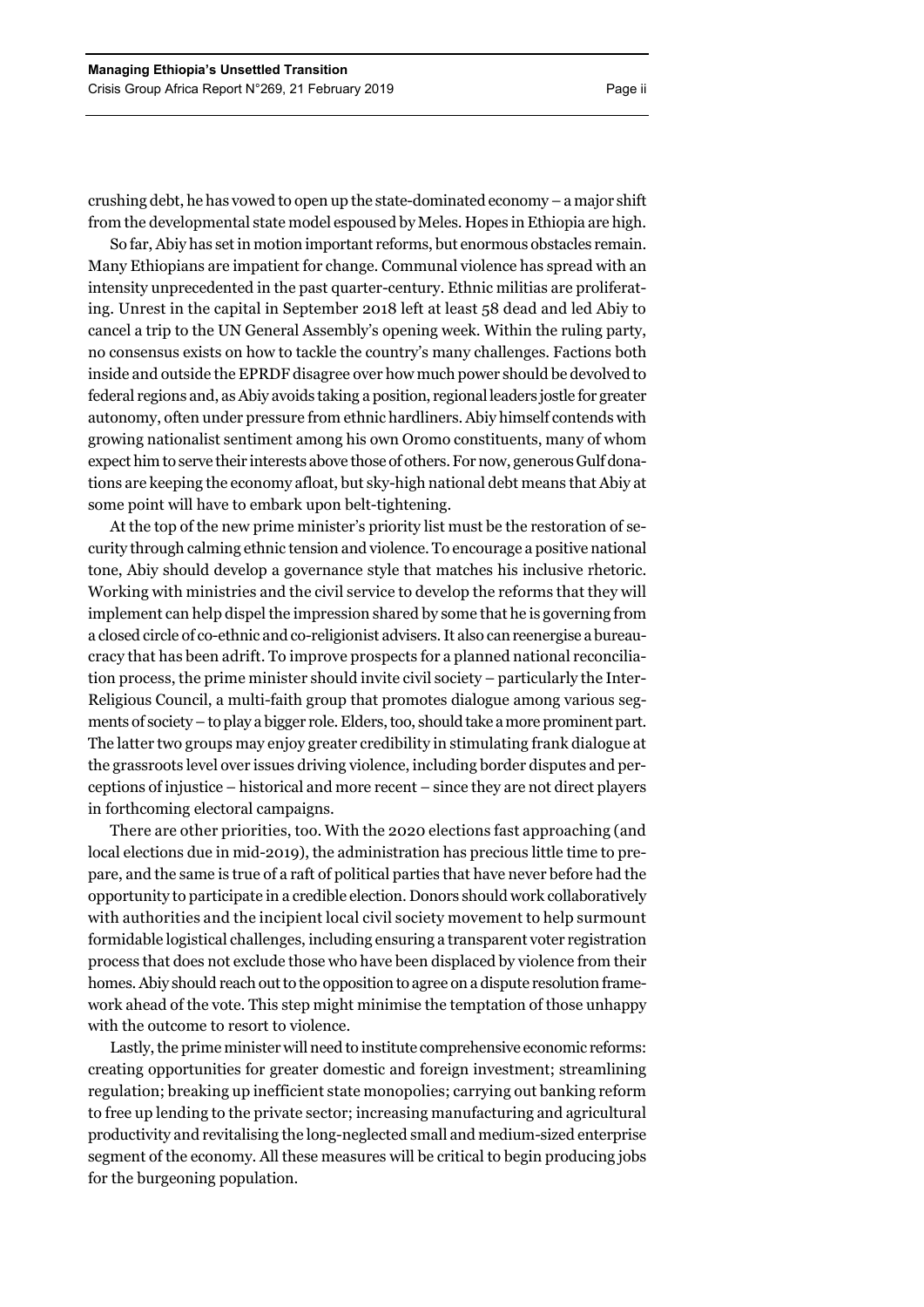crushing debt, he has vowed to open up the state-dominated economy – a major shift from the developmental state model espoused by Meles. Hopes in Ethiopia are high.

So far, Abiy has set in motion important reforms, but enormous obstacles remain. Many Ethiopians are impatient for change. Communal violence has spread with an intensity unprecedented in the past quarter-century. Ethnic militias are proliferating. Unrest in the capital in September 2018 left at least 58 dead and led Abiy to cancel a trip to the UN General Assembly's opening week. Within the ruling party, no consensus exists on how to tackle the country's many challenges. Factions both inside and outside the EPRDF disagree over how much power should be devolved to federal regions and, as Abiy avoids taking a position, regional leaders jostle for greater autonomy, often under pressure from ethnic hardliners. Abiy himself contends with growing nationalist sentiment among his own Oromo constituents, many of whom expect him to serve their interests above those of others. For now, generous Gulf donations are keeping the economy afloat, but sky-high national debt means that Abiy at some point will have to embark upon belt-tightening.

At the top of the new prime minister's priority list must be the restoration of security through calming ethnic tension and violence. To encourage a positive national tone, Abiy should develop a governance style that matches his inclusive rhetoric. Working with ministries and the civil service to develop the reforms that they will implement can help dispel the impression shared by some that he is governing from a closed circle of co-ethnic and co-religionist advisers. It also can reenergise a bureaucracy that has been adrift. To improve prospects for a planned national reconciliation process, the prime minister should invite civil society – particularly the Inter-Religious Council, a multi-faith group that promotes dialogue among various segments of society – to play a bigger role. Elders, too, should take a more prominent part. The latter two groups may enjoy greater credibility in stimulating frank dialogue at the grassroots level over issues driving violence, including border disputes and perceptions of injustice – historical and more recent – since they are not direct players in forthcoming electoral campaigns.

There are other priorities, too. With the 2020 elections fast approaching (and local elections due in mid-2019), the administration has precious little time to prepare, and the same is true of a raft of political parties that have never before had the opportunity to participate in a credible election. Donors should work collaboratively with authorities and the incipient local civil society movement to help surmount formidable logistical challenges, including ensuring a transparent voter registration process that does not exclude those who have been displaced by violence from their homes. Abiy should reach out to the opposition to agree on a dispute resolution framework ahead of the vote. This step might minimise the temptation of those unhappy with the outcome to resort to violence.

Lastly, the prime minister will need to institute comprehensive economic reforms: creating opportunities for greater domestic and foreign investment; streamlining regulation; breaking up inefficient state monopolies; carrying out banking reform to free up lending to the private sector; increasing manufacturing and agricultural productivity and revitalising the long-neglected small and medium-sized enterprise segment of the economy. All these measures will be critical to begin producing jobs for the burgeoning population.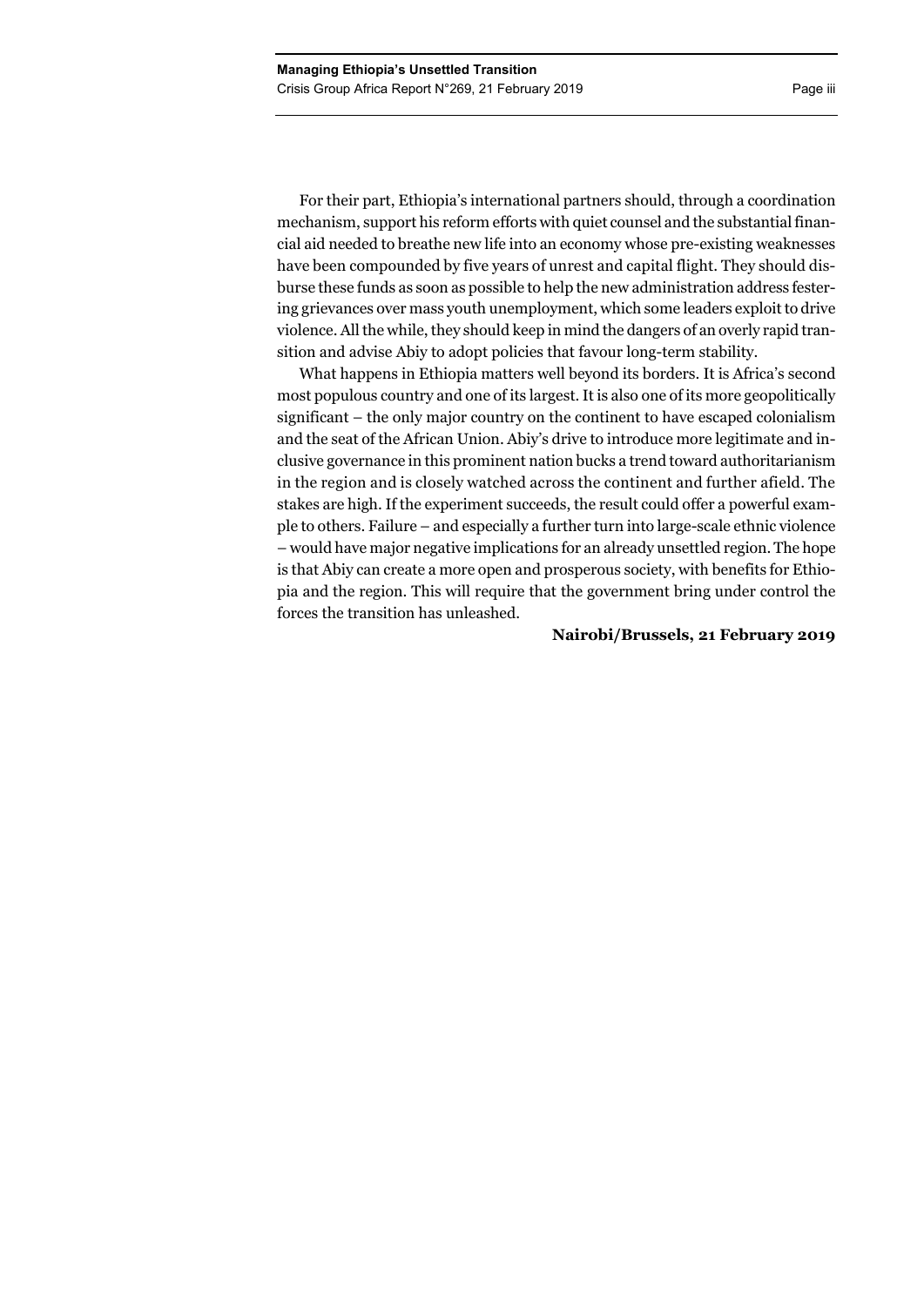For their part, Ethiopia's international partners should, through a coordination mechanism, support his reform efforts with quiet counsel and the substantial financial aid needed to breathe new life into an economy whose pre-existing weaknesses have been compounded by five years of unrest and capital flight. They should disburse these funds as soon as possible to help the new administration address festering grievances over mass youth unemployment, which some leaders exploit to drive violence. All the while, they should keep in mind the dangers of an overly rapid transition and advise Abiy to adopt policies that favour long-term stability.

What happens in Ethiopia matters well beyond its borders. It is Africa's second most populous country and one of its largest. It is also one of its more geopolitically significant – the only major country on the continent to have escaped colonialism and the seat of the African Union. Abiy's drive to introduce more legitimate and inclusive governance in this prominent nation bucks a trend toward authoritarianism in the region and is closely watched across the continent and further afield. The stakes are high. If the experiment succeeds, the result could offer a powerful example to others. Failure – and especially a further turn into large-scale ethnic violence – would have major negative implications for an already unsettled region. The hope is that Abiy can create a more open and prosperous society, with benefits for Ethiopia and the region. This will require that the government bring under control the forces the transition has unleashed.

**Nairobi/Brussels, 21 February 2019**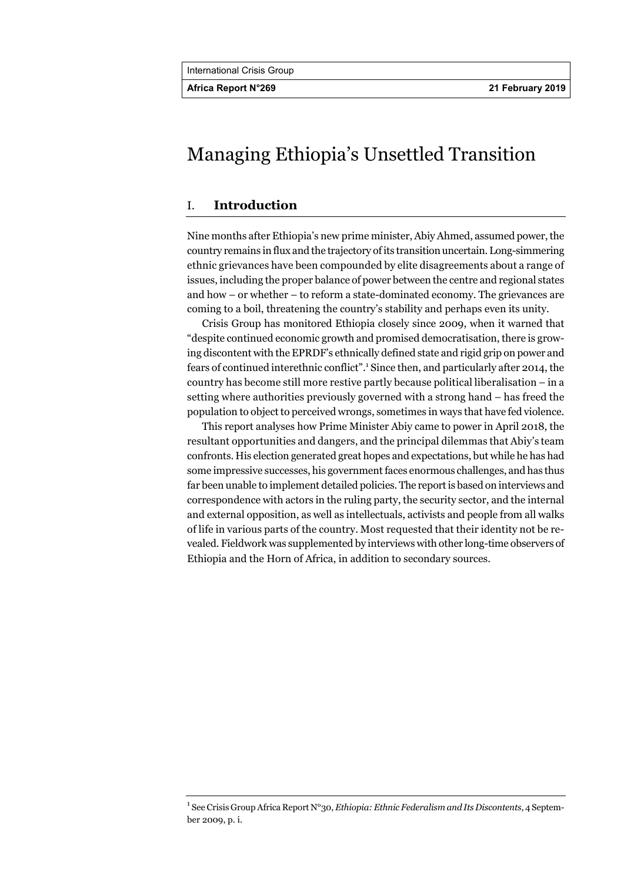# Managing Ethiopia's Unsettled Transition

## I. Introduction

Nine months after Ethiopia's new prime minister, Abiy Ahmed, assumed power, the country remains in flux and the trajectory of its transition uncertain. Long-simmering ethnic grievances have been compounded by elite disagreements about a range of issues, including the proper balance of power between the centre and regional states and how – or whether – to reform a state-dominated economy. The grievances are coming to a boil, threatening the country's stability and perhaps even its unity.

Crisis Group has monitored Ethiopia closely since 2009, when it warned that "despite continued economic growth and promised democratisation, there is growing discontent with the EPRDF's ethnically defined state and rigid grip on power and fears of continued interethnic conflict".[1] Since then, and particularly after 2014, the country has become still more restive partly because political liberalisation – in a setting where authorities previously governed with a strong hand – has freed the population to object to perceived wrongs, sometimes in ways that have fed violence.

This report analyses how Prime Minister Abiy came to power in April 2018, the resultant opportunities and dangers, and the principal dilemmas that Abiy's team confronts. His election generated great hopes and expectations, but while he has had some impressive successes, his government faces enormous challenges, and has thus far been unable to implement detailed policies. The report is based on interviews and correspondence with actors in the ruling party, the security sector, and the internal and external opposition, as well as intellectuals, activists and people from all walks of life in various parts of the country. Most requested that their identity not be revealed. Fieldwork was supplemented by interviews with other long-time observers of Ethiopia and the Horn of Africa, in addition to secondary sources.

---

[1] See Crisis Group Africa Report N°30, *Ethiopia: Ethnic Federalism and Its Discontents*, 4 September 2009, p. i.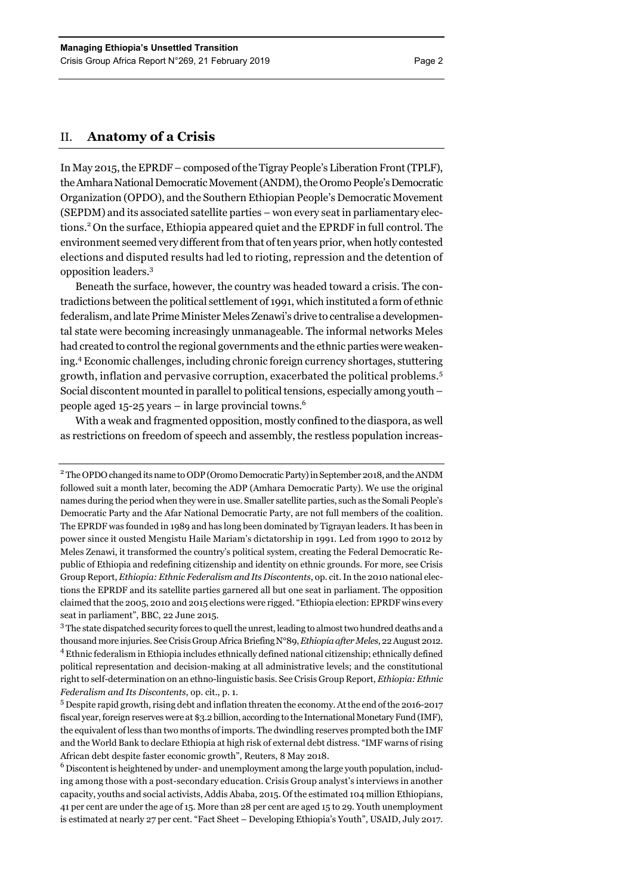## II. Anatomy of a Crisis

In May 2015, the EPRDF – composed of the Tigray People's Liberation Front (TPLF), the Amhara National Democratic Movement (ANDM), the Oromo People's Democratic Organization (OPDO), and the Southern Ethiopian People's Democratic Movement (SEPDM) and its associated satellite parties – won every seat in parliamentary elections.[2] On the surface, Ethiopia appeared quiet and the EPRDF in full control. The environment seemed very different from that of ten years prior, when hotly contested elections and disputed results had led to rioting, repression and the detention of opposition leaders.[3]

Beneath the surface, however, the country was headed toward a crisis. The contradictions between the political settlement of 1991, which instituted a form of ethnic federalism, and late Prime Minister Meles Zenawi's drive to centralise a developmental state were becoming increasingly unmanageable. The informal networks Meles had created to control the regional governments and the ethnic parties were weakening.[4] Economic challenges, including chronic foreign currency shortages, stuttering growth, inflation and pervasive corruption, exacerbated the political problems.[5] Social discontent mounted in parallel to political tensions, especially among youth – people aged 15-25 years – in large provincial towns.[6]

With a weak and fragmented opposition, mostly confined to the diaspora, as well as restrictions on freedom of speech and assembly, the restless population increas-

---

[2] The OPDO changed its name to ODP (Oromo Democratic Party) in September 2018, and the ANDM followed suit a month later, becoming the ADP (Amhara Democratic Party). We use the original names during the period when they were in use. Smaller satellite parties, such as the Somali People's Democratic Party and the Afar National Democratic Party, are not full members of the coalition. The EPRDF was founded in 1989 and has long been dominated by Tigrayan leaders. It has been in power since it ousted Mengistu Haile Mariam's dictatorship in 1991. Led from 1990 to 2012 by Meles Zenawi, it transformed the country's political system, creating the Federal Democratic Republic of Ethiopia and redefining citizenship and identity on ethnic grounds. For more, see Crisis Group Report, *Ethiopia: Ethnic Federalism and Its Discontents*, op. cit. In the 2010 national elections the EPRDF and its satellite parties garnered all but one seat in parliament. The opposition claimed that the 2005, 2010 and 2015 elections were rigged. "Ethiopia election: EPRDF wins every seat in parliament", BBC, 22 June 2015.

[3] The state dispatched security forces to quell the unrest, leading to almost two hundred deaths and a thousand more injuries. See Crisis Group Africa Briefing N°89, *Ethiopia after Meles*, 22 August 2012.

[4] Ethnic federalism in Ethiopia includes ethnically defined national citizenship; ethnically defined political representation and decision-making at all administrative levels; and the constitutional right to self-determination on an ethno-linguistic basis. See Crisis Group Report, *Ethiopia: Ethnic Federalism and Its Discontents*, op. cit., p. 1.

[5] Despite rapid growth, rising debt and inflation threaten the economy. At the end of the 2016-2017 fiscal year, foreign reserves were at $3.2 billion, according to the International Monetary Fund (IMF), the equivalent of less than two months of imports. The dwindling reserves prompted both the IMF and the World Bank to declare Ethiopia at high risk of external debt distress. "IMF warns of rising African debt despite faster economic growth", Reuters, 8 May 2018.

[6] Discontent is heightened by under- and unemployment among the large youth population, including among those with a post-secondary education. Crisis Group analyst's interviews in another capacity, youths and social activists, Addis Ababa, 2015. Of the estimated 104 million Ethiopians, 41 per cent are under the age of 15. More than 28 per cent are aged 15 to 29. Youth unemployment is estimated at nearly 27 per cent. "Fact Sheet – Developing Ethiopia's Youth", USAID, July 2017.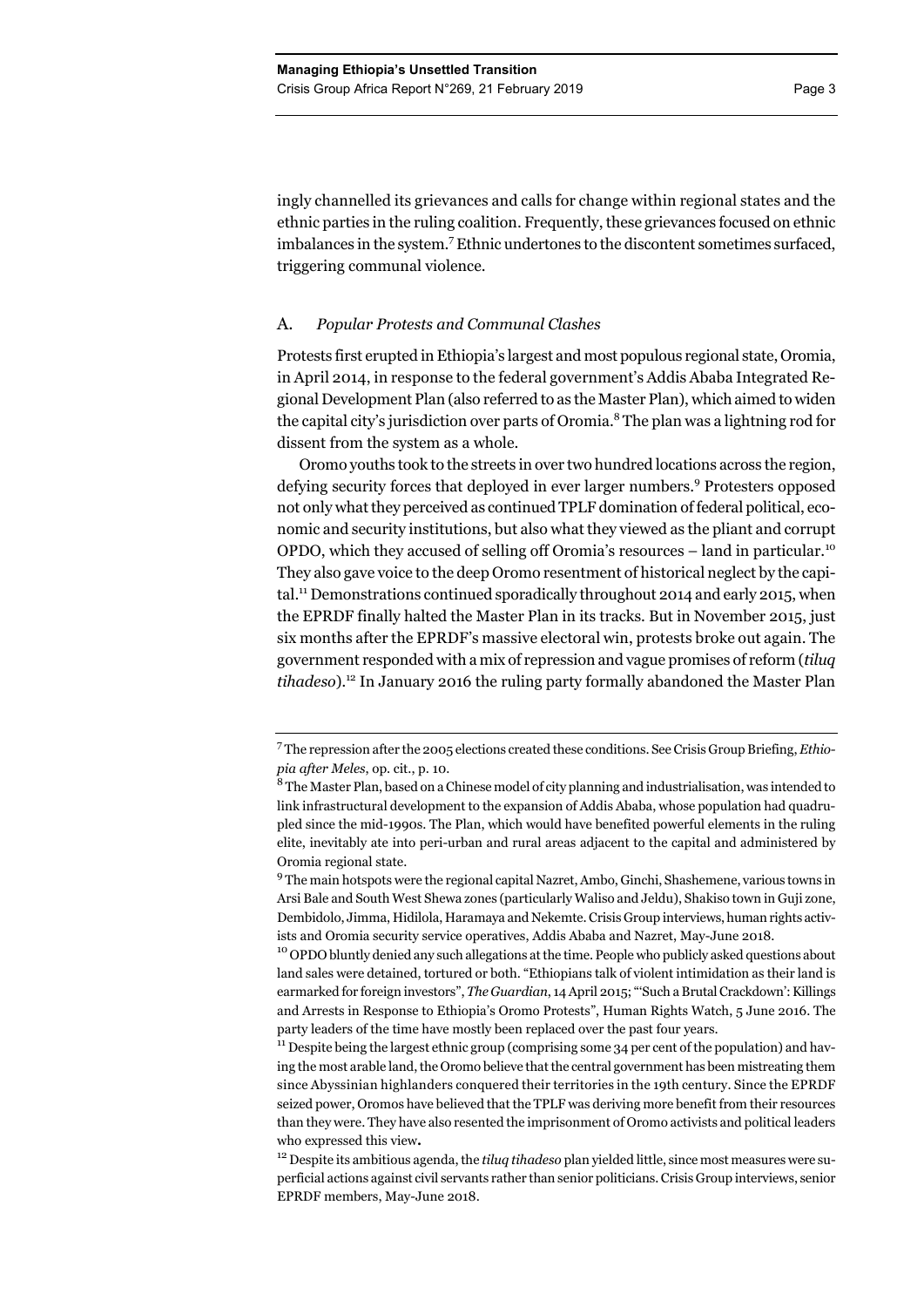ingly channelled its grievances and calls for change within regional states and the ethnic parties in the ruling coalition. Frequently, these grievances focused on ethnic imbalances in the system.[7] Ethnic undertones to the discontent sometimes surfaced, triggering communal violence.

### A. *Popular Protests and Communal Clashes*

Protests first erupted in Ethiopia's largest and most populous regional state, Oromia, in April 2014, in response to the federal government's Addis Ababa Integrated Regional Development Plan (also referred to as the Master Plan), which aimed to widen the capital city's jurisdiction over parts of Oromia.[8] The plan was a lightning rod for dissent from the system as a whole.

Oromo youths took to the streets in over two hundred locations across the region, defying security forces that deployed in ever larger numbers.[9] Protesters opposed not only what they perceived as continued TPLF domination of federal political, economic and security institutions, but also what they viewed as the pliant and corrupt OPDO, which they accused of selling off Oromia's resources – land in particular.[10] They also gave voice to the deep Oromo resentment of historical neglect by the capital.[11] Demonstrations continued sporadically throughout 2014 and early 2015, when the EPRDF finally halted the Master Plan in its tracks. But in November 2015, just six months after the EPRDF's massive electoral win, protests broke out again. The government responded with a mix of repression and vague promises of reform (*tiluq tihadeso*).[12] In January 2016 the ruling party formally abandoned the Master Plan

---

[7] The repression after the 2005 elections created these conditions. See Crisis Group Briefing, *Ethiopia after Meles*, op. cit., p. 10.

[8] The Master Plan, based on a Chinese model of city planning and industrialisation, was intended to link infrastructural development to the expansion of Addis Ababa, whose population had quadrupled since the mid-1990s. The Plan, which would have benefited powerful elements in the ruling elite, inevitably ate into peri-urban and rural areas adjacent to the capital and administered by Oromia regional state.

[9] The main hotspots were the regional capital Nazret, Ambo, Ginchi, Shashemene, various towns in Arsi Bale and South West Shewa zones (particularly Waliso and Jeldu), Shakiso town in Guji zone, Dembidolo, Jimma, Hidilola, Haramaya and Nekemte. Crisis Group interviews, human rights activists and Oromia security service operatives, Addis Ababa and Nazret, May-June 2018.

[10] OPDO bluntly denied any such allegations at the time. People who publicly asked questions about land sales were detained, tortured or both. "Ethiopians talk of violent intimidation as their land is earmarked for foreign investors", *The Guardian*, 14 April 2015; "'Such a Brutal Crackdown': Killings and Arrests in Response to Ethiopia's Oromo Protests", Human Rights Watch, 5 June 2016. The party leaders of the time have mostly been replaced over the past four years.

[11] Despite being the largest ethnic group (comprising some 34 per cent of the population) and having the most arable land, the Oromo believe that the central government has been mistreating them since Abyssinian highlanders conquered their territories in the 19th century. Since the EPRDF seized power, Oromos have believed that the TPLF was deriving more benefit from their resources than they were. They have also resented the imprisonment of Oromo activists and political leaders who expressed this view.

[12] Despite its ambitious agenda, the *tiluq tihadeso* plan yielded little, since most measures were superficial actions against civil servants rather than senior politicians. Crisis Group interviews, senior EPRDF members, May-June 2018.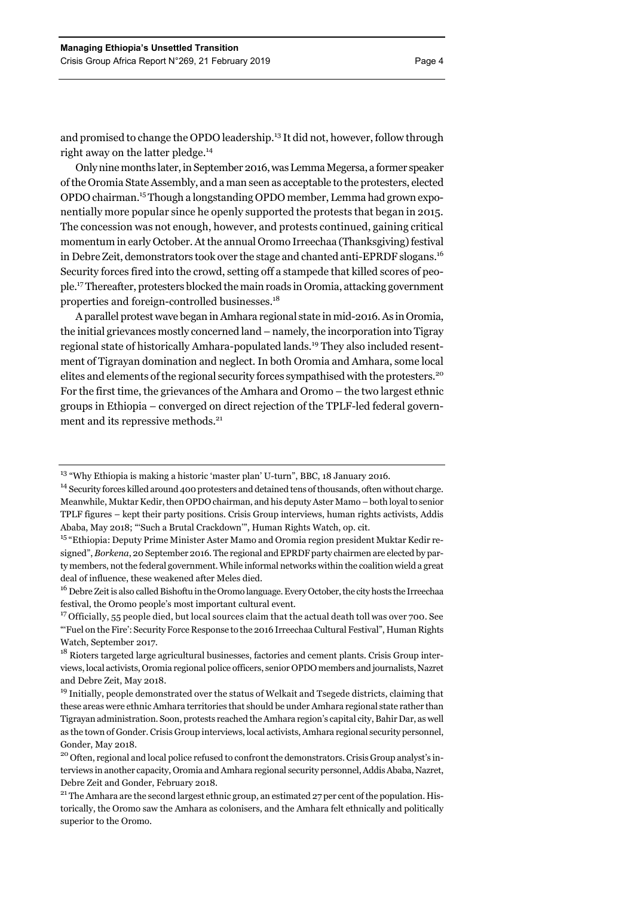and promised to change the OPDO leadership.[13] It did not, however, follow through right away on the latter pledge.[14]

Only nine months later, in September 2016, was Lemma Megersa, a former speaker of the Oromia State Assembly, and a man seen as acceptable to the protesters, elected OPDO chairman.[15] Though a longstanding OPDO member, Lemma had grown exponentially more popular since he openly supported the protests that began in 2015. The concession was not enough, however, and protests continued, gaining critical momentum in early October. At the annual Oromo Irreechaa (Thanksgiving) festival in Debre Zeit, demonstrators took over the stage and chanted anti-EPRDF slogans.[16] Security forces fired into the crowd, setting off a stampede that killed scores of people.[17] Thereafter, protesters blocked the main roads in Oromia, attacking government properties and foreign-controlled businesses.[18]

A parallel protest wave began in Amhara regional state in mid-2016. As in Oromia, the initial grievances mostly concerned land – namely, the incorporation into Tigray regional state of historically Amhara-populated lands.[19] They also included resentment of Tigrayan domination and neglect. In both Oromia and Amhara, some local elites and elements of the regional security forces sympathised with the protesters.[20] For the first time, the grievances of the Amhara and Oromo – the two largest ethnic groups in Ethiopia – converged on direct rejection of the TPLF-led federal government and its repressive methods.[21]

---

[13] "Why Ethiopia is making a historic 'master plan' U-turn", BBC, 18 January 2016.

[14] Security forces killed around 400 protesters and detained tens of thousands, often without charge. Meanwhile, Muktar Kedir, then OPDO chairman, and his deputy Aster Mamo – both loyal to senior TPLF figures – kept their party positions. Crisis Group interviews, human rights activists, Addis Ababa, May 2018; "'Such a Brutal Crackdown'", Human Rights Watch, op. cit.

[15] "Ethiopia: Deputy Prime Minister Aster Mamo and Oromia region president Muktar Kedir resigned", *Borkena*, 20 September 2016. The regional and EPRDF party chairmen are elected by party members, not the federal government. While informal networks within the coalition wield a great deal of influence, these weakened after Meles died.

[16] Debre Zeit is also called Bishoftu in the Oromo language. Every October, the city hosts the Irreechaa festival, the Oromo people's most important cultural event.

[17] Officially, 55 people died, but local sources claim that the actual death toll was over 700. See "'Fuel on the Fire': Security Force Response to the 2016 Irreechaa Cultural Festival", Human Rights Watch, September 2017.

[18] Rioters targeted large agricultural businesses, factories and cement plants. Crisis Group interviews, local activists, Oromia regional police officers, senior OPDO members and journalists, Nazret and Debre Zeit, May 2018.

[19] Initially, people demonstrated over the status of Welkait and Tsegede districts, claiming that these areas were ethnic Amhara territories that should be under Amhara regional state rather than Tigrayan administration. Soon, protests reached the Amhara region's capital city, Bahir Dar, as well as the town of Gonder. Crisis Group interviews, local activists, Amhara regional security personnel, Gonder, May 2018.

[20] Often, regional and local police refused to confront the demonstrators. Crisis Group analyst's interviews in another capacity, Oromia and Amhara regional security personnel, Addis Ababa, Nazret, Debre Zeit and Gonder, February 2018.

[21] The Amhara are the second largest ethnic group, an estimated 27 per cent of the population. Historically, the Oromo saw the Amhara as colonisers, and the Amhara felt ethnically and politically superior to the Oromo.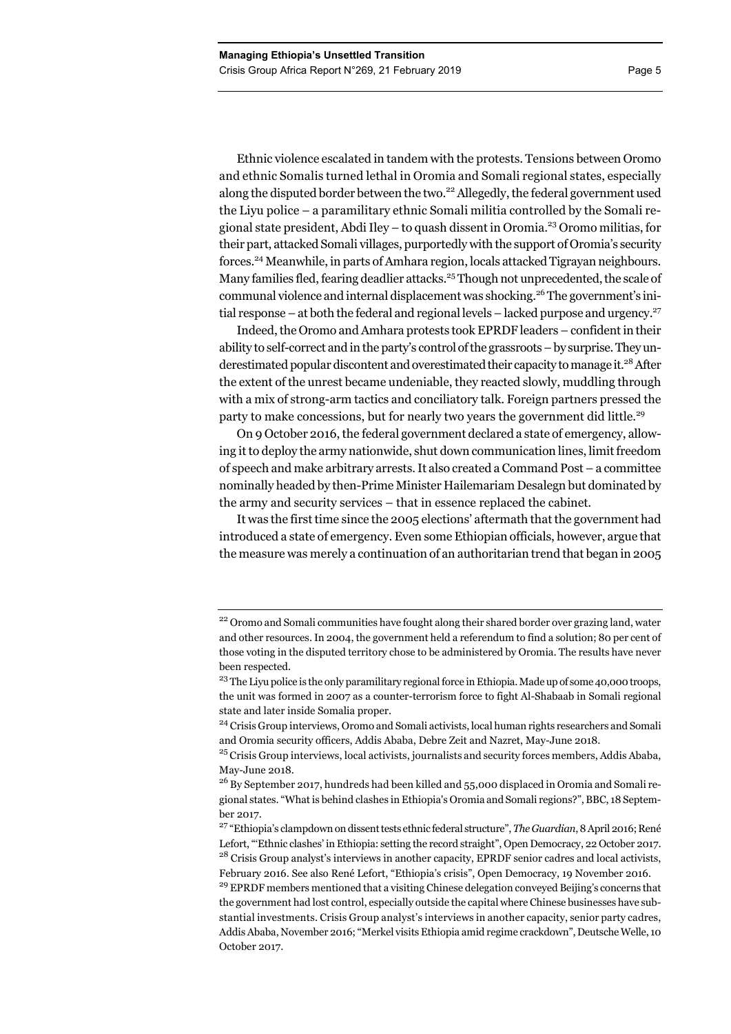Ethnic violence escalated in tandem with the protests. Tensions between Oromo and ethnic Somalis turned lethal in Oromia and Somali regional states, especially along the disputed border between the two.[22] Allegedly, the federal government used the Liyu police – a paramilitary ethnic Somali militia controlled by the Somali regional state president, Abdi Iley – to quash dissent in Oromia.[23] Oromo militias, for their part, attacked Somali villages, purportedly with the support of Oromia's security forces.[24] Meanwhile, in parts of Amhara region, locals attacked Tigrayan neighbours. Many families fled, fearing deadlier attacks.[25] Though not unprecedented, the scale of communal violence and internal displacement was shocking.[26] The government's initial response – at both the federal and regional levels – lacked purpose and urgency.[27]

Indeed, the Oromo and Amhara protests took EPRDF leaders – confident in their ability to self-correct and in the party's control of the grassroots – by surprise. They underestimated popular discontent and overestimated their capacity to manage it.[28] After the extent of the unrest became undeniable, they reacted slowly, muddling through with a mix of strong-arm tactics and conciliatory talk. Foreign partners pressed the party to make concessions, but for nearly two years the government did little.[29]

On 9 October 2016, the federal government declared a state of emergency, allowing it to deploy the army nationwide, shut down communication lines, limit freedom of speech and make arbitrary arrests. It also created a Command Post – a committee nominally headed by then-Prime Minister Hailemariam Desalegn but dominated by the army and security services – that in essence replaced the cabinet.

It was the first time since the 2005 elections' aftermath that the government had introduced a state of emergency. Even some Ethiopian officials, however, argue that the measure was merely a continuation of an authoritarian trend that began in 2005

---

[22] Oromo and Somali communities have fought along their shared border over grazing land, water and other resources. In 2004, the government held a referendum to find a solution; 80 per cent of those voting in the disputed territory chose to be administered by Oromia. The results have never been respected.

[23] The Liyu police is the only paramilitary regional force in Ethiopia. Made up of some 40,000 troops, the unit was formed in 2007 as a counter-terrorism force to fight Al-Shabaab in Somali regional state and later inside Somalia proper.

[24] Crisis Group interviews, Oromo and Somali activists, local human rights researchers and Somali and Oromia security officers, Addis Ababa, Debre Zeit and Nazret, May-June 2018.

[25] Crisis Group interviews, local activists, journalists and security forces members, Addis Ababa, May-June 2018.

[26] By September 2017, hundreds had been killed and 55,000 displaced in Oromia and Somali regional states. "What is behind clashes in Ethiopia's Oromia and Somali regions?", BBC, 18 September 2017.

[27] "Ethiopia's clampdown on dissent tests ethnic federal structure", *The Guardian*, 8 April 2016; René Lefort, "'Ethnic clashes' in Ethiopia: setting the record straight", Open Democracy, 22 October 2017.

[28] Crisis Group analyst's interviews in another capacity, EPRDF senior cadres and local activists, February 2016. See also René Lefort, "Ethiopia's crisis", Open Democracy, 19 November 2016.

[29] EPRDF members mentioned that a visiting Chinese delegation conveyed Beijing's concerns that the government had lost control, especially outside the capital where Chinese businesses have substantial investments. Crisis Group analyst's interviews in another capacity, senior party cadres, Addis Ababa, November 2016; "Merkel visits Ethiopia amid regime crackdown", Deutsche Welle, 10 October 2017.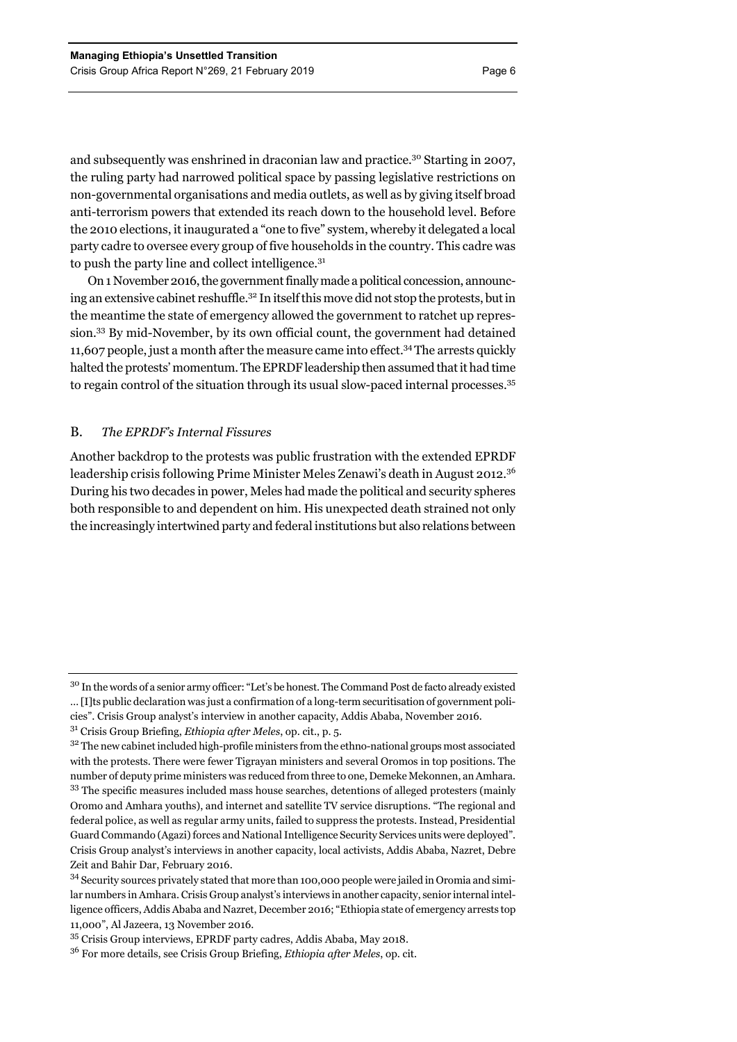and subsequently was enshrined in draconian law and practice.[30] Starting in 2007, the ruling party had narrowed political space by passing legislative restrictions on non-governmental organisations and media outlets, as well as by giving itself broad anti-terrorism powers that extended its reach down to the household level. Before the 2010 elections, it inaugurated a "one to five" system, whereby it delegated a local party cadre to oversee every group of five households in the country. This cadre was to push the party line and collect intelligence.[31]

On 1 November 2016, the government finally made a political concession, announcing an extensive cabinet reshuffle.[32] In itself this move did not stop the protests, but in the meantime the state of emergency allowed the government to ratchet up repression.[33] By mid-November, by its own official count, the government had detained 11,607 people, just a month after the measure came into effect.[34] The arrests quickly halted the protests' momentum. The EPRDF leadership then assumed that it had time to regain control of the situation through its usual slow-paced internal processes.[35]

### B. *The EPRDF's Internal Fissures*

Another backdrop to the protests was public frustration with the extended EPRDF leadership crisis following Prime Minister Meles Zenawi's death in August 2012.[36] During his two decades in power, Meles had made the political and security spheres both responsible to and dependent on him. His unexpected death strained not only the increasingly intertwined party and federal institutions but also relations between

---

[30] In the words of a senior army officer: "Let's be honest. The Command Post de facto already existed … [I]ts public declaration was just a confirmation of a long-term securitisation of government policies". Crisis Group analyst's interview in another capacity, Addis Ababa, November 2016.

[31] Crisis Group Briefing, *Ethiopia after Meles*, op. cit., p. 5.

[32] The new cabinet included high-profile ministers from the ethno-national groups most associated with the protests. There were fewer Tigrayan ministers and several Oromos in top positions. The number of deputy prime ministers was reduced from three to one, Demeke Mekonnen, an Amhara.

[33] The specific measures included mass house searches, detentions of alleged protesters (mainly Oromo and Amhara youths), and internet and satellite TV service disruptions. "The regional and federal police, as well as regular army units, failed to suppress the protests. Instead, Presidential Guard Commando (Agazi) forces and National Intelligence Security Services units were deployed". Crisis Group analyst's interviews in another capacity, local activists, Addis Ababa, Nazret, Debre Zeit and Bahir Dar, February 2016.

[34] Security sources privately stated that more than 100,000 people were jailed in Oromia and similar numbers in Amhara. Crisis Group analyst's interviews in another capacity, senior internal intelligence officers, Addis Ababa and Nazret, December 2016; "Ethiopia state of emergency arrests top 11,000", Al Jazeera, 13 November 2016.

[35] Crisis Group interviews, EPRDF party cadres, Addis Ababa, May 2018.

[36] For more details, see Crisis Group Briefing, *Ethiopia after Meles*, op. cit.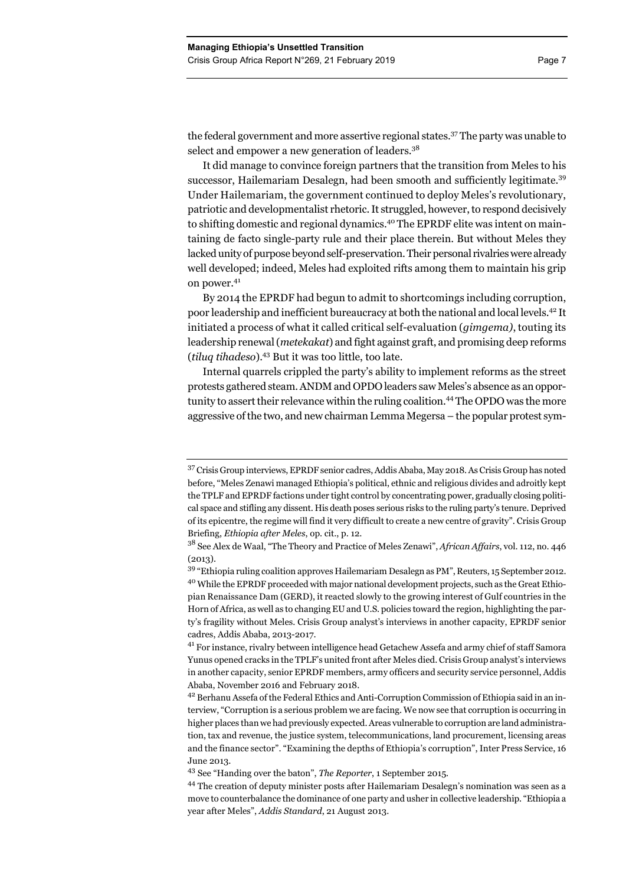the federal government and more assertive regional states.[37] The party was unable to select and empower a new generation of leaders.[38]

It did manage to convince foreign partners that the transition from Meles to his successor, Hailemariam Desalegn, had been smooth and sufficiently legitimate.[39] Under Hailemariam, the government continued to deploy Meles's revolutionary, patriotic and developmentalist rhetoric. It struggled, however, to respond decisively to shifting domestic and regional dynamics.[40] The EPRDF elite was intent on maintaining de facto single-party rule and their place therein. But without Meles they lacked unity of purpose beyond self-preservation. Their personal rivalries were already well developed; indeed, Meles had exploited rifts among them to maintain his grip on power.[41]

By 2014 the EPRDF had begun to admit to shortcomings including corruption, poor leadership and inefficient bureaucracy at both the national and local levels.[42] It initiated a process of what it called critical self-evaluation (*gimgema)*, touting its leadership renewal (*metekakat*) and fight against graft, and promising deep reforms (*tiluq tihadeso*).[43] But it was too little, too late.

Internal quarrels crippled the party's ability to implement reforms as the street protests gathered steam. ANDM and OPDO leaders saw Meles's absence as an opportunity to assert their relevance within the ruling coalition.[44] The OPDO was the more aggressive of the two, and new chairman Lemma Megersa – the popular protest sym-

---

[37] Crisis Group interviews, EPRDF senior cadres, Addis Ababa, May 2018. As Crisis Group has noted before, "Meles Zenawi managed Ethiopia's political, ethnic and religious divides and adroitly kept the TPLF and EPRDF factions under tight control by concentrating power, gradually closing political space and stifling any dissent. His death poses serious risks to the ruling party's tenure. Deprived of its epicentre, the regime will find it very difficult to create a new centre of gravity". Crisis Group Briefing, *Ethiopia after Meles*, op. cit., p. 12.

[38] See Alex de Waal, "The Theory and Practice of Meles Zenawi", *African Affairs*, vol. 112, no. 446 (2013).

[39] "Ethiopia ruling coalition approves Hailemariam Desalegn as PM", Reuters, 15 September 2012.

[40] While the EPRDF proceeded with major national development projects, such as the Great Ethiopian Renaissance Dam (GERD), it reacted slowly to the growing interest of Gulf countries in the Horn of Africa, as well as to changing EU and U.S. policies toward the region, highlighting the party's fragility without Meles. Crisis Group analyst's interviews in another capacity, EPRDF senior cadres, Addis Ababa, 2013-2017.

[41] For instance, rivalry between intelligence head Getachew Assefa and army chief of staff Samora Yunus opened cracks in the TPLF's united front after Meles died. Crisis Group analyst's interviews in another capacity, senior EPRDF members, army officers and security service personnel, Addis Ababa, November 2016 and February 2018.

[42] Berhanu Assefa of the Federal Ethics and Anti-Corruption Commission of Ethiopia said in an interview, "Corruption is a serious problem we are facing. We now see that corruption is occurring in higher places than we had previously expected. Areas vulnerable to corruption are land administration, tax and revenue, the justice system, telecommunications, land procurement, licensing areas and the finance sector". "Examining the depths of Ethiopia's corruption", Inter Press Service, 16 June 2013.

[43] See "Handing over the baton", *The Reporter*, 1 September 2015.

[44] The creation of deputy minister posts after Hailemariam Desalegn's nomination was seen as a move to counterbalance the dominance of one party and usher in collective leadership. "Ethiopia a year after Meles", *Addis Standard*, 21 August 2013.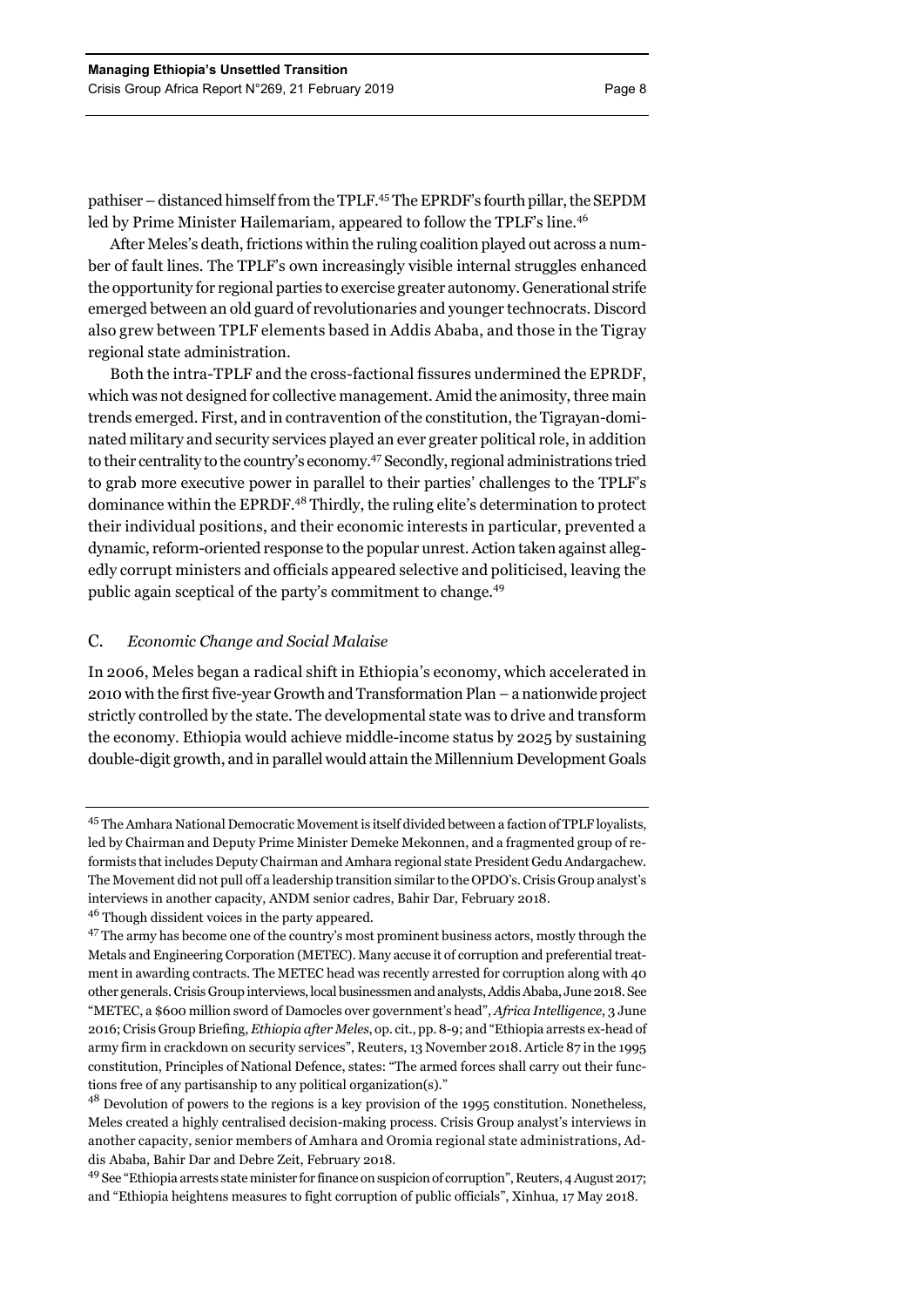pathiser – distanced himself from the TPLF.[45] The EPRDF's fourth pillar, the SEPDM led by Prime Minister Hailemariam, appeared to follow the TPLF's line.[46]

After Meles's death, frictions within the ruling coalition played out across a number of fault lines. The TPLF's own increasingly visible internal struggles enhanced the opportunity for regional parties to exercise greater autonomy. Generational strife emerged between an old guard of revolutionaries and younger technocrats. Discord also grew between TPLF elements based in Addis Ababa, and those in the Tigray regional state administration.

Both the intra-TPLF and the cross-factional fissures undermined the EPRDF, which was not designed for collective management. Amid the animosity, three main trends emerged. First, and in contravention of the constitution, the Tigrayan-dominated military and security services played an ever greater political role, in addition to their centrality to the country's economy.[47] Secondly, regional administrations tried to grab more executive power in parallel to their parties' challenges to the TPLF's dominance within the EPRDF.[48] Thirdly, the ruling elite's determination to protect their individual positions, and their economic interests in particular, prevented a dynamic, reform-oriented response to the popular unrest. Action taken against allegedly corrupt ministers and officials appeared selective and politicised, leaving the public again sceptical of the party's commitment to change.[49]

### C. *Economic Change and Social Malaise*

In 2006, Meles began a radical shift in Ethiopia's economy, which accelerated in 2010 with the first five-year Growth and Transformation Plan – a nationwide project strictly controlled by the state. The developmental state was to drive and transform the economy. Ethiopia would achieve middle-income status by 2025 by sustaining double-digit growth, and in parallel would attain the Millennium Development Goals

---

[45] The Amhara National Democratic Movement is itself divided between a faction of TPLF loyalists, led by Chairman and Deputy Prime Minister Demeke Mekonnen, and a fragmented group of reformists that includes Deputy Chairman and Amhara regional state President Gedu Andargachew. The Movement did not pull off a leadership transition similar to the OPDO's. Crisis Group analyst's interviews in another capacity, ANDM senior cadres, Bahir Dar, February 2018.

[46] Though dissident voices in the party appeared.

[47] The army has become one of the country's most prominent business actors, mostly through the Metals and Engineering Corporation (METEC). Many accuse it of corruption and preferential treatment in awarding contracts. The METEC head was recently arrested for corruption along with 40 other generals. Crisis Group interviews, local businessmen and analysts, Addis Ababa, June 2018. See "METEC, a $600 million sword of Damocles over government's head", *Africa Intelligence*, 3 June 2016; Crisis Group Briefing, *Ethiopia after Meles*, op. cit., pp. 8-9; and "Ethiopia arrests ex-head of army firm in crackdown on security services", Reuters, 13 November 2018. Article 87 in the 1995 constitution, Principles of National Defence, states: "The armed forces shall carry out their functions free of any partisanship to any political organization(s)."

[48] Devolution of powers to the regions is a key provision of the 1995 constitution. Nonetheless, Meles created a highly centralised decision-making process. Crisis Group analyst's interviews in another capacity, senior members of Amhara and Oromia regional state administrations, Addis Ababa, Bahir Dar and Debre Zeit, February 2018.

[49] See "Ethiopia arrests state minister for finance on suspicion of corruption", Reuters, 4 August 2017; and "Ethiopia heightens measures to fight corruption of public officials", Xinhua, 17 May 2018.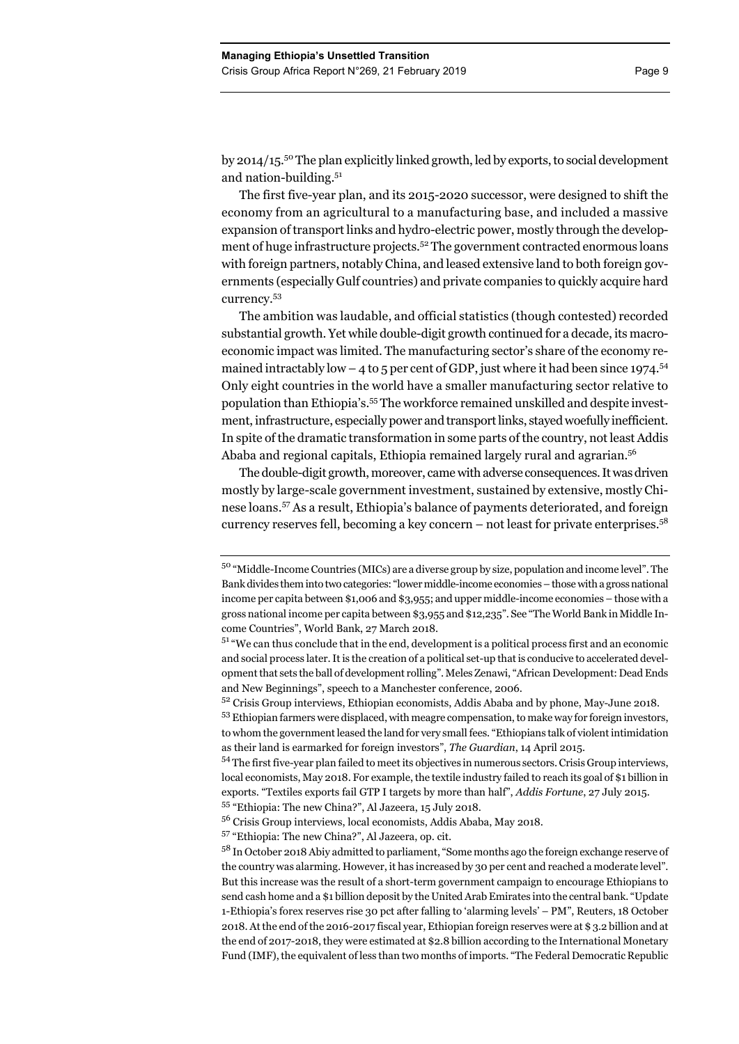by 2014/15.[50] The plan explicitly linked growth, led by exports, to social development and nation-building.[51]

The first five-year plan, and its 2015-2020 successor, were designed to shift the economy from an agricultural to a manufacturing base, and included a massive expansion of transport links and hydro-electric power, mostly through the development of huge infrastructure projects.[52] The government contracted enormous loans with foreign partners, notably China, and leased extensive land to both foreign governments (especially Gulf countries) and private companies to quickly acquire hard currency.[53]

The ambition was laudable, and official statistics (though contested) recorded substantial growth. Yet while double-digit growth continued for a decade, its macroeconomic impact was limited. The manufacturing sector's share of the economy remained intractably low – 4 to 5 per cent of GDP, just where it had been since 1974.[54] Only eight countries in the world have a smaller manufacturing sector relative to population than Ethiopia's.[55] The workforce remained unskilled and despite investment, infrastructure, especially power and transport links, stayed woefully inefficient. In spite of the dramatic transformation in some parts of the country, not least Addis Ababa and regional capitals, Ethiopia remained largely rural and agrarian.[56]

The double-digit growth, moreover, came with adverse consequences. It was driven mostly by large-scale government investment, sustained by extensive, mostly Chinese loans.[57] As a result, Ethiopia's balance of payments deteriorated, and foreign currency reserves fell, becoming a key concern – not least for private enterprises.[58]

---

[50] "Middle-Income Countries (MICs) are a diverse group by size, population and income level". The Bank divides them into two categories: "lower middle-income economies – those with a gross national income per capita between $1,006 and $3,955; and upper middle-income economies – those with a gross national income per capita between $3,955 and $12,235". See "The World Bank in Middle Income Countries", World Bank, 27 March 2018.

[51] "We can thus conclude that in the end, development is a political process first and an economic and social process later. It is the creation of a political set-up that is conducive to accelerated development that sets the ball of development rolling". Meles Zenawi, "African Development: Dead Ends and New Beginnings", speech to a Manchester conference, 2006.

[52] Crisis Group interviews, Ethiopian economists, Addis Ababa and by phone, May-June 2018.

[53] Ethiopian farmers were displaced, with meagre compensation, to make way for foreign investors, to whom the government leased the land for very small fees. "Ethiopians talk of violent intimidation as their land is earmarked for foreign investors", *The Guardian*, 14 April 2015.

[54] The first five-year plan failed to meet its objectives in numerous sectors. Crisis Group interviews, local economists, May 2018. For example, the textile industry failed to reach its goal of $1 billion in exports. "Textiles exports fail GTP I targets by more than half", *Addis Fortune*, 27 July 2015.

[55] "Ethiopia: The new China?", Al Jazeera, 15 July 2018.

[56] Crisis Group interviews, local economists, Addis Ababa, May 2018.

[57] "Ethiopia: The new China?", Al Jazeera, op. cit.

[58] In October 2018 Abiy admitted to parliament, "Some months ago the foreign exchange reserve of the country was alarming. However, it has increased by 30 per cent and reached a moderate level". But this increase was the result of a short-term government campaign to encourage Ethiopians to send cash home and a $1 billion deposit by the United Arab Emirates into the central bank. "Update 1-Ethiopia's forex reserves rise 30 pct after falling to 'alarming levels' – PM", Reuters, 18 October 2018. At the end of the 2016-2017 fiscal year, Ethiopian foreign reserves were at $ 3.2 billion and at the end of 2017-2018, they were estimated at $2.8 billion according to the International Monetary Fund (IMF), the equivalent of less than two months of imports. "The Federal Democratic Republic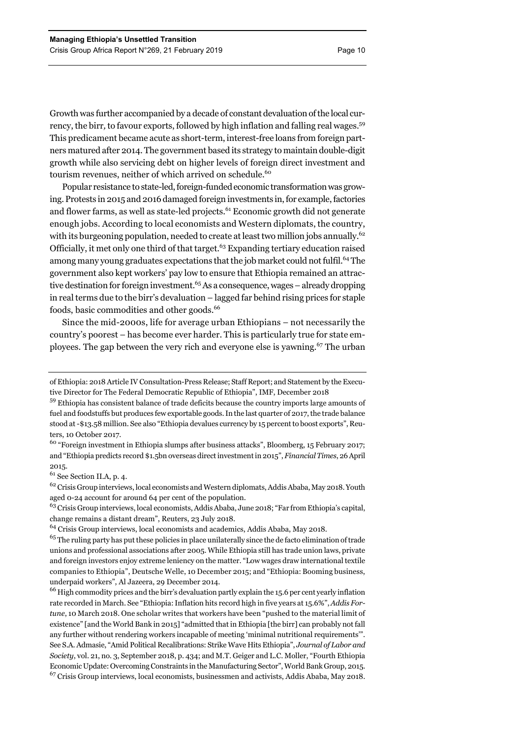Growth was further accompanied by a decade of constant devaluation of the local currency, the birr, to favour exports, followed by high inflation and falling real wages.[59] This predicament became acute as short-term, interest-free loans from foreign partners matured after 2014. The government based its strategy to maintain double-digit growth while also servicing debt on higher levels of foreign direct investment and tourism revenues, neither of which arrived on schedule.[60]

Popular resistance to state-led, foreign-funded economic transformation was growing. Protests in 2015 and 2016 damaged foreign investments in, for example, factories and flower farms, as well as state-led projects.[61] Economic growth did not generate enough jobs. According to local economists and Western diplomats, the country, with its burgeoning population, needed to create at least two million jobs annually.[62] Officially, it met only one third of that target.[63] Expanding tertiary education raised among many young graduates expectations that the job market could not fulfil.[64] The government also kept workers' pay low to ensure that Ethiopia remained an attractive destination for foreign investment.[65] As a consequence, wages – already dropping in real terms due to the birr's devaluation – lagged far behind rising prices for staple foods, basic commodities and other goods.[66]

Since the mid-2000s, life for average urban Ethiopians – not necessarily the country's poorest – has become ever harder. This is particularly true for state employees. The gap between the very rich and everyone else is yawning.[67] The urban

---

of Ethiopia: 2018 Article IV Consultation-Press Release; Staff Report; and Statement by the Executive Director for The Federal Democratic Republic of Ethiopia", IMF, December 2018

[59] Ethiopia has consistent balance of trade deficits because the country imports large amounts of fuel and foodstuffs but produces few exportable goods. In the last quarter of 2017, the trade balance stood at -$13.58 million. See also "Ethiopia devalues currency by 15 percent to boost exports", Reuters, 10 October 2017.

[60] "Foreign investment in Ethiopia slumps after business attacks", Bloomberg, 15 February 2017; and "Ethiopia predicts record $1.5bn overseas direct investment in 2015", *Financial Times*, 26 April 2015.

[61] See Section II.A, p. 4.

[62] Crisis Group interviews, local economists and Western diplomats, Addis Ababa, May 2018. Youth aged 0-24 account for around 64 per cent of the population.

[63] Crisis Group interviews, local economists, Addis Ababa, June 2018; "Far from Ethiopia's capital, change remains a distant dream", Reuters, 23 July 2018.

[64] Crisis Group interviews, local economists and academics, Addis Ababa, May 2018.

[65] The ruling party has put these policies in place unilaterally since the de facto elimination of trade unions and professional associations after 2005. While Ethiopia still has trade union laws, private and foreign investors enjoy extreme leniency on the matter. "Low wages draw international textile companies to Ethiopia", Deutsche Welle, 10 December 2015; and "Ethiopia: Booming business, underpaid workers", Al Jazeera, 29 December 2014.

[66] High commodity prices and the birr's devaluation partly explain the 15.6 per cent yearly inflation rate recorded in March. See "Ethiopia: Inflation hits record high in five years at 15.6%", *Addis Fortune*, 10 March 2018. One scholar writes that workers have been "pushed to the material limit of existence" [and the World Bank in 2015] "admitted that in Ethiopia [the birr] can probably not fall any further without rendering workers incapable of meeting 'minimal nutritional requirements'". See S.A. Admasie, "Amid Political Recalibrations: Strike Wave Hits Ethiopia", *Journal of Labor and Society*, vol. 21, no. 3, September 2018, p. 434; and M.T. Geiger and L.C. Moller, "Fourth Ethiopia Economic Update: Overcoming Constraints in the Manufacturing Sector", World Bank Group, 2015.

[67] Crisis Group interviews, local economists, businessmen and activists, Addis Ababa, May 2018.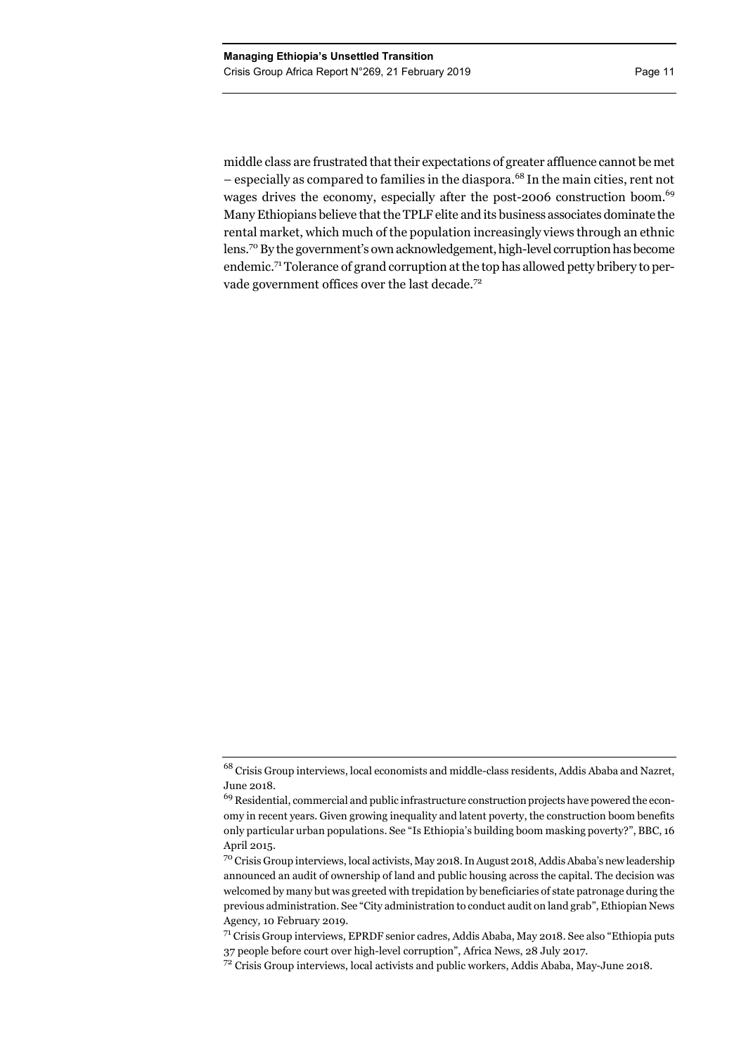middle class are frustrated that their expectations of greater affluence cannot be met – especially as compared to families in the diaspora.[68] In the main cities, rent not wages drives the economy, especially after the post-2006 construction boom.[69] Many Ethiopians believe that the TPLF elite and its business associates dominate the rental market, which much of the population increasingly views through an ethnic lens.[70] By the government's own acknowledgement, high-level corruption has become endemic.[71] Tolerance of grand corruption at the top has allowed petty bribery to pervade government offices over the last decade.[72]

---

[68] Crisis Group interviews, local economists and middle-class residents, Addis Ababa and Nazret, June 2018.

[69] Residential, commercial and public infrastructure construction projects have powered the economy in recent years. Given growing inequality and latent poverty, the construction boom benefits only particular urban populations. See "Is Ethiopia's building boom masking poverty?", BBC, 16 April 2015.

[70] Crisis Group interviews, local activists, May 2018. In August 2018, Addis Ababa's new leadership announced an audit of ownership of land and public housing across the capital. The decision was welcomed by many but was greeted with trepidation by beneficiaries of state patronage during the previous administration. See "City administration to conduct audit on land grab", Ethiopian News Agency, 10 February 2019.

[71] Crisis Group interviews, EPRDF senior cadres, Addis Ababa, May 2018. See also "Ethiopia puts 37 people before court over high-level corruption", Africa News, 28 July 2017.

[72] Crisis Group interviews, local activists and public workers, Addis Ababa, May-June 2018.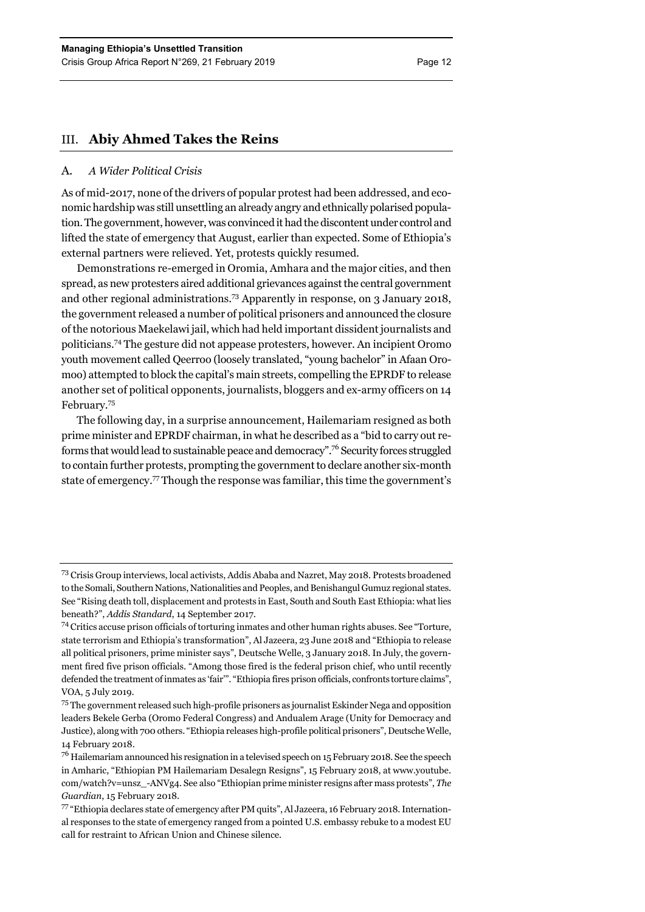## III. Abiy Ahmed Takes the Reins

### A. *A Wider Political Crisis*

As of mid-2017, none of the drivers of popular protest had been addressed, and economic hardship was still unsettling an already angry and ethnically polarised population. The government, however, was convinced it had the discontent under control and lifted the state of emergency that August, earlier than expected. Some of Ethiopia's external partners were relieved. Yet, protests quickly resumed.

Demonstrations re-emerged in Oromia, Amhara and the major cities, and then spread, as new protesters aired additional grievances against the central government and other regional administrations.[73] Apparently in response, on 3 January 2018, the government released a number of political prisoners and announced the closure of the notorious Maekelawi jail, which had held important dissident journalists and politicians.[74] The gesture did not appease protesters, however. An incipient Oromo youth movement called Qeerroo (loosely translated, "young bachelor" in Afaan Oromoo) attempted to block the capital's main streets, compelling the EPRDF to release another set of political opponents, journalists, bloggers and ex-army officers on 14 February.[75]

The following day, in a surprise announcement, Hailemariam resigned as both prime minister and EPRDF chairman, in what he described as a "bid to carry out reforms that would lead to sustainable peace and democracy".[76] Security forces struggled to contain further protests, prompting the government to declare another six-month state of emergency.[77] Though the response was familiar, this time the government's

---

[73] Crisis Group interviews, local activists, Addis Ababa and Nazret, May 2018. Protests broadened to the Somali, Southern Nations, Nationalities and Peoples, and Benishangul Gumuz regional states. See "Rising death toll, displacement and protests in East, South and South East Ethiopia: what lies beneath?", *Addis Standard*, 14 September 2017.

[74] Critics accuse prison officials of torturing inmates and other human rights abuses. See "Torture, state terrorism and Ethiopia's transformation", Al Jazeera, 23 June 2018 and "Ethiopia to release all political prisoners, prime minister says", Deutsche Welle, 3 January 2018. In July, the government fired five prison officials. "Among those fired is the federal prison chief, who until recently defended the treatment of inmates as 'fair'". "Ethiopia fires prison officials, confronts torture claims", VOA, 5 July 2019.

[75] The government released such high-profile prisoners as journalist Eskinder Nega and opposition leaders Bekele Gerba (Oromo Federal Congress) and Andualem Arage (Unity for Democracy and Justice), along with 700 others. "Ethiopia releases high-profile political prisoners", Deutsche Welle, 14 February 2018.

[76] Hailemariam announced his resignation in a televised speech on 15 February 2018. See the speech in Amharic, "Ethiopian PM Hailemariam Desalegn Resigns", 15 February 2018, at www.youtube.com/watch?v=unsz_-ANVg4. See also "Ethiopian prime minister resigns after mass protests", *The Guardian*, 15 February 2018.

[77] "Ethiopia declares state of emergency after PM quits", Al Jazeera, 16 February 2018. International responses to the state of emergency ranged from a pointed U.S. embassy rebuke to a modest EU call for restraint to African Union and Chinese silence.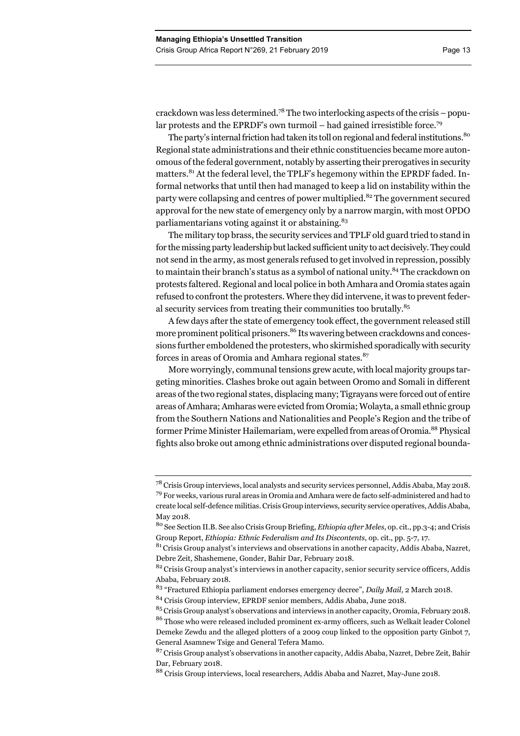crackdown was less determined.[78] The two interlocking aspects of the crisis – popular protests and the EPRDF's own turmoil – had gained irresistible force.[79]

The party's internal friction had taken its toll on regional and federal institutions.[80] Regional state administrations and their ethnic constituencies became more autonomous of the federal government, notably by asserting their prerogatives in security matters.[81] At the federal level, the TPLF's hegemony within the EPRDF faded. Informal networks that until then had managed to keep a lid on instability within the party were collapsing and centres of power multiplied.[82] The government secured approval for the new state of emergency only by a narrow margin, with most OPDO parliamentarians voting against it or abstaining.[83]

The military top brass, the security services and TPLF old guard tried to stand in for the missing party leadership but lacked sufficient unity to act decisively. They could not send in the army, as most generals refused to get involved in repression, possibly to maintain their branch's status as a symbol of national unity.[84] The crackdown on protests faltered. Regional and local police in both Amhara and Oromia states again refused to confront the protesters. Where they did intervene, it was to prevent federal security services from treating their communities too brutally.[85]

A few days after the state of emergency took effect, the government released still more prominent political prisoners.[86] Its wavering between crackdowns and concessions further emboldened the protesters, who skirmished sporadically with security forces in areas of Oromia and Amhara regional states.[87]

More worryingly, communal tensions grew acute, with local majority groups targeting minorities. Clashes broke out again between Oromo and Somali in different areas of the two regional states, displacing many; Tigrayans were forced out of entire areas of Amhara; Amharas were evicted from Oromia; Wolayta, a small ethnic group from the Southern Nations and Nationalities and People's Region and the tribe of former Prime Minister Hailemariam, were expelled from areas of Oromia.[88] Physical fights also broke out among ethnic administrations over disputed regional bounda-

---

[78] Crisis Group interviews, local analysts and security services personnel, Addis Ababa, May 2018.

[79] For weeks, various rural areas in Oromia and Amhara were de facto self-administered and had to create local self-defence militias. Crisis Group interviews, security service operatives, Addis Ababa, May 2018.

[80] See Section II.B. See also Crisis Group Briefing, *Ethiopia after Meles*, op. cit., pp.3-4; and Crisis Group Report, *Ethiopia: Ethnic Federalism and Its Discontents*, op. cit., pp. 5-7, 17.

[81] Crisis Group analyst's interviews and observations in another capacity, Addis Ababa, Nazret, Debre Zeit, Shashemene, Gonder, Bahir Dar, February 2018.

[82] Crisis Group analyst's interviews in another capacity, senior security service officers, Addis Ababa, February 2018.

[83] "Fractured Ethiopia parliament endorses emergency decree", *Daily Mail*, 2 March 2018.

[84] Crisis Group interview, EPRDF senior members, Addis Ababa, June 2018.

[85] Crisis Group analyst's observations and interviews in another capacity, Oromia, February 2018.

[86] Those who were released included prominent ex-army officers, such as Welkait leader Colonel Demeke Zewdu and the alleged plotters of a 2009 coup linked to the opposition party Ginbot 7, General Asamnew Tsige and General Tefera Mamo.

[87] Crisis Group analyst's observations in another capacity, Addis Ababa, Nazret, Debre Zeit, Bahir Dar, February 2018.

[88] Crisis Group interviews, local researchers, Addis Ababa and Nazret, May-June 2018.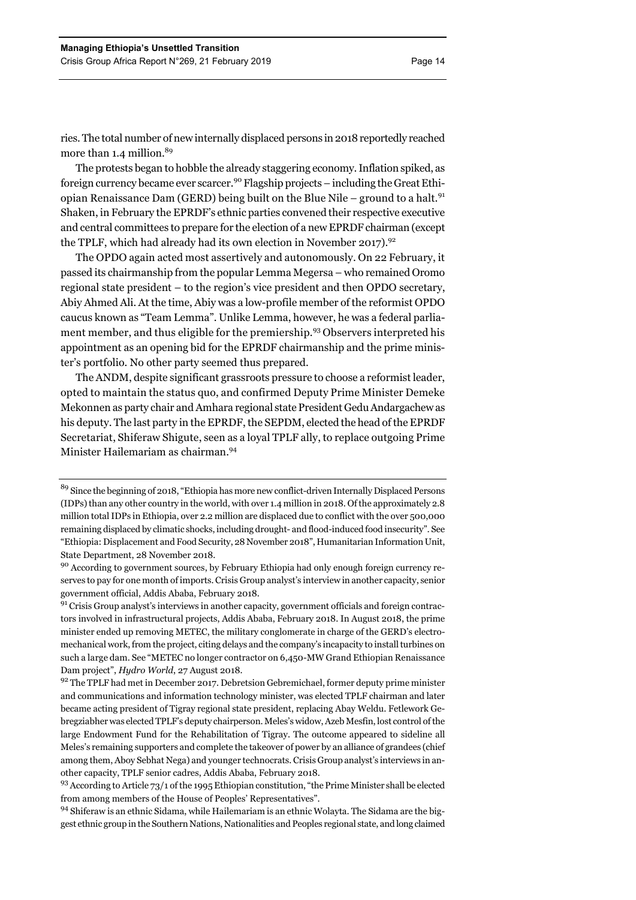ries. The total number of new internally displaced persons in 2018 reportedly reached more than 1.4 million.[89]

The protests began to hobble the already staggering economy. Inflation spiked, as foreign currency became ever scarcer.[90] Flagship projects – including the Great Ethiopian Renaissance Dam (GERD) being built on the Blue Nile – ground to a halt.[91] Shaken, in February the EPRDF's ethnic parties convened their respective executive and central committees to prepare for the election of a new EPRDF chairman (except the TPLF, which had already had its own election in November 2017).[92]

The OPDO again acted most assertively and autonomously. On 22 February, it passed its chairmanship from the popular Lemma Megersa – who remained Oromo regional state president – to the region's vice president and then OPDO secretary, Abiy Ahmed Ali. At the time, Abiy was a low-profile member of the reformist OPDO caucus known as "Team Lemma". Unlike Lemma, however, he was a federal parliament member, and thus eligible for the premiership.[93] Observers interpreted his appointment as an opening bid for the EPRDF chairmanship and the prime minister's portfolio. No other party seemed thus prepared.

The ANDM, despite significant grassroots pressure to choose a reformist leader, opted to maintain the status quo, and confirmed Deputy Prime Minister Demeke Mekonnen as party chair and Amhara regional state President Gedu Andargachew as his deputy. The last party in the EPRDF, the SEPDM, elected the head of the EPRDF Secretariat, Shiferaw Shigute, seen as a loyal TPLF ally, to replace outgoing Prime Minister Hailemariam as chairman.[94]

---

[89] Since the beginning of 2018, "Ethiopia has more new conflict-driven Internally Displaced Persons (IDPs) than any other country in the world, with over 1.4 million in 2018. Of the approximately 2.8 million total IDPs in Ethiopia, over 2.2 million are displaced due to conflict with the over 500,000 remaining displaced by climatic shocks, including drought- and flood-induced food insecurity". See "Ethiopia: Displacement and Food Security, 28 November 2018", Humanitarian Information Unit, State Department, 28 November 2018.

[90] According to government sources, by February Ethiopia had only enough foreign currency reserves to pay for one month of imports. Crisis Group analyst's interview in another capacity, senior government official, Addis Ababa, February 2018.

[91] Crisis Group analyst's interviews in another capacity, government officials and foreign contractors involved in infrastructural projects, Addis Ababa, February 2018. In August 2018, the prime minister ended up removing METEC, the military conglomerate in charge of the GERD's electromechanical work, from the project, citing delays and the company's incapacity to install turbines on such a large dam. See "METEC no longer contractor on 6,450-MW Grand Ethiopian Renaissance Dam project", *Hydro World*, 27 August 2018.

[92] The TPLF had met in December 2017. Debretsion Gebremichael, former deputy prime minister and communications and information technology minister, was elected TPLF chairman and later became acting president of Tigray regional state president, replacing Abay Weldu. Fetlework Gebregziabher was elected TPLF's deputy chairperson. Meles's widow, Azeb Mesfin, lost control of the large Endowment Fund for the Rehabilitation of Tigray. The outcome appeared to sideline all Meles's remaining supporters and complete the takeover of power by an alliance of grandees (chief among them, Aboy Sebhat Nega) and younger technocrats. Crisis Group analyst's interviews in another capacity, TPLF senior cadres, Addis Ababa, February 2018.

[93] According to Article 73/1 of the 1995 Ethiopian constitution, "the Prime Minister shall be elected from among members of the House of Peoples' Representatives".

[94] Shiferaw is an ethnic Sidama, while Hailemariam is an ethnic Wolayta. The Sidama are the biggest ethnic group in the Southern Nations, Nationalities and Peoples regional state, and long claimed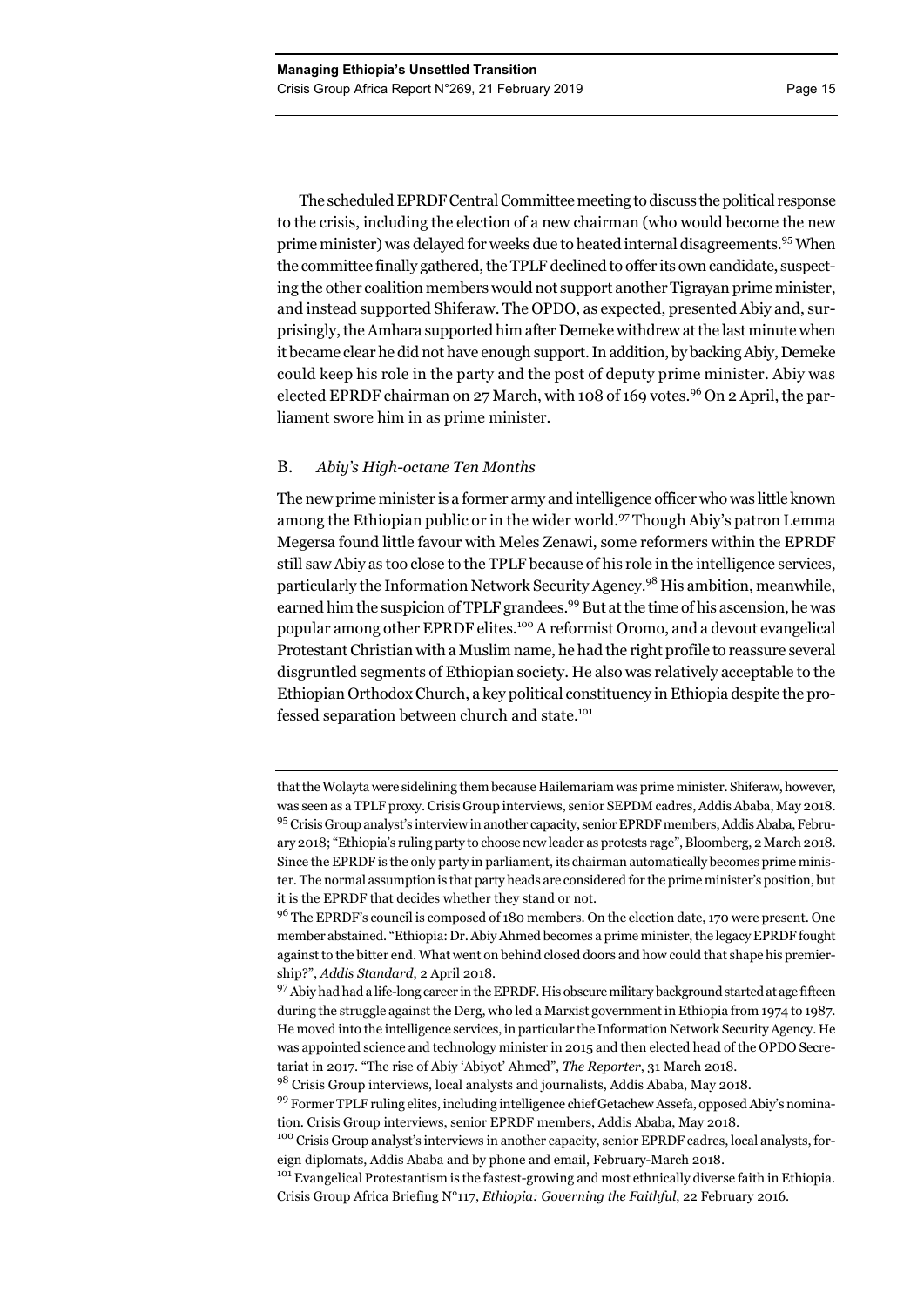The scheduled EPRDF Central Committee meeting to discuss the political response to the crisis, including the election of a new chairman (who would become the new prime minister) was delayed for weeks due to heated internal disagreements.[95] When the committee finally gathered, the TPLF declined to offer its own candidate, suspecting the other coalition members would not support another Tigrayan prime minister, and instead supported Shiferaw. The OPDO, as expected, presented Abiy and, surprisingly, the Amhara supported him after Demeke withdrew at the last minute when it became clear he did not have enough support. In addition, by backing Abiy, Demeke could keep his role in the party and the post of deputy prime minister. Abiy was elected EPRDF chairman on 27 March, with 108 of 169 votes.[96] On 2 April, the parliament swore him in as prime minister.

## B. *Abiy's High-octane Ten Months*

The new prime minister is a former army and intelligence officer who was little known among the Ethiopian public or in the wider world.[97] Though Abiy's patron Lemma Megersa found little favour with Meles Zenawi, some reformers within the EPRDF still saw Abiy as too close to the TPLF because of his role in the intelligence services, particularly the Information Network Security Agency.[98] His ambition, meanwhile, earned him the suspicion of TPLF grandees.[99] But at the time of his ascension, he was popular among other EPRDF elites.[100] A reformist Oromo, and a devout evangelical Protestant Christian with a Muslim name, he had the right profile to reassure several disgruntled segments of Ethiopian society. He also was relatively acceptable to the Ethiopian Orthodox Church, a key political constituency in Ethiopia despite the professed separation between church and state.[101]

---

that the Wolayta were sidelining them because Hailemariam was prime minister. Shiferaw, however, was seen as a TPLF proxy. Crisis Group interviews, senior SEPDM cadres, Addis Ababa, May 2018.

[95] Crisis Group analyst's interview in another capacity, senior EPRDF members, Addis Ababa, February 2018; "Ethiopia's ruling party to choose new leader as protests rage", Bloomberg, 2 March 2018. Since the EPRDF is the only party in parliament, its chairman automatically becomes prime minister. The normal assumption is that party heads are considered for the prime minister's position, but it is the EPRDF that decides whether they stand or not.

[96] The EPRDF's council is composed of 180 members. On the election date, 170 were present. One member abstained. "Ethiopia: Dr. Abiy Ahmed becomes a prime minister, the legacy EPRDF fought against to the bitter end. What went on behind closed doors and how could that shape his premiership?", *Addis Standard*, 2 April 2018.

[97] Abiy had had a life-long career in the EPRDF. His obscure military background started at age fifteen during the struggle against the Derg, who led a Marxist government in Ethiopia from 1974 to 1987. He moved into the intelligence services, in particular the Information Network Security Agency. He was appointed science and technology minister in 2015 and then elected head of the OPDO Secretariat in 2017. "The rise of Abiy 'Abiyot' Ahmed", *The Reporter*, 31 March 2018.

[98] Crisis Group interviews, local analysts and journalists, Addis Ababa, May 2018.

[99] Former TPLF ruling elites, including intelligence chief Getachew Assefa, opposed Abiy's nomination. Crisis Group interviews, senior EPRDF members, Addis Ababa, May 2018.

[100] Crisis Group analyst's interviews in another capacity, senior EPRDF cadres, local analysts, foreign diplomats, Addis Ababa and by phone and email, February-March 2018.

[101] Evangelical Protestantism is the fastest-growing and most ethnically diverse faith in Ethiopia. Crisis Group Africa Briefing N°117, *Ethiopia: Governing the Faithful*, 22 February 2016.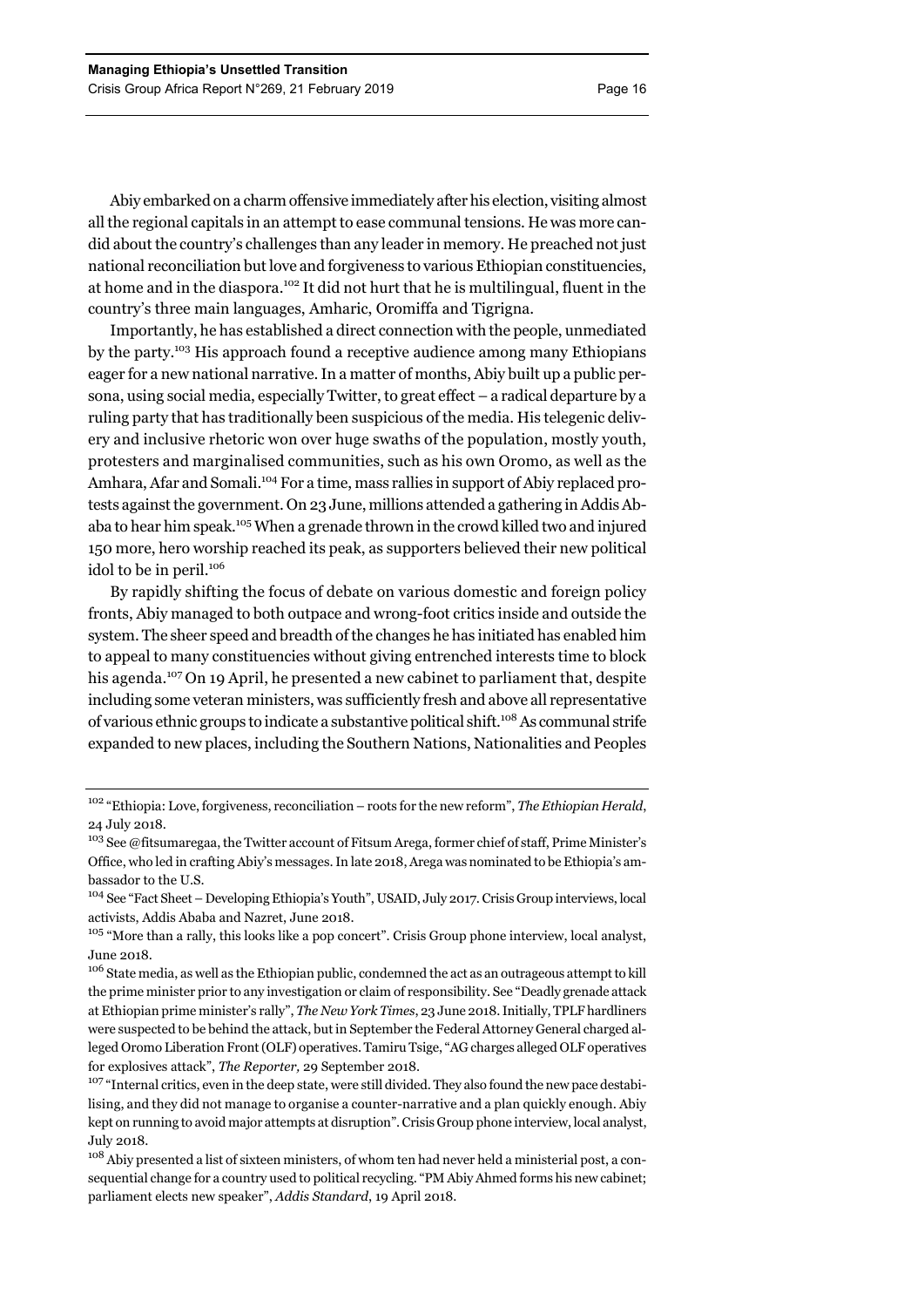Abiy embarked on a charm offensive immediately after his election, visiting almost all the regional capitals in an attempt to ease communal tensions. He was more candid about the country's challenges than any leader in memory. He preached not just national reconciliation but love and forgiveness to various Ethiopian constituencies, at home and in the diaspora.[102] It did not hurt that he is multilingual, fluent in the country's three main languages, Amharic, Oromiffa and Tigrigna.

Importantly, he has established a direct connection with the people, unmediated by the party.[103] His approach found a receptive audience among many Ethiopians eager for a new national narrative. In a matter of months, Abiy built up a public persona, using social media, especially Twitter, to great effect – a radical departure by a ruling party that has traditionally been suspicious of the media. His telegenic delivery and inclusive rhetoric won over huge swaths of the population, mostly youth, protesters and marginalised communities, such as his own Oromo, as well as the Amhara, Afar and Somali.[104] For a time, mass rallies in support of Abiy replaced protests against the government. On 23 June, millions attended a gathering in Addis Ababa to hear him speak.[105] When a grenade thrown in the crowd killed two and injured 150 more, hero worship reached its peak, as supporters believed their new political idol to be in peril.[106]

By rapidly shifting the focus of debate on various domestic and foreign policy fronts, Abiy managed to both outpace and wrong-foot critics inside and outside the system. The sheer speed and breadth of the changes he has initiated has enabled him to appeal to many constituencies without giving entrenched interests time to block his agenda.[107] On 19 April, he presented a new cabinet to parliament that, despite including some veteran ministers, was sufficiently fresh and above all representative of various ethnic groups to indicate a substantive political shift.[108] As communal strife expanded to new places, including the Southern Nations, Nationalities and Peoples

---

[102] "Ethiopia: Love, forgiveness, reconciliation – roots for the new reform", *The Ethiopian Herald*, 24 July 2018.

[103] See @fitsumaregaa, the Twitter account of Fitsum Arega, former chief of staff, Prime Minister's Office, who led in crafting Abiy's messages. In late 2018, Arega was nominated to be Ethiopia's ambassador to the U.S.

[104] See "Fact Sheet – Developing Ethiopia's Youth", USAID, July 2017. Crisis Group interviews, local activists, Addis Ababa and Nazret, June 2018.

[105] "More than a rally, this looks like a pop concert". Crisis Group phone interview, local analyst, June 2018.

[106] State media, as well as the Ethiopian public, condemned the act as an outrageous attempt to kill the prime minister prior to any investigation or claim of responsibility. See "Deadly grenade attack at Ethiopian prime minister's rally", *The New York Times*, 23 June 2018. Initially, TPLF hardliners were suspected to be behind the attack, but in September the Federal Attorney General charged alleged Oromo Liberation Front (OLF) operatives. Tamiru Tsige, "AG charges alleged OLF operatives for explosives attack", *The Reporter,* 29 September 2018.

[107] "Internal critics, even in the deep state, were still divided. They also found the new pace destabilising, and they did not manage to organise a counter-narrative and a plan quickly enough. Abiy kept on running to avoid major attempts at disruption". Crisis Group phone interview, local analyst, July 2018.

[108] Abiy presented a list of sixteen ministers, of whom ten had never held a ministerial post, a consequential change for a country used to political recycling. "PM Abiy Ahmed forms his new cabinet; parliament elects new speaker", *Addis Standard*, 19 April 2018.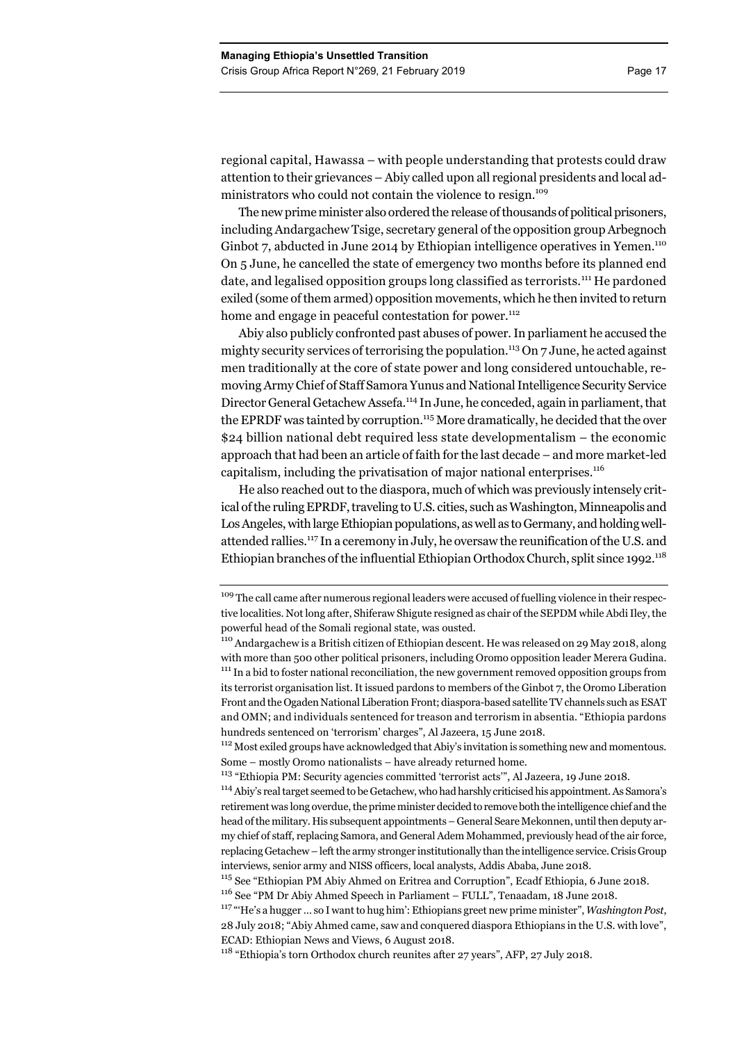regional capital, Hawassa – with people understanding that protests could draw attention to their grievances – Abiy called upon all regional presidents and local administrators who could not contain the violence to resign.[109]

The new prime minister also ordered the release of thousands of political prisoners, including Andargachew Tsige, secretary general of the opposition group Arbegnoch Ginbot 7, abducted in June 2014 by Ethiopian intelligence operatives in Yemen.[110] On 5 June, he cancelled the state of emergency two months before its planned end date, and legalised opposition groups long classified as terrorists.[111] He pardoned exiled (some of them armed) opposition movements, which he then invited to return home and engage in peaceful contestation for power.[112]

Abiy also publicly confronted past abuses of power. In parliament he accused the mighty security services of terrorising the population.[113] On 7 June, he acted against men traditionally at the core of state power and long considered untouchable, removing Army Chief of Staff Samora Yunus and National Intelligence Security Service Director General Getachew Assefa.[114] In June, he conceded, again in parliament, that the EPRDF was tainted by corruption.[115] More dramatically, he decided that the over $24 billion national debt required less state developmentalism – the economic approach that had been an article of faith for the last decade – and more market-led capitalism, including the privatisation of major national enterprises.[116]

He also reached out to the diaspora, much of which was previously intensely critical of the ruling EPRDF, traveling to U.S. cities, such as Washington, Minneapolis and Los Angeles, with large Ethiopian populations, as well as to Germany, and holding well-attended rallies.[117] In a ceremony in July, he oversaw the reunification of the U.S. and Ethiopian branches of the influential Ethiopian Orthodox Church, split since 1992.[118]

---

[109] The call came after numerous regional leaders were accused of fuelling violence in their respective localities. Not long after, Shiferaw Shigute resigned as chair of the SEPDM while Abdi Iley, the powerful head of the Somali regional state, was ousted.

[110] Andargachew is a British citizen of Ethiopian descent. He was released on 29 May 2018, along with more than 500 other political prisoners, including Oromo opposition leader Merera Gudina.

[111] In a bid to foster national reconciliation, the new government removed opposition groups from its terrorist organisation list. It issued pardons to members of the Ginbot 7, the Oromo Liberation Front and the Ogaden National Liberation Front; diaspora-based satellite TV channels such as ESAT and OMN; and individuals sentenced for treason and terrorism in absentia. "Ethiopia pardons hundreds sentenced on 'terrorism' charges", Al Jazeera, 15 June 2018.

[112] Most exiled groups have acknowledged that Abiy's invitation is something new and momentous. Some – mostly Oromo nationalists – have already returned home.

[113] "Ethiopia PM: Security agencies committed 'terrorist acts'", Al Jazeera, 19 June 2018.

[114] Abiy's real target seemed to be Getachew, who had harshly criticised his appointment. As Samora's retirement was long overdue, the prime minister decided to remove both the intelligence chief and the head of the military. His subsequent appointments – General Seare Mekonnen, until then deputy army chief of staff, replacing Samora, and General Adem Mohammed, previously head of the air force, replacing Getachew – left the army stronger institutionally than the intelligence service. Crisis Group interviews, senior army and NISS officers, local analysts, Addis Ababa, June 2018.

[115] See "Ethiopian PM Abiy Ahmed on Eritrea and Corruption", Ecadf Ethiopia, 6 June 2018.

[116] See "PM Dr Abiy Ahmed Speech in Parliament – FULL", Tenaadam, 18 June 2018.

[117] "'He's a hugger … so I want to hug him': Ethiopians greet new prime minister", *Washington Post*, 28 July 2018; "Abiy Ahmed came, saw and conquered diaspora Ethiopians in the U.S. with love", ECAD: Ethiopian News and Views, 6 August 2018.

[118] "Ethiopia's torn Orthodox church reunites after 27 years", AFP, 27 July 2018.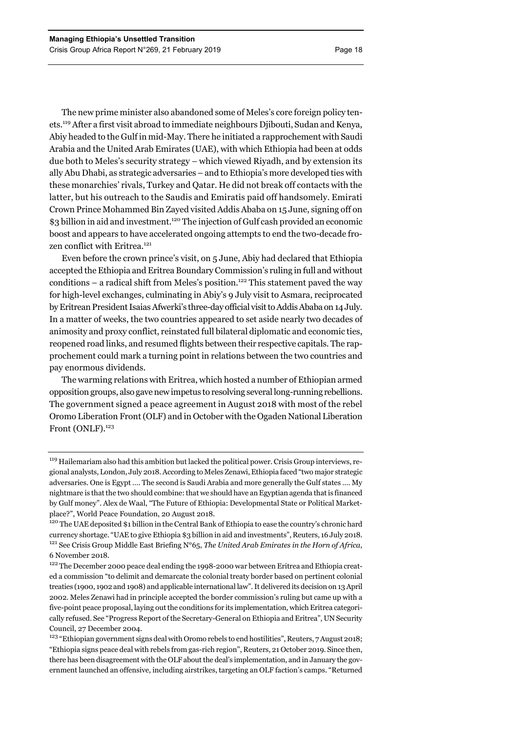The new prime minister also abandoned some of Meles's core foreign policy tenets.[119] After a first visit abroad to immediate neighbours Djibouti, Sudan and Kenya, Abiy headed to the Gulf in mid-May. There he initiated a rapprochement with Saudi Arabia and the United Arab Emirates (UAE), with which Ethiopia had been at odds due both to Meles's security strategy – which viewed Riyadh, and by extension its ally Abu Dhabi, as strategic adversaries – and to Ethiopia's more developed ties with these monarchies' rivals, Turkey and Qatar. He did not break off contacts with the latter, but his outreach to the Saudis and Emiratis paid off handsomely. Emirati Crown Prince Mohammed Bin Zayed visited Addis Ababa on 15 June, signing off on $3 billion in aid and investment.[120] The injection of Gulf cash provided an economic boost and appears to have accelerated ongoing attempts to end the two-decade frozen conflict with Eritrea.[121]

Even before the crown prince's visit, on 5 June, Abiy had declared that Ethiopia accepted the Ethiopia and Eritrea Boundary Commission's ruling in full and without conditions – a radical shift from Meles's position.[122] This statement paved the way for high-level exchanges, culminating in Abiy's 9 July visit to Asmara, reciprocated by Eritrean President Isaias Afwerki's three-day official visit to Addis Ababa on 14 July. In a matter of weeks, the two countries appeared to set aside nearly two decades of animosity and proxy conflict, reinstated full bilateral diplomatic and economic ties, reopened road links, and resumed flights between their respective capitals. The rapprochement could mark a turning point in relations between the two countries and pay enormous dividends.

The warming relations with Eritrea, which hosted a number of Ethiopian armed opposition groups, also gave new impetus to resolving several long-running rebellions. The government signed a peace agreement in August 2018 with most of the rebel Oromo Liberation Front (OLF) and in October with the Ogaden National Liberation Front (ONLF).[123]

---

[119] Hailemariam also had this ambition but lacked the political power. Crisis Group interviews, regional analysts, London, July 2018. According to Meles Zenawi, Ethiopia faced "two major strategic adversaries. One is Egypt .... The second is Saudi Arabia and more generally the Gulf states .... My nightmare is that the two should combine: that we should have an Egyptian agenda that is financed by Gulf money". Alex de Waal, "The Future of Ethiopia: Developmental State or Political Marketplace?", World Peace Foundation, 20 August 2018.

[120] The UAE deposited $1 billion in the Central Bank of Ethiopia to ease the country's chronic hard currency shortage. "UAE to give Ethiopia $3 billion in aid and investments", Reuters, 16 July 2018.

[121] See Crisis Group Middle East Briefing N°65, *The United Arab Emirates in the Horn of Africa*, 6 November 2018.

[122] The December 2000 peace deal ending the 1998-2000 war between Eritrea and Ethiopia created a commission "to delimit and demarcate the colonial treaty border based on pertinent colonial treaties (1900, 1902 and 1908) and applicable international law". It delivered its decision on 13 April 2002. Meles Zenawi had in principle accepted the border commission's ruling but came up with a five-point peace proposal, laying out the conditions for its implementation, which Eritrea categorically refused. See "Progress Report of the Secretary-General on Ethiopia and Eritrea", UN Security Council, 27 December 2004.

[123] "Ethiopian government signs deal with Oromo rebels to end hostilities", Reuters, 7 August 2018; "Ethiopia signs peace deal with rebels from gas-rich region", Reuters, 21 October 2019. Since then, there has been disagreement with the OLF about the deal's implementation, and in January the government launched an offensive, including airstrikes, targeting an OLF faction's camps. "Returned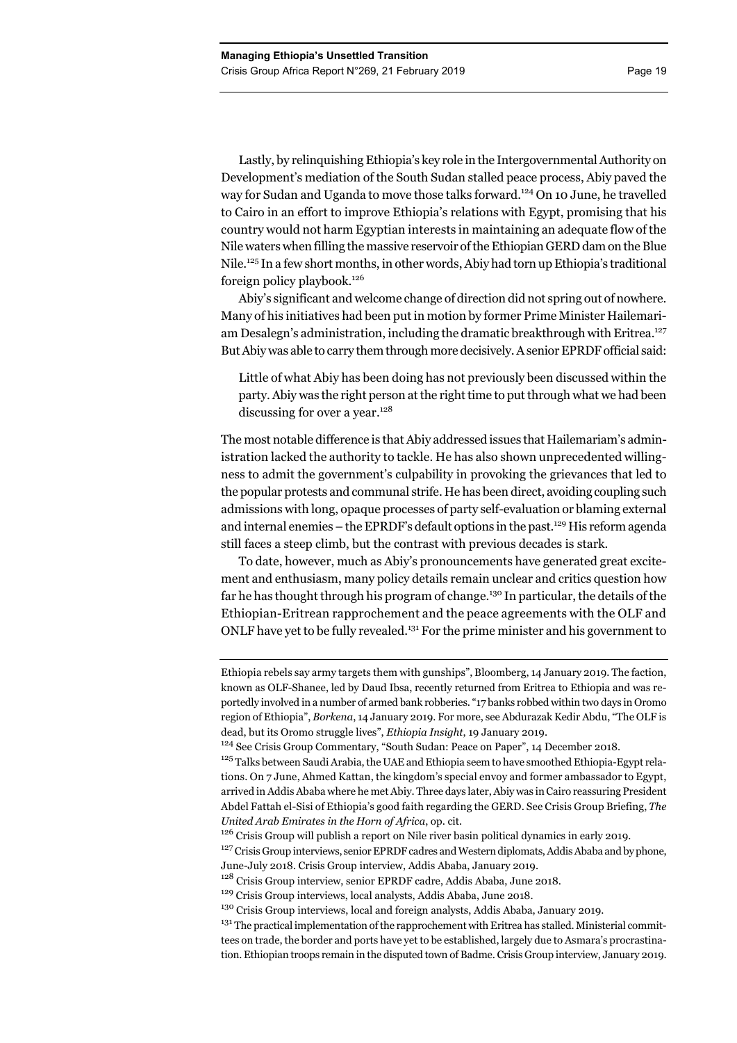Lastly, by relinquishing Ethiopia's key role in the Intergovernmental Authority on Development's mediation of the South Sudan stalled peace process, Abiy paved the way for Sudan and Uganda to move those talks forward.[124] On 10 June, he travelled to Cairo in an effort to improve Ethiopia's relations with Egypt, promising that his country would not harm Egyptian interests in maintaining an adequate flow of the Nile waters when filling the massive reservoir of the Ethiopian GERD dam on the Blue Nile.[125] In a few short months, in other words, Abiy had torn up Ethiopia's traditional foreign policy playbook.[126]

Abiy's significant and welcome change of direction did not spring out of nowhere. Many of his initiatives had been put in motion by former Prime Minister Hailemariam Desalegn's administration, including the dramatic breakthrough with Eritrea.[127] But Abiy was able to carry them through more decisively. A senior EPRDF official said:

> Little of what Abiy has been doing has not previously been discussed within the party. Abiy was the right person at the right time to put through what we had been discussing for over a year.[128]

The most notable difference is that Abiy addressed issues that Hailemariam's administration lacked the authority to tackle. He has also shown unprecedented willingness to admit the government's culpability in provoking the grievances that led to the popular protests and communal strife. He has been direct, avoiding coupling such admissions with long, opaque processes of party self-evaluation or blaming external and internal enemies – the EPRDF's default options in the past.[129] His reform agenda still faces a steep climb, but the contrast with previous decades is stark.

To date, however, much as Abiy's pronouncements have generated great excitement and enthusiasm, many policy details remain unclear and critics question how far he has thought through his program of change.[130] In particular, the details of the Ethiopian-Eritrean rapprochement and the peace agreements with the OLF and ONLF have yet to be fully revealed.[131] For the prime minister and his government to

---

Ethiopia rebels say army targets them with gunships", Bloomberg, 14 January 2019. The faction, known as OLF-Shanee, led by Daud Ibsa, recently returned from Eritrea to Ethiopia and was reportedly involved in a number of armed bank robberies. "17 banks robbed within two days in Oromo region of Ethiopia", *Borkena*, 14 January 2019. For more, see Abdurazak Kedir Abdu, "The OLF is dead, but its Oromo struggle lives", *Ethiopia Insight*, 19 January 2019.

[124] See Crisis Group Commentary, "South Sudan: Peace on Paper", 14 December 2018.

[125] Talks between Saudi Arabia, the UAE and Ethiopia seem to have smoothed Ethiopia-Egypt relations. On 7 June, Ahmed Kattan, the kingdom's special envoy and former ambassador to Egypt, arrived in Addis Ababa where he met Abiy. Three days later, Abiy was in Cairo reassuring President Abdel Fattah el-Sisi of Ethiopia's good faith regarding the GERD. See Crisis Group Briefing, *The United Arab Emirates in the Horn of Africa*, op. cit.

[126] Crisis Group will publish a report on Nile river basin political dynamics in early 2019.

[127] Crisis Group interviews, senior EPRDF cadres and Western diplomats, Addis Ababa and by phone, June-July 2018. Crisis Group interview, Addis Ababa, January 2019.

[128] Crisis Group interview, senior EPRDF cadre, Addis Ababa, June 2018.

[129] Crisis Group interviews, local analysts, Addis Ababa, June 2018.

[130] Crisis Group interviews, local and foreign analysts, Addis Ababa, January 2019.

[131] The practical implementation of the rapprochement with Eritrea has stalled. Ministerial committees on trade, the border and ports have yet to be established, largely due to Asmara's procrastination. Ethiopian troops remain in the disputed town of Badme. Crisis Group interview, January 2019.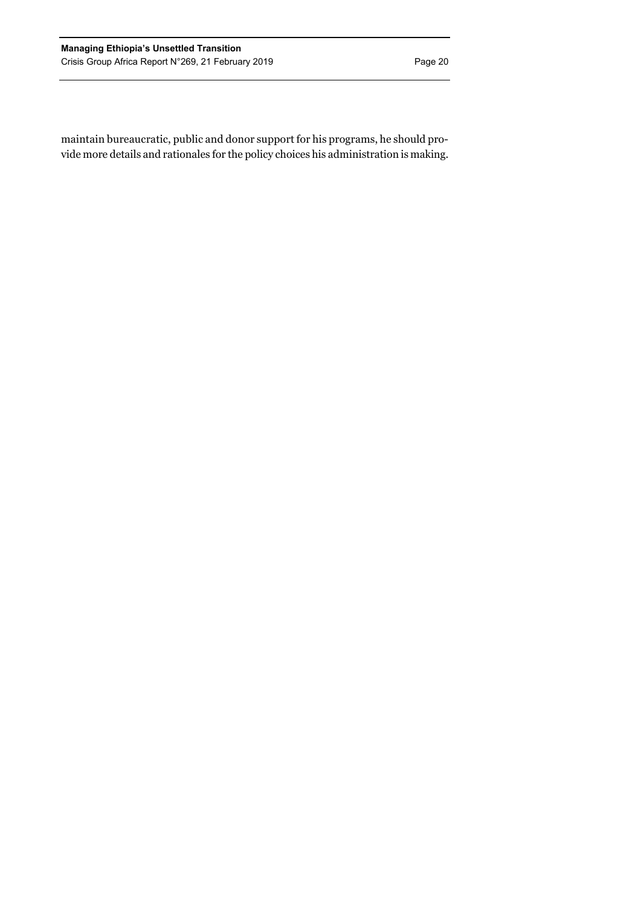maintain bureaucratic, public and donor support for his programs, he should provide more details and rationales for the policy choices his administration is making.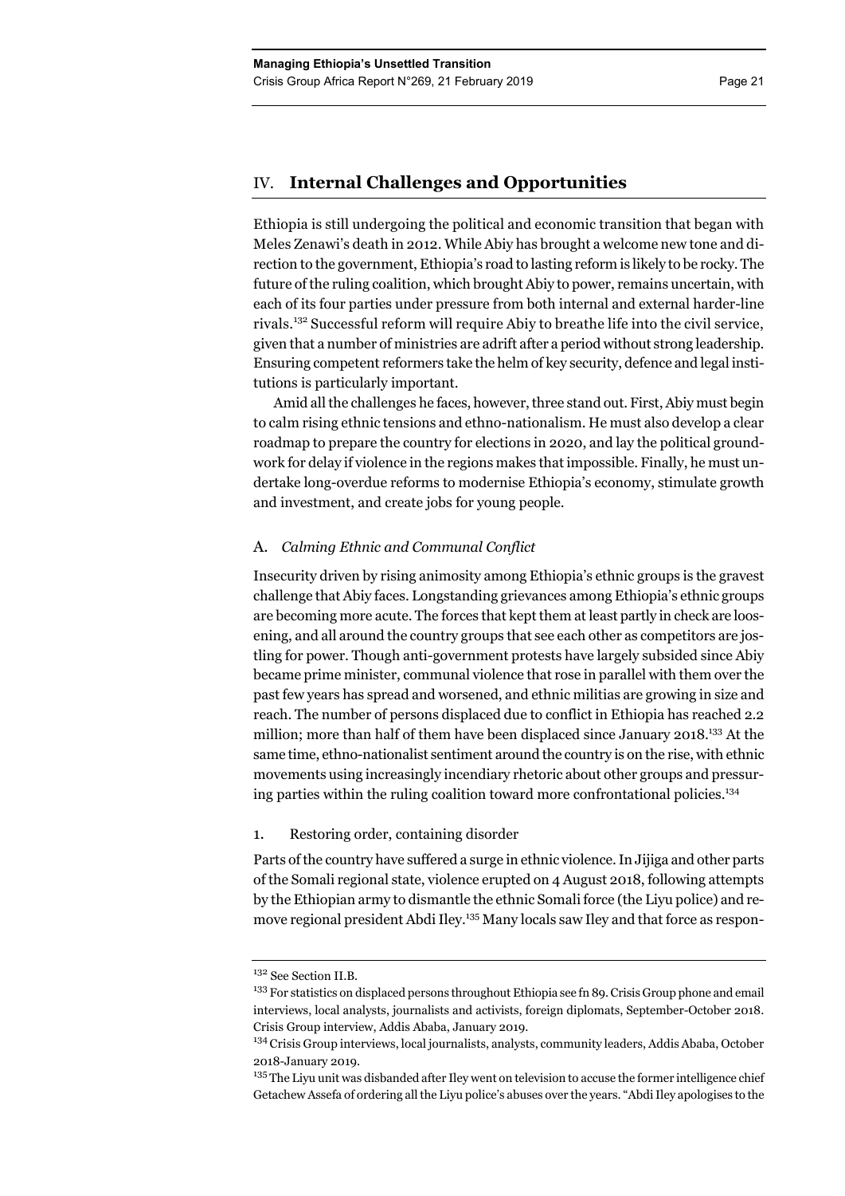## IV. Internal Challenges and Opportunities

Ethiopia is still undergoing the political and economic transition that began with Meles Zenawi's death in 2012. While Abiy has brought a welcome new tone and direction to the government, Ethiopia's road to lasting reform is likely to be rocky. The future of the ruling coalition, which brought Abiy to power, remains uncertain, with each of its four parties under pressure from both internal and external harder-line rivals.[132] Successful reform will require Abiy to breathe life into the civil service, given that a number of ministries are adrift after a period without strong leadership. Ensuring competent reformers take the helm of key security, defence and legal institutions is particularly important.

Amid all the challenges he faces, however, three stand out. First, Abiy must begin to calm rising ethnic tensions and ethno-nationalism. He must also develop a clear roadmap to prepare the country for elections in 2020, and lay the political groundwork for delay if violence in the regions makes that impossible. Finally, he must undertake long-overdue reforms to modernise Ethiopia's economy, stimulate growth and investment, and create jobs for young people.

### A. *Calming Ethnic and Communal Conflict*

Insecurity driven by rising animosity among Ethiopia's ethnic groups is the gravest challenge that Abiy faces. Longstanding grievances among Ethiopia's ethnic groups are becoming more acute. The forces that kept them at least partly in check are loosening, and all around the country groups that see each other as competitors are jostling for power. Though anti-government protests have largely subsided since Abiy became prime minister, communal violence that rose in parallel with them over the past few years has spread and worsened, and ethnic militias are growing in size and reach. The number of persons displaced due to conflict in Ethiopia has reached 2.2 million; more than half of them have been displaced since January 2018.[133] At the same time, ethno-nationalist sentiment around the country is on the rise, with ethnic movements using increasingly incendiary rhetoric about other groups and pressuring parties within the ruling coalition toward more confrontational policies.[134]

#### 1. Restoring order, containing disorder

Parts of the country have suffered a surge in ethnic violence. In Jijiga and other parts of the Somali regional state, violence erupted on 4 August 2018, following attempts by the Ethiopian army to dismantle the ethnic Somali force (the Liyu police) and remove regional president Abdi Iley.[135] Many locals saw Iley and that force as respon-

---

[132] See Section II.B.

[133] For statistics on displaced persons throughout Ethiopia see fn 89. Crisis Group phone and email interviews, local analysts, journalists and activists, foreign diplomats, September-October 2018. Crisis Group interview, Addis Ababa, January 2019.

[134] Crisis Group interviews, local journalists, analysts, community leaders, Addis Ababa, October 2018-January 2019.

[135] The Liyu unit was disbanded after Iley went on television to accuse the former intelligence chief Getachew Assefa of ordering all the Liyu police's abuses over the years. "Abdi Iley apologises to the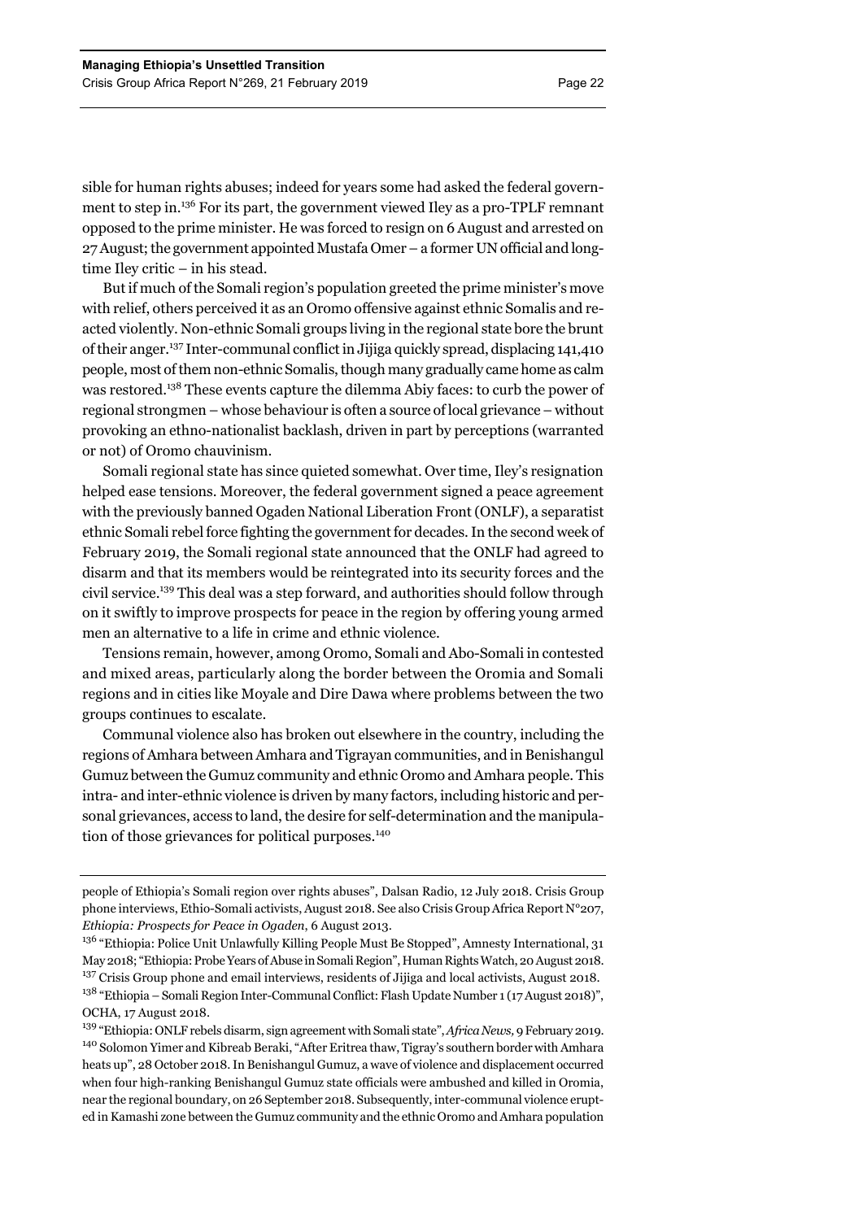sible for human rights abuses; indeed for years some had asked the federal government to step in.[136] For its part, the government viewed Iley as a pro-TPLF remnant opposed to the prime minister. He was forced to resign on 6 August and arrested on 27 August; the government appointed Mustafa Omer – a former UN official and longtime Iley critic – in his stead.

But if much of the Somali region's population greeted the prime minister's move with relief, others perceived it as an Oromo offensive against ethnic Somalis and reacted violently. Non-ethnic Somali groups living in the regional state bore the brunt of their anger.[137] Inter-communal conflict in Jijiga quickly spread, displacing 141,410 people, most of them non-ethnic Somalis, though many gradually came home as calm was restored.[138] These events capture the dilemma Abiy faces: to curb the power of regional strongmen – whose behaviour is often a source of local grievance – without provoking an ethno-nationalist backlash, driven in part by perceptions (warranted or not) of Oromo chauvinism.

Somali regional state has since quieted somewhat. Over time, Iley's resignation helped ease tensions. Moreover, the federal government signed a peace agreement with the previously banned Ogaden National Liberation Front (ONLF), a separatist ethnic Somali rebel force fighting the government for decades. In the second week of February 2019, the Somali regional state announced that the ONLF had agreed to disarm and that its members would be reintegrated into its security forces and the civil service.[139] This deal was a step forward, and authorities should follow through on it swiftly to improve prospects for peace in the region by offering young armed men an alternative to a life in crime and ethnic violence.

Tensions remain, however, among Oromo, Somali and Abo-Somali in contested and mixed areas, particularly along the border between the Oromia and Somali regions and in cities like Moyale and Dire Dawa where problems between the two groups continues to escalate.

Communal violence also has broken out elsewhere in the country, including the regions of Amhara between Amhara and Tigrayan communities, and in Benishangul Gumuz between the Gumuz community and ethnic Oromo and Amhara people. This intra- and inter-ethnic violence is driven by many factors, including historic and personal grievances, access to land, the desire for self-determination and the manipulation of those grievances for political purposes.[140]

---

people of Ethiopia's Somali region over rights abuses", Dalsan Radio, 12 July 2018. Crisis Group phone interviews, Ethio-Somali activists, August 2018. See also Crisis Group Africa Report N°207, *Ethiopia: Prospects for Peace in Ogaden*, 6 August 2013.

[136] "Ethiopia: Police Unit Unlawfully Killing People Must Be Stopped", Amnesty International, 31 May 2018; "Ethiopia: Probe Years of Abuse in Somali Region", Human Rights Watch, 20 August 2018.

[137] Crisis Group phone and email interviews, residents of Jijiga and local activists, August 2018.

[138] "Ethiopia – Somali Region Inter-Communal Conflict: Flash Update Number 1 (17 August 2018)", OCHA, 17 August 2018.

[139] "Ethiopia: ONLF rebels disarm, sign agreement with Somali state", *Africa News*, 9 February 2019.

[140] Solomon Yimer and Kibreab Beraki, "After Eritrea thaw, Tigray's southern border with Amhara heats up", 28 October 2018. In Benishangul Gumuz, a wave of violence and displacement occurred when four high-ranking Benishangul Gumuz state officials were ambushed and killed in Oromia, near the regional boundary, on 26 September 2018. Subsequently, inter-communal violence erupted in Kamashi zone between the Gumuz community and the ethnic Oromo and Amhara population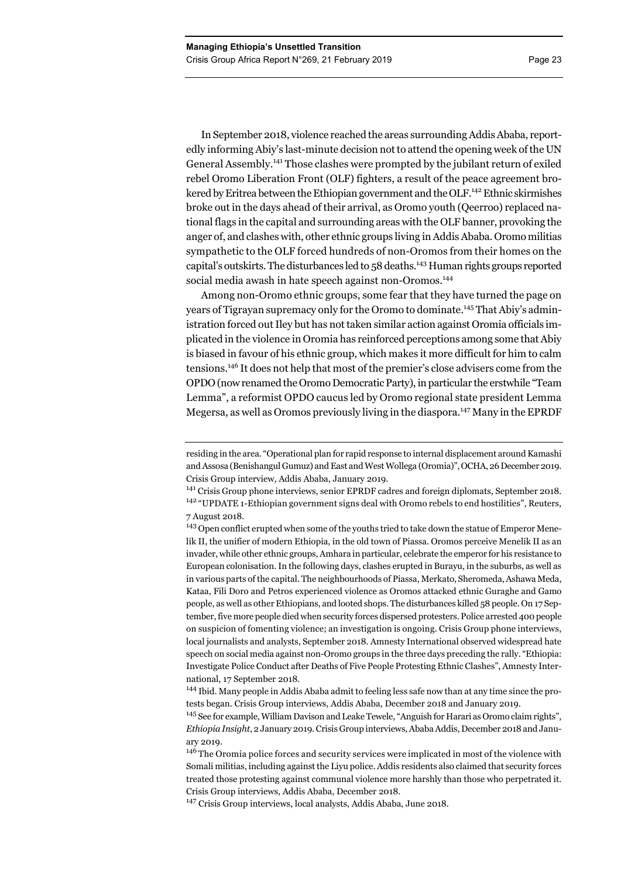In September 2018, violence reached the areas surrounding Addis Ababa, reportedly informing Abiy's last-minute decision not to attend the opening week of the UN General Assembly.[141] Those clashes were prompted by the jubilant return of exiled rebel Oromo Liberation Front (OLF) fighters, a result of the peace agreement brokered by Eritrea between the Ethiopian government and the OLF.[142] Ethnic skirmishes broke out in the days ahead of their arrival, as Oromo youth (Qeerroo) replaced national flags in the capital and surrounding areas with the OLF banner, provoking the anger of, and clashes with, other ethnic groups living in Addis Ababa. Oromo militias sympathetic to the OLF forced hundreds of non-Oromos from their homes on the capital's outskirts. The disturbances led to 58 deaths.[143] Human rights groups reported social media awash in hate speech against non-Oromos.[144]

Among non-Oromo ethnic groups, some fear that they have turned the page on years of Tigrayan supremacy only for the Oromo to dominate.[145] That Abiy's administration forced out Iley but has not taken similar action against Oromia officials implicated in the violence in Oromia has reinforced perceptions among some that Abiy is biased in favour of his ethnic group, which makes it more difficult for him to calm tensions.[146] It does not help that most of the premier's close advisers come from the OPDO (now renamed the Oromo Democratic Party), in particular the erstwhile "Team Lemma", a reformist OPDO caucus led by Oromo regional state president Lemma Megersa, as well as Oromos previously living in the diaspora.[147] Many in the EPRDF

---

residing in the area. "Operational plan for rapid response to internal displacement around Kamashi and Assosa (Benishangul Gumuz) and East and West Wollega (Oromia)", OCHA, 26 December 2019. Crisis Group interview, Addis Ababa, January 2019.

[141] Crisis Group phone interviews, senior EPRDF cadres and foreign diplomats, September 2018.

[142] "UPDATE 1-Ethiopian government signs deal with Oromo rebels to end hostilities", Reuters, 7 August 2018.

[143] Open conflict erupted when some of the youths tried to take down the statue of Emperor Menelik II, the unifier of modern Ethiopia, in the old town of Piassa. Oromos perceive Menelik II as an invader, while other ethnic groups, Amhara in particular, celebrate the emperor for his resistance to European colonisation. In the following days, clashes erupted in Burayu, in the suburbs, as well as in various parts of the capital. The neighbourhoods of Piassa, Merkato, Sheromeda, Ashawa Meda, Kataa, Fili Doro and Petros experienced violence as Oromos attacked ethnic Guraghe and Gamo people, as well as other Ethiopians, and looted shops. The disturbances killed 58 people. On 17 September, five more people died when security forces dispersed protesters. Police arrested 400 people on suspicion of fomenting violence; an investigation is ongoing. Crisis Group phone interviews, local journalists and analysts, September 2018. Amnesty International observed widespread hate speech on social media against non-Oromo groups in the three days preceding the rally. "Ethiopia: Investigate Police Conduct after Deaths of Five People Protesting Ethnic Clashes", Amnesty International, 17 September 2018.

[144] Ibid. Many people in Addis Ababa admit to feeling less safe now than at any time since the protests began. Crisis Group interviews, Addis Ababa, December 2018 and January 2019.

[145] See for example, William Davison and Leake Tewele, "Anguish for Harari as Oromo claim rights", *Ethiopia Insight*, 2 January 2019. Crisis Group interviews, Ababa Addis, December 2018 and January 2019.

[146] The Oromia police forces and security services were implicated in most of the violence with Somali militias, including against the Liyu police. Addis residents also claimed that security forces treated those protesting against communal violence more harshly than those who perpetrated it. Crisis Group interviews, Addis Ababa, December 2018.

[147] Crisis Group interviews, local analysts, Addis Ababa, June 2018.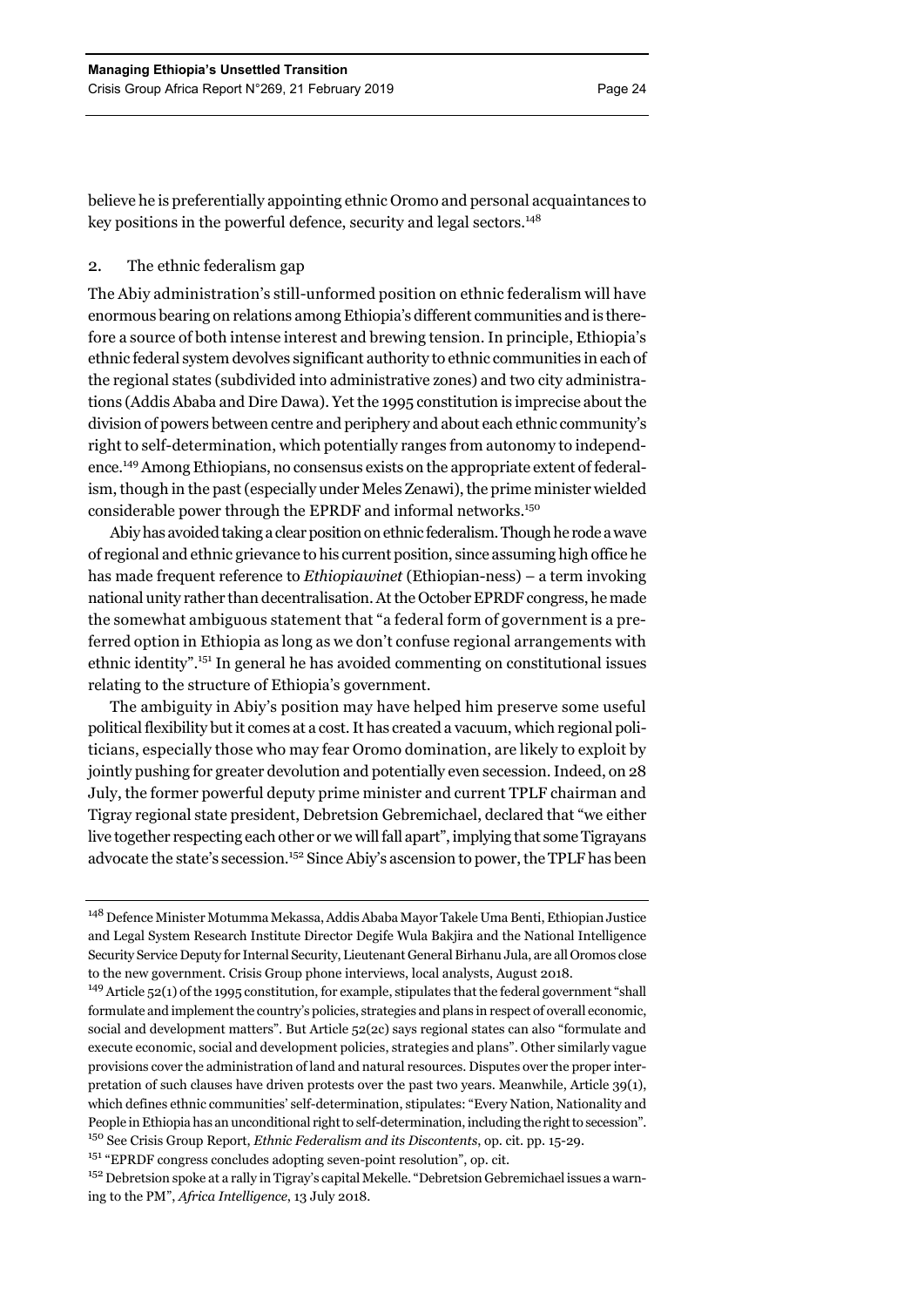believe he is preferentially appointing ethnic Oromo and personal acquaintances to key positions in the powerful defence, security and legal sectors.[148]

### 2. The ethnic federalism gap

The Abiy administration's still-unformed position on ethnic federalism will have enormous bearing on relations among Ethiopia's different communities and is therefore a source of both intense interest and brewing tension. In principle, Ethiopia's ethnic federal system devolves significant authority to ethnic communities in each of the regional states (subdivided into administrative zones) and two city administrations (Addis Ababa and Dire Dawa). Yet the 1995 constitution is imprecise about the division of powers between centre and periphery and about each ethnic community's right to self-determination, which potentially ranges from autonomy to independence.[149] Among Ethiopians, no consensus exists on the appropriate extent of federalism, though in the past (especially under Meles Zenawi), the prime minister wielded considerable power through the EPRDF and informal networks.[150]

Abiy has avoided taking a clear position on ethnic federalism. Though he rode a wave of regional and ethnic grievance to his current position, since assuming high office he has made frequent reference to *Ethiopiawinet* (Ethiopian-ness) – a term invoking national unity rather than decentralisation. At the October EPRDF congress, he made the somewhat ambiguous statement that "a federal form of government is a preferred option in Ethiopia as long as we don't confuse regional arrangements with ethnic identity".[151] In general he has avoided commenting on constitutional issues relating to the structure of Ethiopia's government.

The ambiguity in Abiy's position may have helped him preserve some useful political flexibility but it comes at a cost. It has created a vacuum, which regional politicians, especially those who may fear Oromo domination, are likely to exploit by jointly pushing for greater devolution and potentially even secession. Indeed, on 28 July, the former powerful deputy prime minister and current TPLF chairman and Tigray regional state president, Debretsion Gebremichael, declared that "we either live together respecting each other or we will fall apart", implying that some Tigrayans advocate the state's secession.[152] Since Abiy's ascension to power, the TPLF has been

---

[148] Defence Minister Motumma Mekassa, Addis Ababa Mayor Takele Uma Benti, Ethiopian Justice and Legal System Research Institute Director Degife Wula Bakjira and the National Intelligence Security Service Deputy for Internal Security, Lieutenant General Birhanu Jula, are all Oromos close to the new government. Crisis Group phone interviews, local analysts, August 2018.

[149] Article 52(1) of the 1995 constitution, for example, stipulates that the federal government "shall formulate and implement the country's policies, strategies and plans in respect of overall economic, social and development matters". But Article 52(2c) says regional states can also "formulate and execute economic, social and development policies, strategies and plans". Other similarly vague provisions cover the administration of land and natural resources. Disputes over the proper interpretation of such clauses have driven protests over the past two years. Meanwhile, Article 39(1), which defines ethnic communities' self-determination, stipulates: "Every Nation, Nationality and People in Ethiopia has an unconditional right to self-determination, including the right to secession".

[150] See Crisis Group Report, *Ethnic Federalism and its Discontents*, op. cit. pp. 15-29.

[151] "EPRDF congress concludes adopting seven-point resolution", op. cit.

[152] Debretsion spoke at a rally in Tigray's capital Mekelle. "Debretsion Gebremichael issues a warning to the PM", *Africa Intelligence*, 13 July 2018.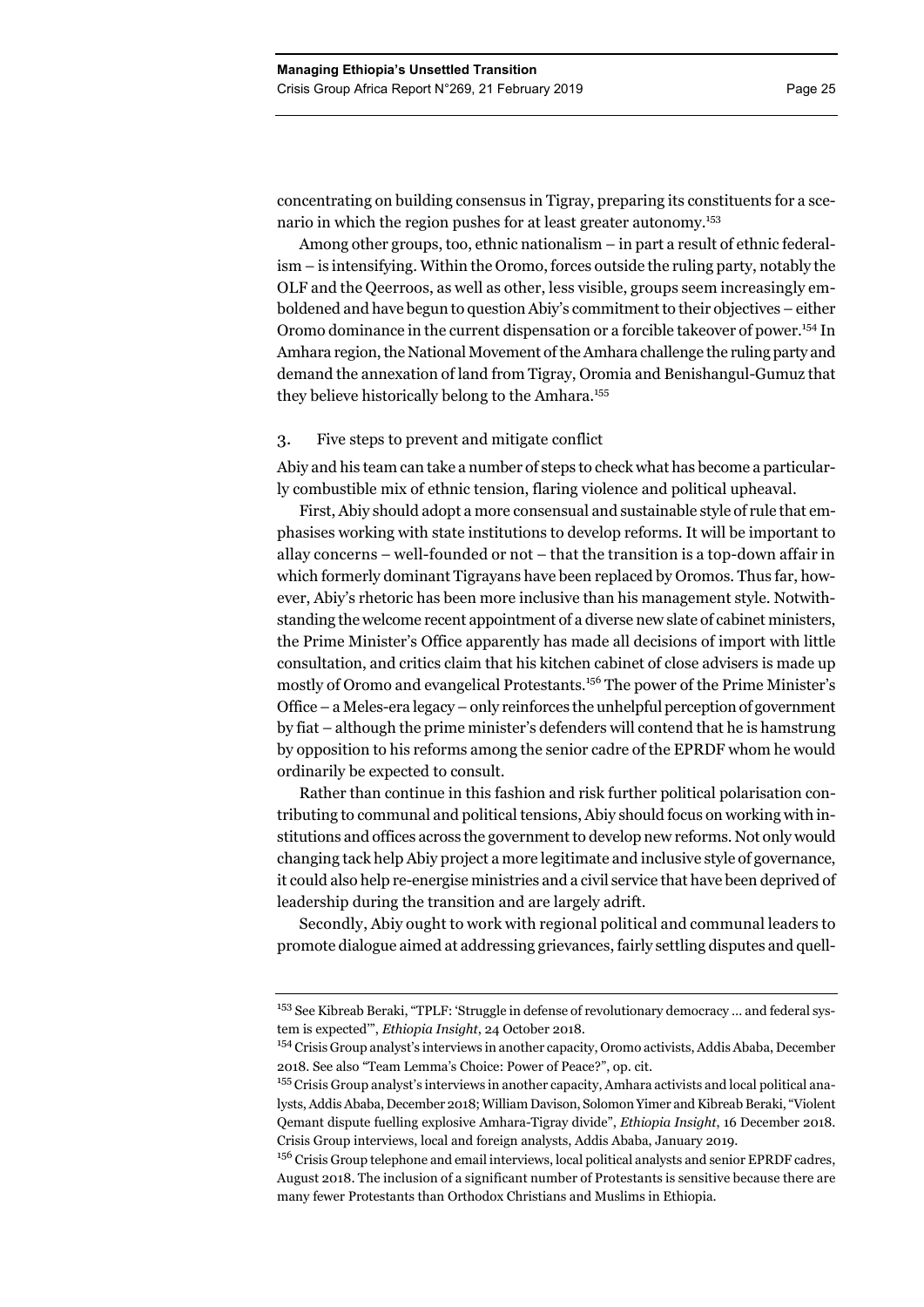concentrating on building consensus in Tigray, preparing its constituents for a scenario in which the region pushes for at least greater autonomy.[153]

Among other groups, too, ethnic nationalism – in part a result of ethnic federalism – is intensifying. Within the Oromo, forces outside the ruling party, notably the OLF and the Qeerroos, as well as other, less visible, groups seem increasingly emboldened and have begun to question Abiy's commitment to their objectives – either Oromo dominance in the current dispensation or a forcible takeover of power.[154] In Amhara region, the National Movement of the Amhara challenge the ruling party and demand the annexation of land from Tigray, Oromia and Benishangul-Gumuz that they believe historically belong to the Amhara.[155]

### 3. Five steps to prevent and mitigate conflict

Abiy and his team can take a number of steps to check what has become a particularly combustible mix of ethnic tension, flaring violence and political upheaval.

First, Abiy should adopt a more consensual and sustainable style of rule that emphasises working with state institutions to develop reforms. It will be important to allay concerns – well-founded or not – that the transition is a top-down affair in which formerly dominant Tigrayans have been replaced by Oromos. Thus far, however, Abiy's rhetoric has been more inclusive than his management style. Notwithstanding the welcome recent appointment of a diverse new slate of cabinet ministers, the Prime Minister's Office apparently has made all decisions of import with little consultation, and critics claim that his kitchen cabinet of close advisers is made up mostly of Oromo and evangelical Protestants.[156] The power of the Prime Minister's Office – a Meles-era legacy – only reinforces the unhelpful perception of government by fiat – although the prime minister's defenders will contend that he is hamstrung by opposition to his reforms among the senior cadre of the EPRDF whom he would ordinarily be expected to consult.

Rather than continue in this fashion and risk further political polarisation contributing to communal and political tensions, Abiy should focus on working with institutions and offices across the government to develop new reforms. Not only would changing tack help Abiy project a more legitimate and inclusive style of governance, it could also help re-energise ministries and a civil service that have been deprived of leadership during the transition and are largely adrift.

Secondly, Abiy ought to work with regional political and communal leaders to promote dialogue aimed at addressing grievances, fairly settling disputes and quell-

---

[153] See Kibreab Beraki, "TPLF: 'Struggle in defense of revolutionary democracy ... and federal system is expected'", *Ethiopia Insight*, 24 October 2018.

[154] Crisis Group analyst's interviews in another capacity, Oromo activists, Addis Ababa, December 2018. See also "Team Lemma's Choice: Power of Peace?", op. cit.

[155] Crisis Group analyst's interviews in another capacity, Amhara activists and local political analysts, Addis Ababa, December 2018; William Davison, Solomon Yimer and Kibreab Beraki, "Violent Qemant dispute fuelling explosive Amhara-Tigray divide", *Ethiopia Insight*, 16 December 2018. Crisis Group interviews, local and foreign analysts, Addis Ababa, January 2019.

[156] Crisis Group telephone and email interviews, local political analysts and senior EPRDF cadres, August 2018. The inclusion of a significant number of Protestants is sensitive because there are many fewer Protestants than Orthodox Christians and Muslims in Ethiopia.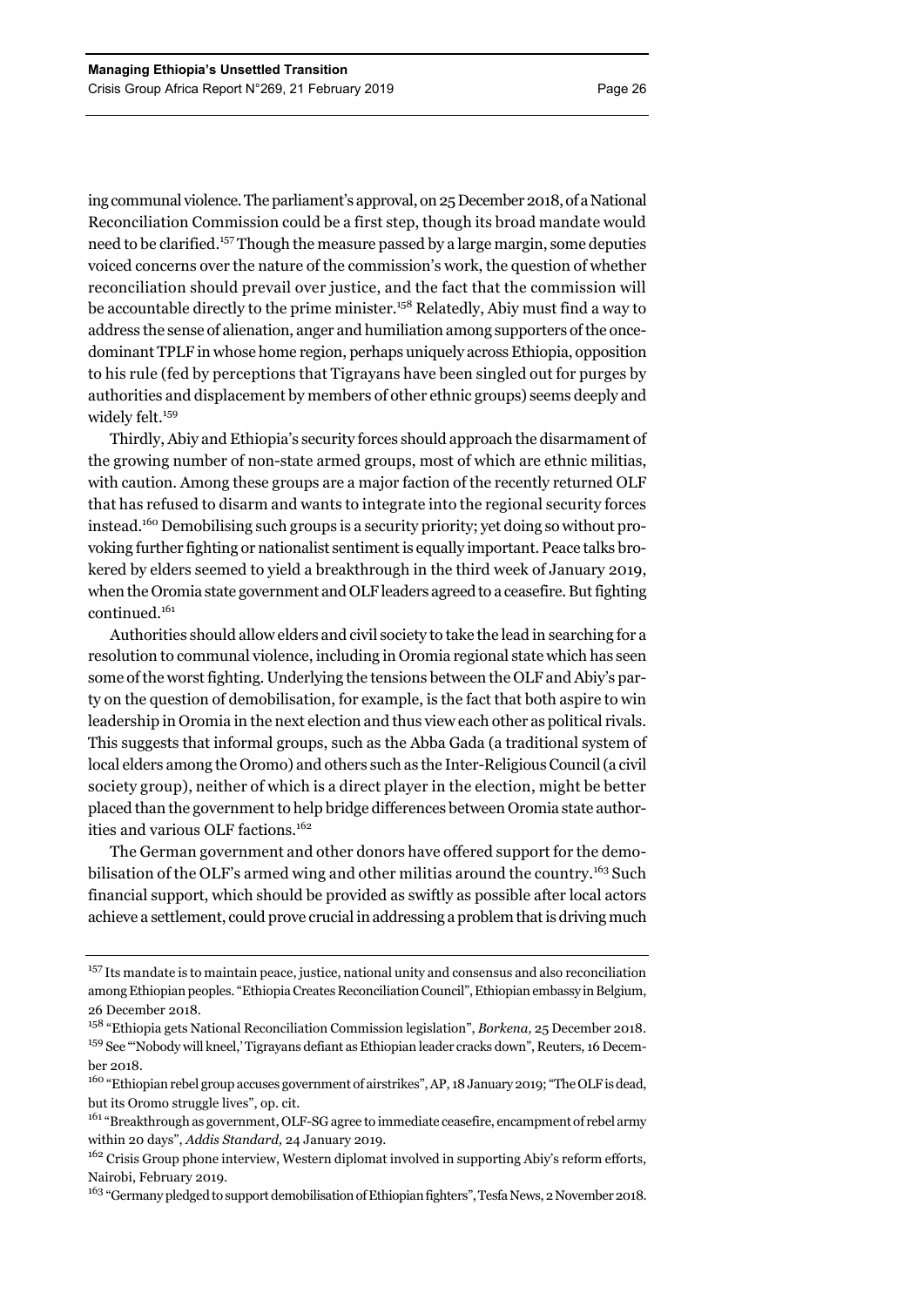ing communal violence. The parliament's approval, on 25 December 2018, of a National Reconciliation Commission could be a first step, though its broad mandate would need to be clarified.[157] Though the measure passed by a large margin, some deputies voiced concerns over the nature of the commission's work, the question of whether reconciliation should prevail over justice, and the fact that the commission will be accountable directly to the prime minister.[158] Relatedly, Abiy must find a way to address the sense of alienation, anger and humiliation among supporters of the once-dominant TPLF in whose home region, perhaps uniquely across Ethiopia, opposition to his rule (fed by perceptions that Tigrayans have been singled out for purges by authorities and displacement by members of other ethnic groups) seems deeply and widely felt.[159]

Thirdly, Abiy and Ethiopia's security forces should approach the disarmament of the growing number of non-state armed groups, most of which are ethnic militias, with caution. Among these groups are a major faction of the recently returned OLF that has refused to disarm and wants to integrate into the regional security forces instead.[160] Demobilising such groups is a security priority; yet doing so without provoking further fighting or nationalist sentiment is equally important. Peace talks brokered by elders seemed to yield a breakthrough in the third week of January 2019, when the Oromia state government and OLF leaders agreed to a ceasefire. But fighting continued.[161]

Authorities should allow elders and civil society to take the lead in searching for a resolution to communal violence, including in Oromia regional state which has seen some of the worst fighting. Underlying the tensions between the OLF and Abiy's party on the question of demobilisation, for example, is the fact that both aspire to win leadership in Oromia in the next election and thus view each other as political rivals. This suggests that informal groups, such as the Abba Gada (a traditional system of local elders among the Oromo) and others such as the Inter-Religious Council (a civil society group), neither of which is a direct player in the election, might be better placed than the government to help bridge differences between Oromia state authorities and various OLF factions.[162]

The German government and other donors have offered support for the demobilisation of the OLF's armed wing and other militias around the country.[163] Such financial support, which should be provided as swiftly as possible after local actors achieve a settlement, could prove crucial in addressing a problem that is driving much

---

[157] Its mandate is to maintain peace, justice, national unity and consensus and also reconciliation among Ethiopian peoples. "Ethiopia Creates Reconciliation Council", Ethiopian embassy in Belgium, 26 December 2018.

[158] "Ethiopia gets National Reconciliation Commission legislation", *Borkena,* 25 December 2018.

[159] See "'Nobody will kneel,' Tigrayans defiant as Ethiopian leader cracks down", Reuters, 16 December 2018.

[160] "Ethiopian rebel group accuses government of airstrikes", AP, 18 January 2019; "The OLF is dead, but its Oromo struggle lives", op. cit.

[161] "Breakthrough as government, OLF-SG agree to immediate ceasefire, encampment of rebel army within 20 days", *Addis Standard,* 24 January 2019.

[162] Crisis Group phone interview, Western diplomat involved in supporting Abiy's reform efforts, Nairobi, February 2019.

[163] "Germany pledged to support demobilisation of Ethiopian fighters", Tesfa News, 2 November 2018.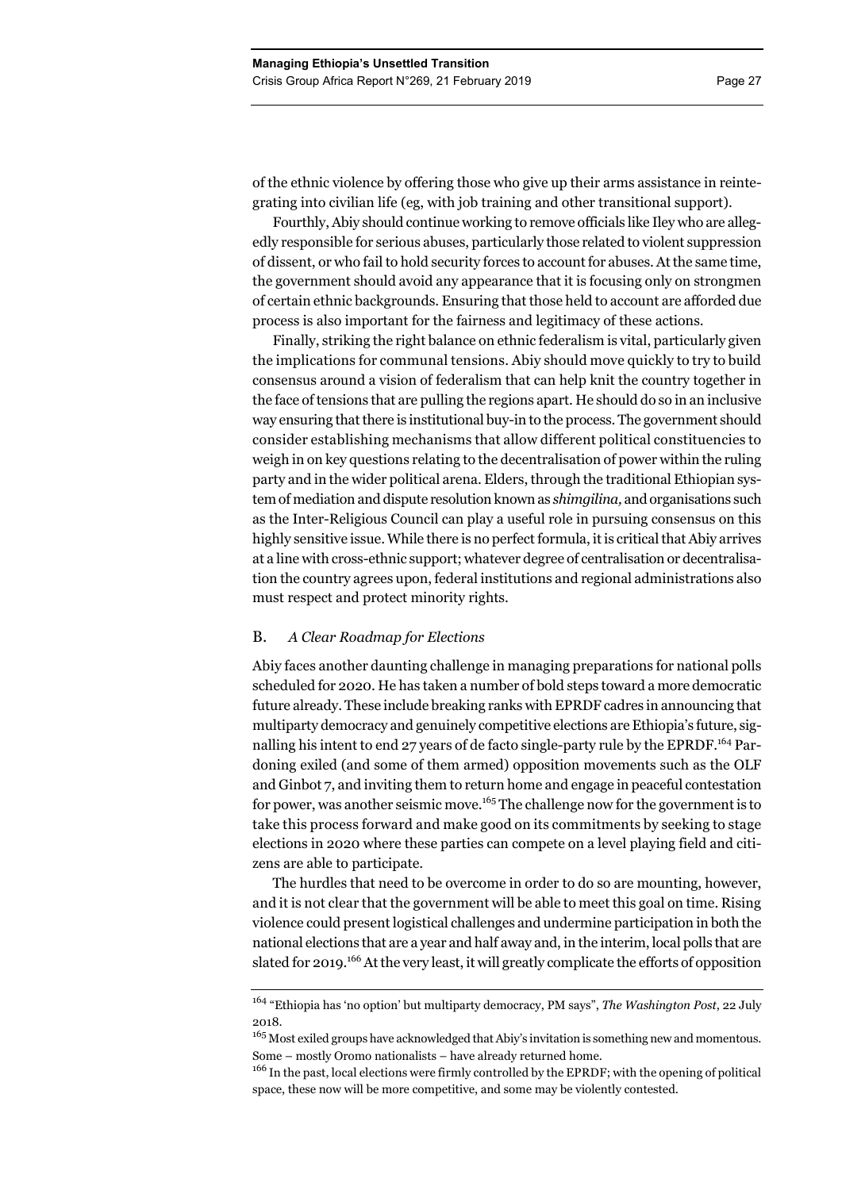of the ethnic violence by offering those who give up their arms assistance in reintegrating into civilian life (eg, with job training and other transitional support).

Fourthly, Abiy should continue working to remove officials like Iley who are allegedly responsible for serious abuses, particularly those related to violent suppression of dissent, or who fail to hold security forces to account for abuses. At the same time, the government should avoid any appearance that it is focusing only on strongmen of certain ethnic backgrounds. Ensuring that those held to account are afforded due process is also important for the fairness and legitimacy of these actions.

Finally, striking the right balance on ethnic federalism is vital, particularly given the implications for communal tensions. Abiy should move quickly to try to build consensus around a vision of federalism that can help knit the country together in the face of tensions that are pulling the regions apart. He should do so in an inclusive way ensuring that there is institutional buy-in to the process. The government should consider establishing mechanisms that allow different political constituencies to weigh in on key questions relating to the decentralisation of power within the ruling party and in the wider political arena. Elders, through the traditional Ethiopian system of mediation and dispute resolution known as *shimgilina,* and organisations such as the Inter-Religious Council can play a useful role in pursuing consensus on this highly sensitive issue. While there is no perfect formula, it is critical that Abiy arrives at a line with cross-ethnic support; whatever degree of centralisation or decentralisation the country agrees upon, federal institutions and regional administrations also must respect and protect minority rights.

### B. *A Clear Roadmap for Elections*

Abiy faces another daunting challenge in managing preparations for national polls scheduled for 2020. He has taken a number of bold steps toward a more democratic future already. These include breaking ranks with EPRDF cadres in announcing that multiparty democracy and genuinely competitive elections are Ethiopia's future, signalling his intent to end 27 years of de facto single-party rule by the EPRDF.[164] Pardoning exiled (and some of them armed) opposition movements such as the OLF and Ginbot 7, and inviting them to return home and engage in peaceful contestation for power, was another seismic move.[165] The challenge now for the government is to take this process forward and make good on its commitments by seeking to stage elections in 2020 where these parties can compete on a level playing field and citizens are able to participate.

The hurdles that need to be overcome in order to do so are mounting, however, and it is not clear that the government will be able to meet this goal on time. Rising violence could present logistical challenges and undermine participation in both the national elections that are a year and half away and, in the interim, local polls that are slated for 2019.[166] At the very least, it will greatly complicate the efforts of opposition

---

[164] "Ethiopia has 'no option' but multiparty democracy, PM says", *The Washington Post*, 22 July 2018.

[165] Most exiled groups have acknowledged that Abiy's invitation is something new and momentous. Some – mostly Oromo nationalists – have already returned home.

[166] In the past, local elections were firmly controlled by the EPRDF; with the opening of political space, these now will be more competitive, and some may be violently contested.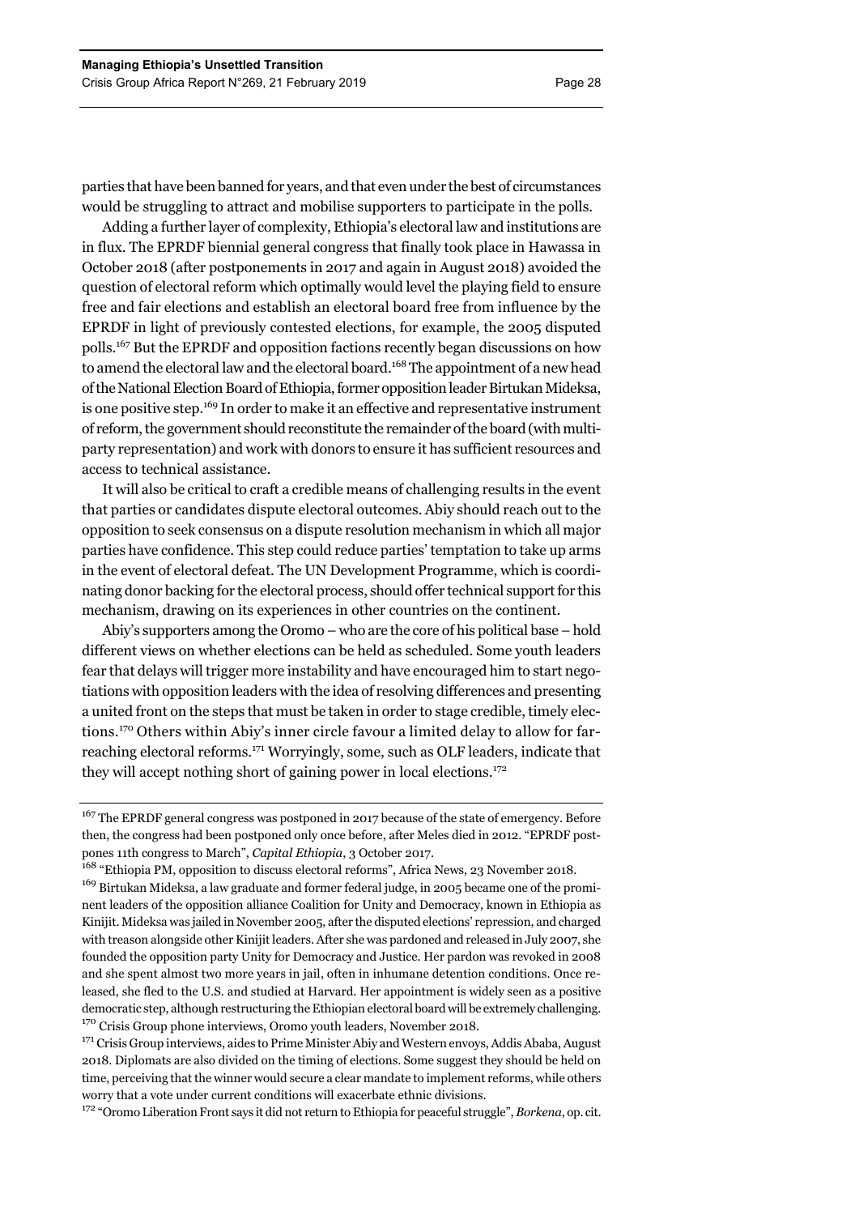parties that have been banned for years, and that even under the best of circumstances would be struggling to attract and mobilise supporters to participate in the polls.

Adding a further layer of complexity, Ethiopia's electoral law and institutions are in flux. The EPRDF biennial general congress that finally took place in Hawassa in October 2018 (after postponements in 2017 and again in August 2018) avoided the question of electoral reform which optimally would level the playing field to ensure free and fair elections and establish an electoral board free from influence by the EPRDF in light of previously contested elections, for example, the 2005 disputed polls.[167] But the EPRDF and opposition factions recently began discussions on how to amend the electoral law and the electoral board.[168] The appointment of a new head of the National Election Board of Ethiopia, former opposition leader Birtukan Mideksa, is one positive step.[169] In order to make it an effective and representative instrument of reform, the government should reconstitute the remainder of the board (with multi-party representation) and work with donors to ensure it has sufficient resources and access to technical assistance.

It will also be critical to craft a credible means of challenging results in the event that parties or candidates dispute electoral outcomes. Abiy should reach out to the opposition to seek consensus on a dispute resolution mechanism in which all major parties have confidence. This step could reduce parties' temptation to take up arms in the event of electoral defeat. The UN Development Programme, which is coordinating donor backing for the electoral process, should offer technical support for this mechanism, drawing on its experiences in other countries on the continent.

Abiy's supporters among the Oromo – who are the core of his political base – hold different views on whether elections can be held as scheduled. Some youth leaders fear that delays will trigger more instability and have encouraged him to start negotiations with opposition leaders with the idea of resolving differences and presenting a united front on the steps that must be taken in order to stage credible, timely elections.[170] Others within Abiy's inner circle favour a limited delay to allow for far-reaching electoral reforms.[171] Worryingly, some, such as OLF leaders, indicate that they will accept nothing short of gaining power in local elections.[172]

---

[167] The EPRDF general congress was postponed in 2017 because of the state of emergency. Before then, the congress had been postponed only once before, after Meles died in 2012. "EPRDF postpones 11th congress to March", *Capital Ethiopia*, 3 October 2017.

[168] "Ethiopia PM, opposition to discuss electoral reforms", Africa News, 23 November 2018.

[169] Birtukan Mideksa, a law graduate and former federal judge, in 2005 became one of the prominent leaders of the opposition alliance Coalition for Unity and Democracy, known in Ethiopia as Kinijit. Mideksa was jailed in November 2005, after the disputed elections' repression, and charged with treason alongside other Kinijit leaders. After she was pardoned and released in July 2007, she founded the opposition party Unity for Democracy and Justice. Her pardon was revoked in 2008 and she spent almost two more years in jail, often in inhumane detention conditions. Once released, she fled to the U.S. and studied at Harvard. Her appointment is widely seen as a positive democratic step, although restructuring the Ethiopian electoral board will be extremely challenging.

[170] Crisis Group phone interviews, Oromo youth leaders, November 2018.

[171] Crisis Group interviews, aides to Prime Minister Abiy and Western envoys, Addis Ababa, August 2018. Diplomats are also divided on the timing of elections. Some suggest they should be held on time, perceiving that the winner would secure a clear mandate to implement reforms, while others worry that a vote under current conditions will exacerbate ethnic divisions.

[172] "Oromo Liberation Front says it did not return to Ethiopia for peaceful struggle", *Borkena*, op. cit.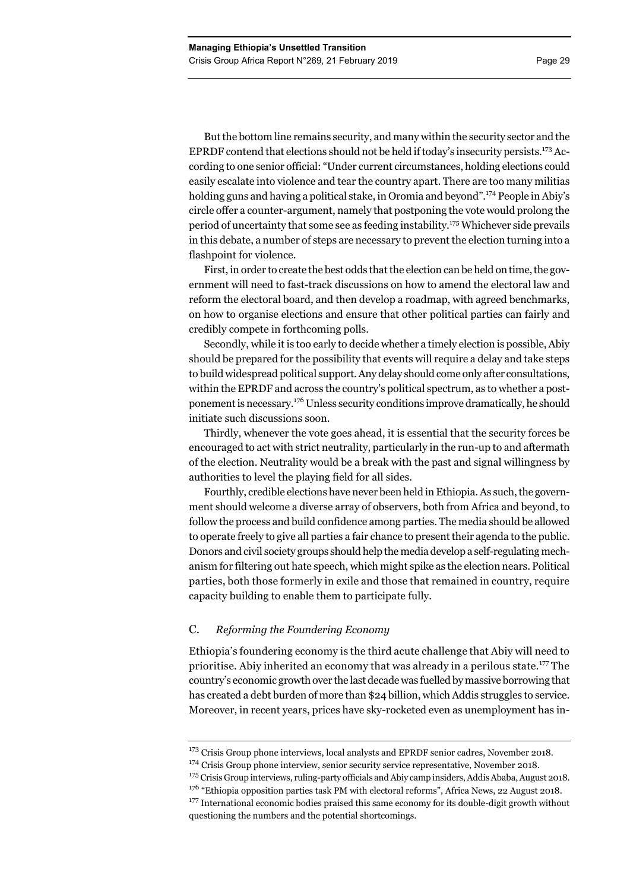But the bottom line remains security, and many within the security sector and the EPRDF contend that elections should not be held if today's insecurity persists.[173] According to one senior official: "Under current circumstances, holding elections could easily escalate into violence and tear the country apart. There are too many militias holding guns and having a political stake, in Oromia and beyond".[174] People in Abiy's circle offer a counter-argument, namely that postponing the vote would prolong the period of uncertainty that some see as feeding instability.[175] Whichever side prevails in this debate, a number of steps are necessary to prevent the election turning into a flashpoint for violence.

First, in order to create the best odds that the election can be held on time, the government will need to fast-track discussions on how to amend the electoral law and reform the electoral board, and then develop a roadmap, with agreed benchmarks, on how to organise elections and ensure that other political parties can fairly and credibly compete in forthcoming polls.

Secondly, while it is too early to decide whether a timely election is possible, Abiy should be prepared for the possibility that events will require a delay and take steps to build widespread political support. Any delay should come only after consultations, within the EPRDF and across the country's political spectrum, as to whether a postponement is necessary.[176] Unless security conditions improve dramatically, he should initiate such discussions soon.

Thirdly, whenever the vote goes ahead, it is essential that the security forces be encouraged to act with strict neutrality, particularly in the run-up to and aftermath of the election. Neutrality would be a break with the past and signal willingness by authorities to level the playing field for all sides.

Fourthly, credible elections have never been held in Ethiopia. As such, the government should welcome a diverse array of observers, both from Africa and beyond, to follow the process and build confidence among parties. The media should be allowed to operate freely to give all parties a fair chance to present their agenda to the public. Donors and civil society groups should help the media develop a self-regulating mechanism for filtering out hate speech, which might spike as the election nears. Political parties, both those formerly in exile and those that remained in country, require capacity building to enable them to participate fully.

## C. *Reforming the Foundering Economy*

Ethiopia's foundering economy is the third acute challenge that Abiy will need to prioritise. Abiy inherited an economy that was already in a perilous state.[177] The country's economic growth over the last decade was fuelled by massive borrowing that has created a debt burden of more than $24 billion, which Addis struggles to service. Moreover, in recent years, prices have sky-rocketed even as unemployment has in-

---

[173] Crisis Group phone interviews, local analysts and EPRDF senior cadres, November 2018.

[174] Crisis Group phone interview, senior security service representative, November 2018.

[175] Crisis Group interviews, ruling-party officials and Abiy camp insiders, Addis Ababa, August 2018.

[176] "Ethiopia opposition parties task PM with electoral reforms", Africa News, 22 August 2018.

[177] International economic bodies praised this same economy for its double-digit growth without questioning the numbers and the potential shortcomings.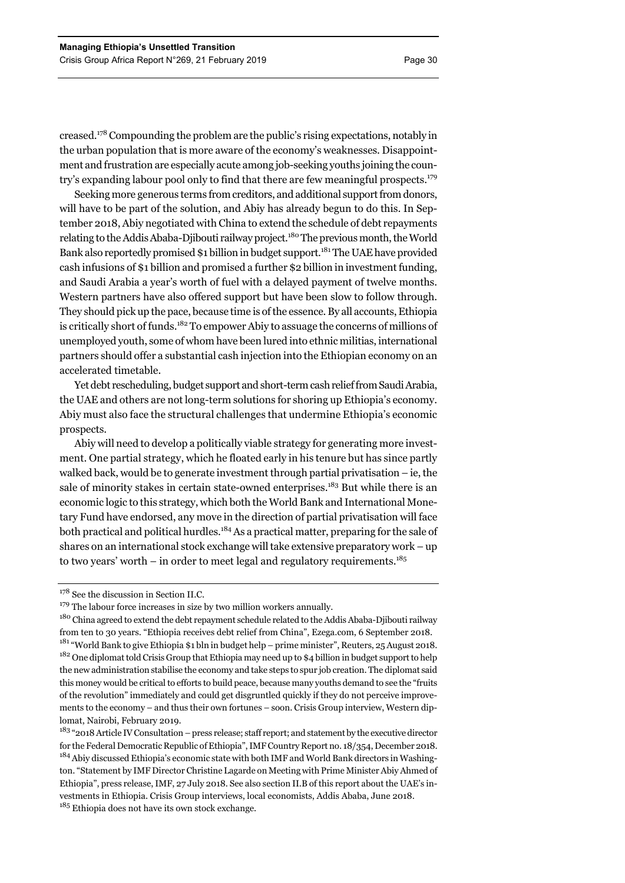creased.[178] Compounding the problem are the public's rising expectations, notably in the urban population that is more aware of the economy's weaknesses. Disappointment and frustration are especially acute among job-seeking youths joining the country's expanding labour pool only to find that there are few meaningful prospects.[179]

Seeking more generous terms from creditors, and additional support from donors, will have to be part of the solution, and Abiy has already begun to do this. In September 2018, Abiy negotiated with China to extend the schedule of debt repayments relating to the Addis Ababa-Djibouti railway project.[180] The previous month, the World Bank also reportedly promised $1 billion in budget support.[181] The UAE have provided cash infusions of $1 billion and promised a further $2 billion in investment funding, and Saudi Arabia a year's worth of fuel with a delayed payment of twelve months. Western partners have also offered support but have been slow to follow through. They should pick up the pace, because time is of the essence. By all accounts, Ethiopia is critically short of funds.[182] To empower Abiy to assuage the concerns of millions of unemployed youth, some of whom have been lured into ethnic militias, international partners should offer a substantial cash injection into the Ethiopian economy on an accelerated timetable.

Yet debt rescheduling, budget support and short-term cash relief from Saudi Arabia, the UAE and others are not long-term solutions for shoring up Ethiopia's economy. Abiy must also face the structural challenges that undermine Ethiopia's economic prospects.

Abiy will need to develop a politically viable strategy for generating more investment. One partial strategy, which he floated early in his tenure but has since partly walked back, would be to generate investment through partial privatisation – ie, the sale of minority stakes in certain state-owned enterprises.[183] But while there is an economic logic to this strategy, which both the World Bank and International Monetary Fund have endorsed, any move in the direction of partial privatisation will face both practical and political hurdles.[184] As a practical matter, preparing for the sale of shares on an international stock exchange will take extensive preparatory work – up to two years' worth – in order to meet legal and regulatory requirements.[185]

---

[178] See the discussion in Section II.C.

[179] The labour force increases in size by two million workers annually.

[180] China agreed to extend the debt repayment schedule related to the Addis Ababa-Djibouti railway from ten to 30 years. "Ethiopia receives debt relief from China", Ezega.com, 6 September 2018.

[181] "World Bank to give Ethiopia $1 bln in budget help – prime minister", Reuters, 25 August 2018.

[182] One diplomat told Crisis Group that Ethiopia may need up to $4 billion in budget support to help the new administration stabilise the economy and take steps to spur job creation. The diplomat said this money would be critical to efforts to build peace, because many youths demand to see the "fruits of the revolution" immediately and could get disgruntled quickly if they do not perceive improvements to the economy – and thus their own fortunes – soon. Crisis Group interview, Western diplomat, Nairobi, February 2019.

[183] "2018 Article IV Consultation – press release; staff report; and statement by the executive director for the Federal Democratic Republic of Ethiopia", IMF Country Report no. 18/354, December 2018.

[184] Abiy discussed Ethiopia's economic state with both IMF and World Bank directors in Washington. "Statement by IMF Director Christine Lagarde on Meeting with Prime Minister Abiy Ahmed of Ethiopia", press release, IMF, 27 July 2018. See also section II.B of this report about the UAE's investments in Ethiopia. Crisis Group interviews, local economists, Addis Ababa, June 2018.

[185] Ethiopia does not have its own stock exchange.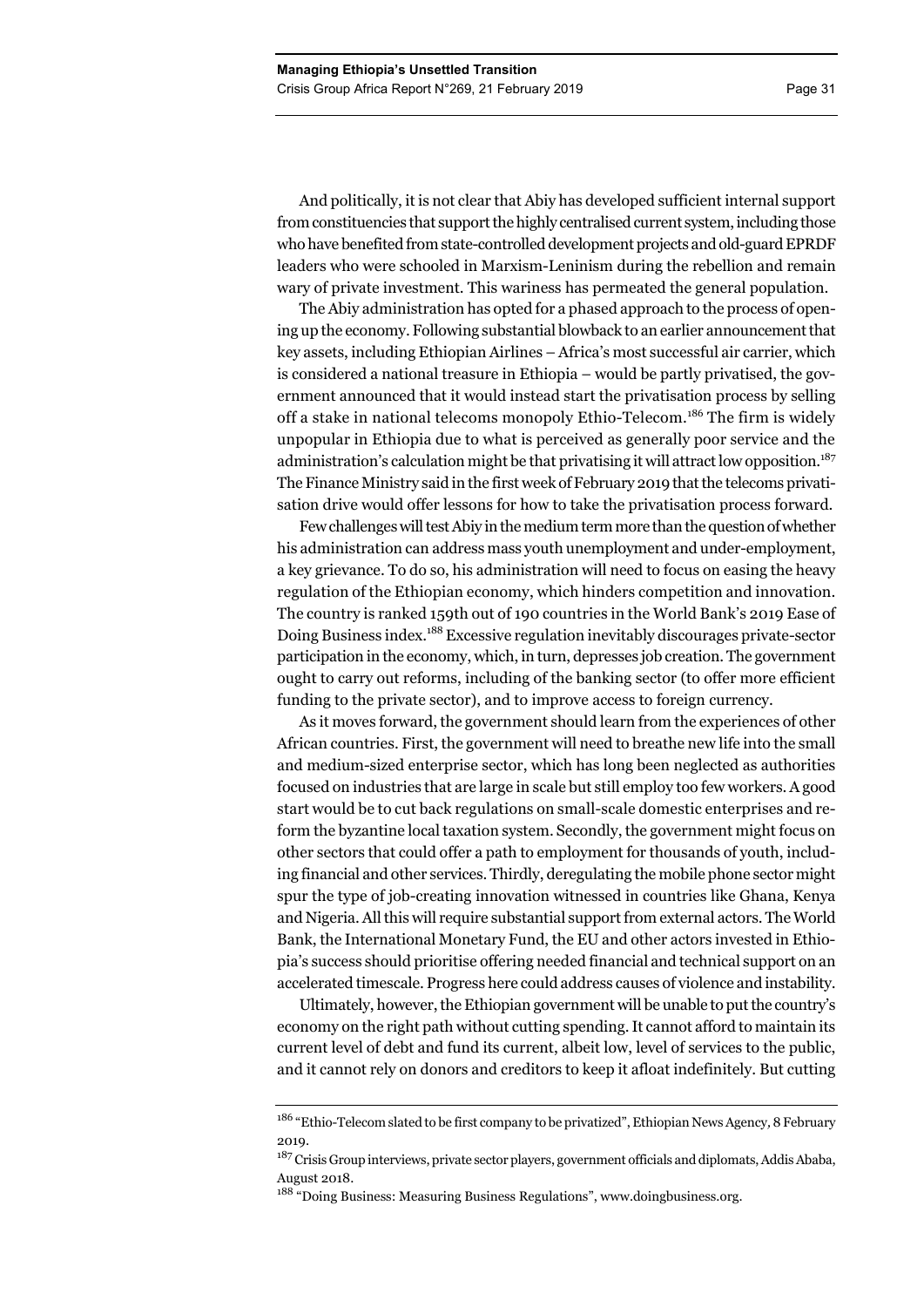And politically, it is not clear that Abiy has developed sufficient internal support from constituencies that support the highly centralised current system, including those who have benefited from state-controlled development projects and old-guard EPRDF leaders who were schooled in Marxism-Leninism during the rebellion and remain wary of private investment. This wariness has permeated the general population.

The Abiy administration has opted for a phased approach to the process of opening up the economy. Following substantial blowback to an earlier announcement that key assets, including Ethiopian Airlines – Africa's most successful air carrier, which is considered a national treasure in Ethiopia – would be partly privatised, the government announced that it would instead start the privatisation process by selling off a stake in national telecoms monopoly Ethio-Telecom.[186] The firm is widely unpopular in Ethiopia due to what is perceived as generally poor service and the administration's calculation might be that privatising it will attract low opposition.[187] The Finance Ministry said in the first week of February 2019 that the telecoms privatisation drive would offer lessons for how to take the privatisation process forward.

Few challenges will test Abiy in the medium term more than the question of whether his administration can address mass youth unemployment and under-employment, a key grievance. To do so, his administration will need to focus on easing the heavy regulation of the Ethiopian economy, which hinders competition and innovation. The country is ranked 159th out of 190 countries in the World Bank's 2019 Ease of Doing Business index.[188] Excessive regulation inevitably discourages private-sector participation in the economy, which, in turn, depresses job creation. The government ought to carry out reforms, including of the banking sector (to offer more efficient funding to the private sector), and to improve access to foreign currency.

As it moves forward, the government should learn from the experiences of other African countries. First, the government will need to breathe new life into the small and medium-sized enterprise sector, which has long been neglected as authorities focused on industries that are large in scale but still employ too few workers. A good start would be to cut back regulations on small-scale domestic enterprises and reform the byzantine local taxation system. Secondly, the government might focus on other sectors that could offer a path to employment for thousands of youth, including financial and other services. Thirdly, deregulating the mobile phone sector might spur the type of job-creating innovation witnessed in countries like Ghana, Kenya and Nigeria. All this will require substantial support from external actors. The World Bank, the International Monetary Fund, the EU and other actors invested in Ethiopia's success should prioritise offering needed financial and technical support on an accelerated timescale. Progress here could address causes of violence and instability.

Ultimately, however, the Ethiopian government will be unable to put the country's economy on the right path without cutting spending. It cannot afford to maintain its current level of debt and fund its current, albeit low, level of services to the public, and it cannot rely on donors and creditors to keep it afloat indefinitely. But cutting

---

[186] "Ethio-Telecom slated to be first company to be privatized", Ethiopian News Agency, 8 February 2019.

[187] Crisis Group interviews, private sector players, government officials and diplomats, Addis Ababa, August 2018.

[188] "Doing Business: Measuring Business Regulations", www.doingbusiness.org.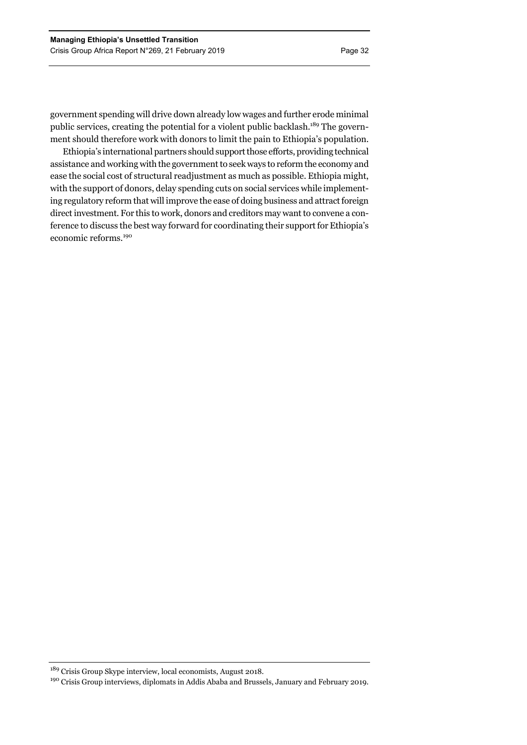government spending will drive down already low wages and further erode minimal public services, creating the potential for a violent public backlash.[189] The government should therefore work with donors to limit the pain to Ethiopia's population.

Ethiopia's international partners should support those efforts, providing technical assistance and working with the government to seek ways to reform the economy and ease the social cost of structural readjustment as much as possible. Ethiopia might, with the support of donors, delay spending cuts on social services while implementing regulatory reform that will improve the ease of doing business and attract foreign direct investment. For this to work, donors and creditors may want to convene a conference to discuss the best way forward for coordinating their support for Ethiopia's economic reforms.[190]

---

[189] Crisis Group Skype interview, local economists, August 2018.

[190] Crisis Group interviews, diplomats in Addis Ababa and Brussels, January and February 2019.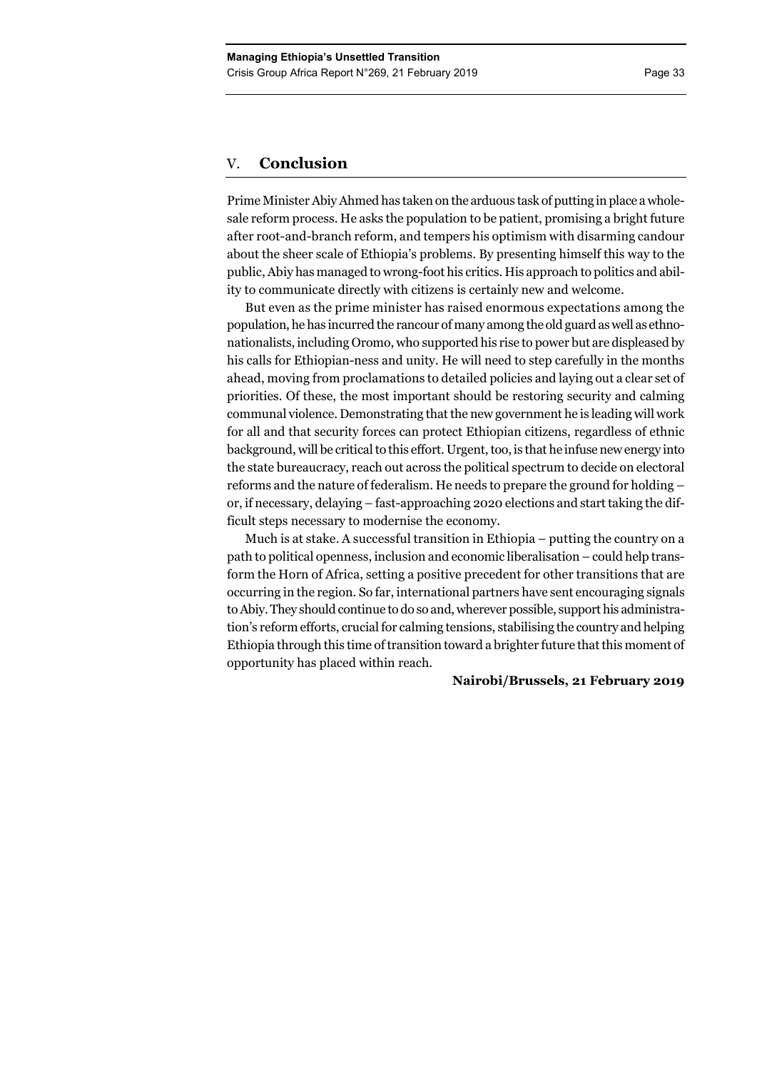## V. Conclusion

Prime Minister Abiy Ahmed has taken on the arduous task of putting in place a wholesale reform process. He asks the population to be patient, promising a bright future after root-and-branch reform, and tempers his optimism with disarming candour about the sheer scale of Ethiopia's problems. By presenting himself this way to the public, Abiy has managed to wrong-foot his critics. His approach to politics and ability to communicate directly with citizens is certainly new and welcome.

But even as the prime minister has raised enormous expectations among the population, he has incurred the rancour of many among the old guard as well as ethno-nationalists, including Oromo, who supported his rise to power but are displeased by his calls for Ethiopian-ness and unity. He will need to step carefully in the months ahead, moving from proclamations to detailed policies and laying out a clear set of priorities. Of these, the most important should be restoring security and calming communal violence. Demonstrating that the new government he is leading will work for all and that security forces can protect Ethiopian citizens, regardless of ethnic background, will be critical to this effort. Urgent, too, is that he infuse new energy into the state bureaucracy, reach out across the political spectrum to decide on electoral reforms and the nature of federalism. He needs to prepare the ground for holding – or, if necessary, delaying – fast-approaching 2020 elections and start taking the difficult steps necessary to modernise the economy.

Much is at stake. A successful transition in Ethiopia – putting the country on a path to political openness, inclusion and economic liberalisation – could help transform the Horn of Africa, setting a positive precedent for other transitions that are occurring in the region. So far, international partners have sent encouraging signals to Abiy. They should continue to do so and, wherever possible, support his administration's reform efforts, crucial for calming tensions, stabilising the country and helping Ethiopia through this time of transition toward a brighter future that this moment of opportunity has placed within reach.

**Nairobi/Brussels, 21 February 2019**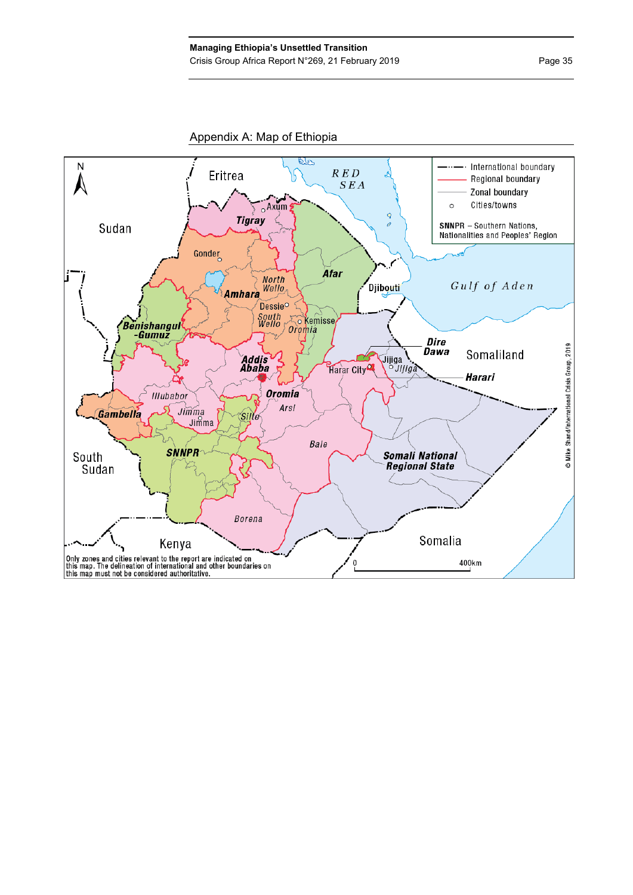## Appendix A: Map of Ethiopia

Only zones and cities relevant to the report are indicated on this map. The delineation of international and other boundaries on this map must not be considered authoritative.

© Mike Shand/International Crisis Group, 2019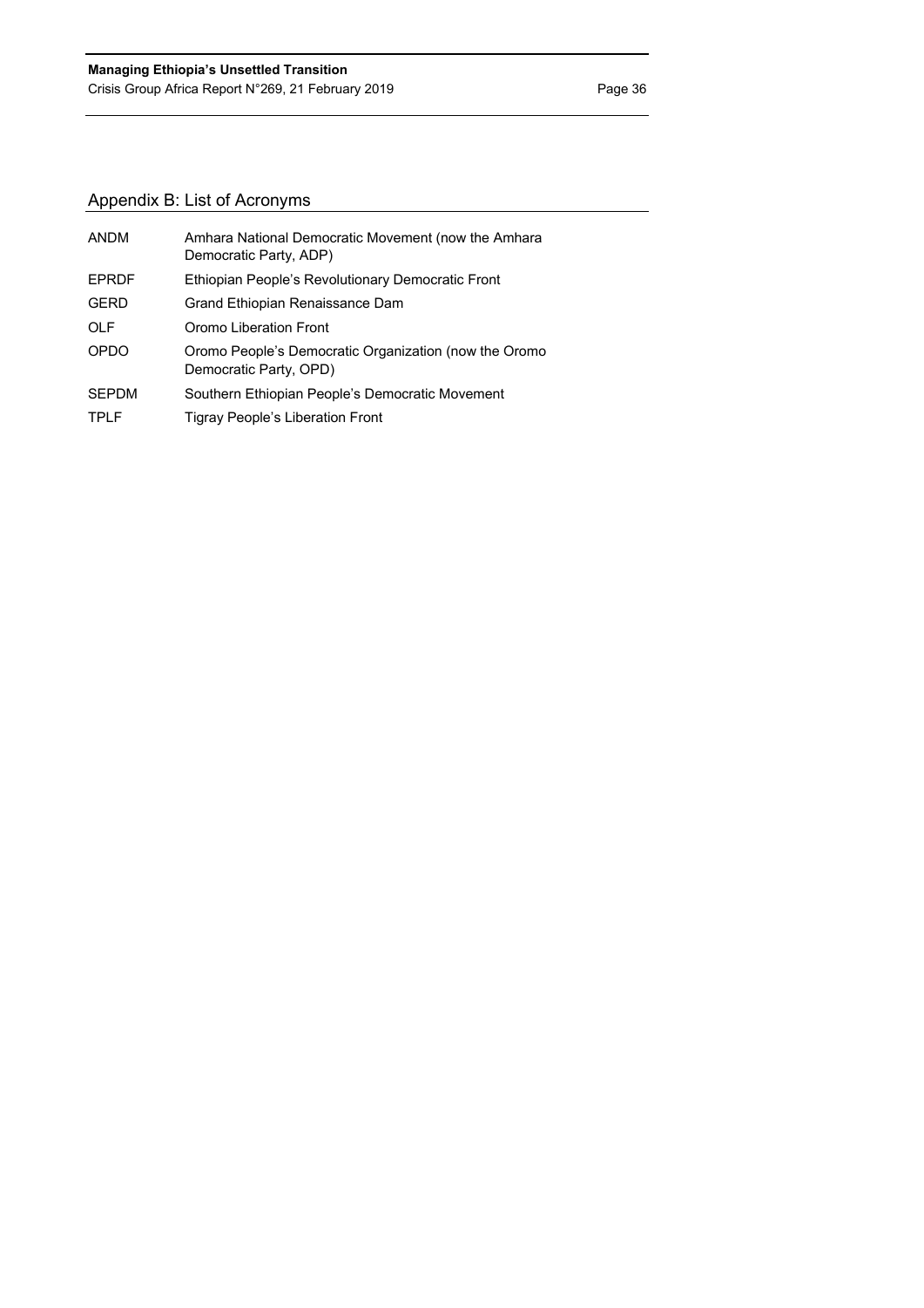## Appendix B: List of Acronyms

| | |
|---|---|
| ANDM | Amhara National Democratic Movement (now the Amhara Democratic Party, ADP) |
| EPRDF | Ethiopian People's Revolutionary Democratic Front |
| GERD | Grand Ethiopian Renaissance Dam |
| OLF | Oromo Liberation Front |
| OPDO | Oromo People's Democratic Organization (now the Oromo Democratic Party, OPD) |
| SEPDM | Southern Ethiopian People's Democratic Movement |
| TPLF | Tigray People's Liberation Front |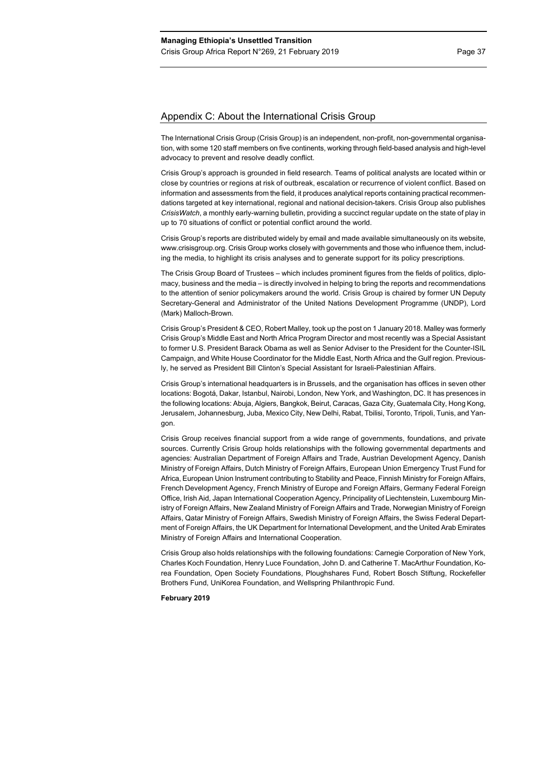## Appendix C: About the International Crisis Group

The International Crisis Group (Crisis Group) is an independent, non-profit, non-governmental organisation, with some 120 staff members on five continents, working through field-based analysis and high-level advocacy to prevent and resolve deadly conflict.

Crisis Group's approach is grounded in field research. Teams of political analysts are located within or close by countries or regions at risk of outbreak, escalation or recurrence of violent conflict. Based on information and assessments from the field, it produces analytical reports containing practical recommendations targeted at key international, regional and national decision-takers. Crisis Group also publishes *CrisisWatch*, a monthly early-warning bulletin, providing a succinct regular update on the state of play in up to 70 situations of conflict or potential conflict around the world.

Crisis Group's reports are distributed widely by email and made available simultaneously on its website, www.crisisgroup.org. Crisis Group works closely with governments and those who influence them, including the media, to highlight its crisis analyses and to generate support for its policy prescriptions.

The Crisis Group Board of Trustees – which includes prominent figures from the fields of politics, diplomacy, business and the media – is directly involved in helping to bring the reports and recommendations to the attention of senior policymakers around the world. Crisis Group is chaired by former UN Deputy Secretary-General and Administrator of the United Nations Development Programme (UNDP), Lord (Mark) Malloch-Brown.

Crisis Group's President & CEO, Robert Malley, took up the post on 1 January 2018. Malley was formerly Crisis Group's Middle East and North Africa Program Director and most recently was a Special Assistant to former U.S. President Barack Obama as well as Senior Adviser to the President for the Counter-ISIL Campaign, and White House Coordinator for the Middle East, North Africa and the Gulf region. Previously, he served as President Bill Clinton's Special Assistant for Israeli-Palestinian Affairs.

Crisis Group's international headquarters is in Brussels, and the organisation has offices in seven other locations: Bogotá, Dakar, Istanbul, Nairobi, London, New York, and Washington, DC. It has presences in the following locations: Abuja, Algiers, Bangkok, Beirut, Caracas, Gaza City, Guatemala City, Hong Kong, Jerusalem, Johannesburg, Juba, Mexico City, New Delhi, Rabat, Tbilisi, Toronto, Tripoli, Tunis, and Yangon.

Crisis Group receives financial support from a wide range of governments, foundations, and private sources. Currently Crisis Group holds relationships with the following governmental departments and agencies: Australian Department of Foreign Affairs and Trade, Austrian Development Agency, Danish Ministry of Foreign Affairs, Dutch Ministry of Foreign Affairs, European Union Emergency Trust Fund for Africa, European Union Instrument contributing to Stability and Peace, Finnish Ministry for Foreign Affairs, French Development Agency, French Ministry of Europe and Foreign Affairs, Germany Federal Foreign Office, Irish Aid, Japan International Cooperation Agency, Principality of Liechtenstein, Luxembourg Ministry of Foreign Affairs, New Zealand Ministry of Foreign Affairs and Trade, Norwegian Ministry of Foreign Affairs, Qatar Ministry of Foreign Affairs, Swedish Ministry of Foreign Affairs, the Swiss Federal Department of Foreign Affairs, the UK Department for International Development, and the United Arab Emirates Ministry of Foreign Affairs and International Cooperation.

Crisis Group also holds relationships with the following foundations: Carnegie Corporation of New York, Charles Koch Foundation, Henry Luce Foundation, John D. and Catherine T. MacArthur Foundation, Korea Foundation, Open Society Foundations, Ploughshares Fund, Robert Bosch Stiftung, Rockefeller Brothers Fund, UniKorea Foundation, and Wellspring Philanthropic Fund.

**February 2019**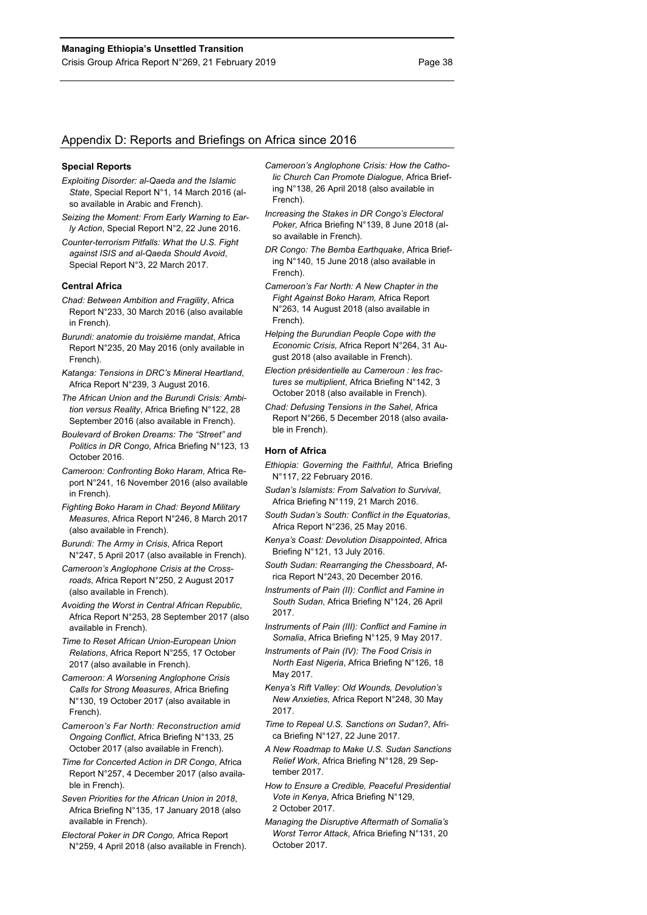## Appendix D: Reports and Briefings on Africa since 2016

### Special Reports

*Exploiting Disorder: al-Qaeda and the Islamic State*, Special Report N°1, 14 March 2016 (also available in Arabic and French).

*Seizing the Moment: From Early Warning to Early Action*, Special Report N°2, 22 June 2016.

*Counter-terrorism Pitfalls: What the U.S. Fight against ISIS and al-Qaeda Should Avoid*, Special Report N°3, 22 March 2017.

### Central Africa

*Chad: Between Ambition and Fragility*, Africa Report N°233, 30 March 2016 (also available in French).

*Burundi: anatomie du troisième mandat*, Africa Report N°235, 20 May 2016 (only available in French).

*Katanga: Tensions in DRC's Mineral Heartland*, Africa Report N°239, 3 August 2016.

*The African Union and the Burundi Crisis: Ambition versus Reality*, Africa Briefing N°122, 28 September 2016 (also available in French).

*Boulevard of Broken Dreams: The "Street" and Politics in DR Congo*, Africa Briefing N°123, 13 October 2016.

*Cameroon: Confronting Boko Haram*, Africa Report N°241, 16 November 2016 (also available in French).

*Fighting Boko Haram in Chad: Beyond Military Measures*, Africa Report N°246, 8 March 2017 (also available in French).

*Burundi: The Army in Crisis*, Africa Report N°247, 5 April 2017 (also available in French).

*Cameroon's Anglophone Crisis at the Crossroads*, Africa Report N°250, 2 August 2017 (also available in French).

*Avoiding the Worst in Central African Republic*, Africa Report N°253, 28 September 2017 (also available in French).

*Time to Reset African Union-European Union Relations*, Africa Report N°255, 17 October 2017 (also available in French).

*Cameroon: A Worsening Anglophone Crisis Calls for Strong Measures*, Africa Briefing N°130, 19 October 2017 (also available in French).

*Cameroon's Far North: Reconstruction amid Ongoing Conflict*, Africa Briefing N°133, 25 October 2017 (also available in French).

*Time for Concerted Action in DR Congo*, Africa Report N°257, 4 December 2017 (also available in French).

*Seven Priorities for the African Union in 2018*, Africa Briefing N°135, 17 January 2018 (also available in French).

*Electoral Poker in DR Congo,* Africa Report N°259, 4 April 2018 (also available in French).

*Cameroon's Anglophone Crisis: How the Catholic Church Can Promote Dialogue*, Africa Briefing N°138, 26 April 2018 (also available in French).

*Increasing the Stakes in DR Congo's Electoral Poker,* Africa Briefing N°139, 8 June 2018 (also available in French).

*DR Congo: The Bemba Earthquake*, Africa Briefing N°140, 15 June 2018 (also available in French).

*Cameroon's Far North: A New Chapter in the Fight Against Boko Haram,* Africa Report N°263, 14 August 2018 (also available in French).

*Helping the Burundian People Cope with the Economic Crisis,* Africa Report N°264, 31 August 2018 (also available in French).

*Election présidentielle au Cameroun : les fractures se multiplient*, Africa Briefing N°142, 3 October 2018 (also available in French).

*Chad: Defusing Tensions in the Sahel*, Africa Report N°266, 5 December 2018 (also available in French).

### Horn of Africa

*Ethiopia: Governing the Faithful*, Africa Briefing N°117, 22 February 2016.

*Sudan's Islamists: From Salvation to Survival*, Africa Briefing N°119, 21 March 2016.

*South Sudan's South: Conflict in the Equatorias*, Africa Report N°236, 25 May 2016.

*Kenya's Coast: Devolution Disappointed*, Africa Briefing N°121, 13 July 2016.

*South Sudan: Rearranging the Chessboard*, Africa Report N°243, 20 December 2016.

*Instruments of Pain (II): Conflict and Famine in South Sudan*, Africa Briefing N°124, 26 April 2017.

*Instruments of Pain (III): Conflict and Famine in Somalia*, Africa Briefing N°125, 9 May 2017.

*Instruments of Pain (IV): The Food Crisis in North East Nigeria*, Africa Briefing N°126, 18 May 2017.

*Kenya's Rift Valley: Old Wounds, Devolution's New Anxieties*, Africa Report N°248, 30 May 2017.

*Time to Repeal U.S. Sanctions on Sudan?*, Africa Briefing N°127, 22 June 2017.

*A New Roadmap to Make U.S. Sudan Sanctions Relief Work*, Africa Briefing N°128, 29 September 2017.

*How to Ensure a Credible, Peaceful Presidential Vote in Kenya*, Africa Briefing N°129, 2 October 2017.

*Managing the Disruptive Aftermath of Somalia's Worst Terror Attack*, Africa Briefing N°131, 20 October 2017.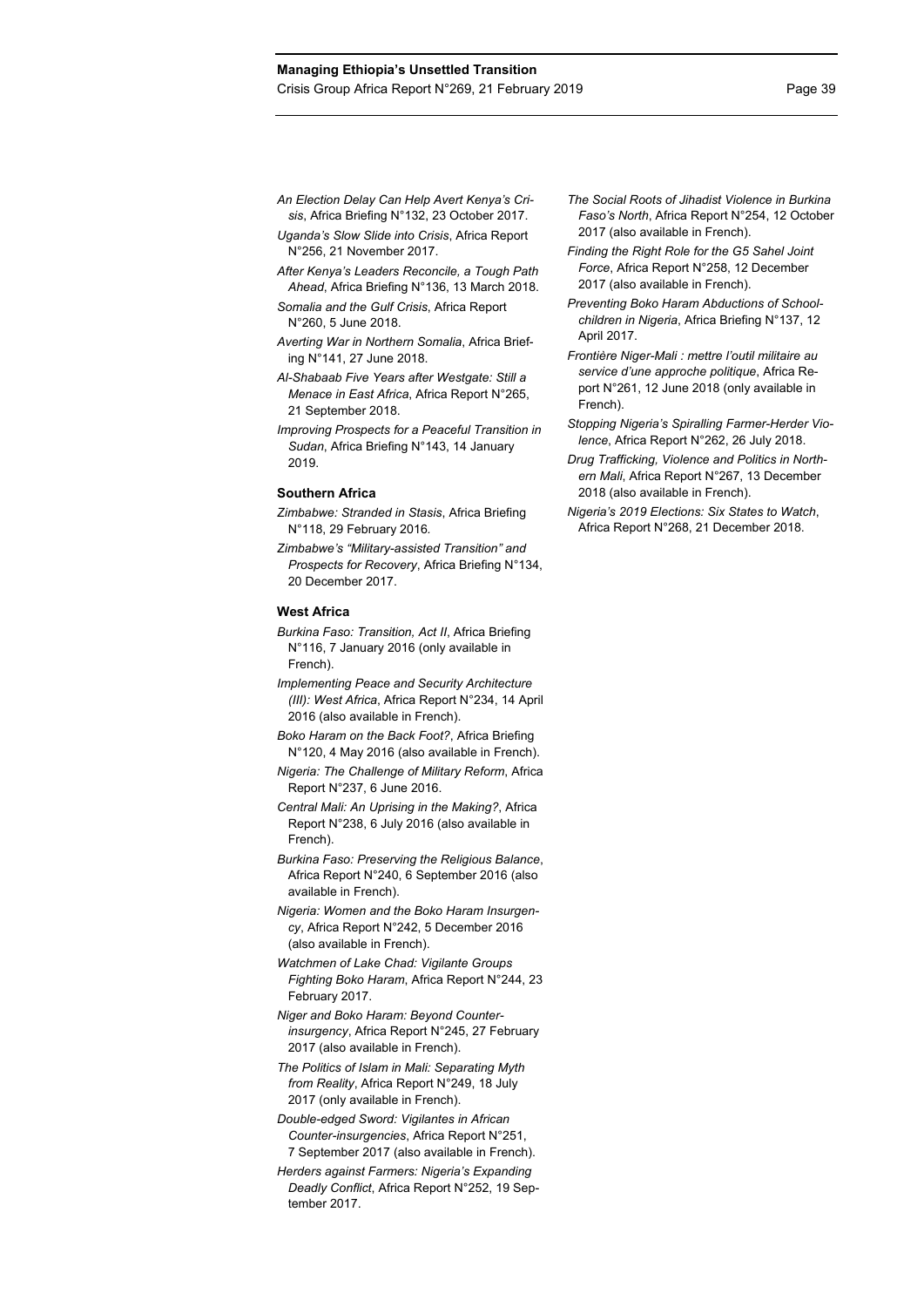*An Election Delay Can Help Avert Kenya's Crisis*, Africa Briefing N°132, 23 October 2017.

*Uganda's Slow Slide into Crisis*, Africa Report N°256, 21 November 2017.

*After Kenya's Leaders Reconcile, a Tough Path Ahead*, Africa Briefing N°136, 13 March 2018.

*Somalia and the Gulf Crisis*, Africa Report N°260, 5 June 2018.

*Averting War in Northern Somalia*, Africa Briefing N°141, 27 June 2018.

*Al-Shabaab Five Years after Westgate: Still a Menace in East Africa*, Africa Report N°265, 21 September 2018.

*Improving Prospects for a Peaceful Transition in Sudan*, Africa Briefing N°143, 14 January 2019.

**Southern Africa**

*Zimbabwe: Stranded in Stasis*, Africa Briefing N°118, 29 February 2016.

*Zimbabwe's "Military-assisted Transition" and Prospects for Recovery*, Africa Briefing N°134, 20 December 2017.

**West Africa**

*Burkina Faso: Transition, Act II*, Africa Briefing N°116, 7 January 2016 (only available in French).

*Implementing Peace and Security Architecture (III): West Africa*, Africa Report N°234, 14 April 2016 (also available in French).

*Boko Haram on the Back Foot?*, Africa Briefing N°120, 4 May 2016 (also available in French).

*Nigeria: The Challenge of Military Reform*, Africa Report N°237, 6 June 2016.

*Central Mali: An Uprising in the Making?*, Africa Report N°238, 6 July 2016 (also available in French).

*Burkina Faso: Preserving the Religious Balance*, Africa Report N°240, 6 September 2016 (also available in French).

*Nigeria: Women and the Boko Haram Insurgency*, Africa Report N°242, 5 December 2016 (also available in French).

*Watchmen of Lake Chad: Vigilante Groups Fighting Boko Haram*, Africa Report N°244, 23 February 2017.

*Niger and Boko Haram: Beyond Counter-insurgency*, Africa Report N°245, 27 February 2017 (also available in French).

*The Politics of Islam in Mali: Separating Myth from Reality*, Africa Report N°249, 18 July 2017 (only available in French).

*Double-edged Sword: Vigilantes in African Counter-insurgencies*, Africa Report N°251, 7 September 2017 (also available in French).

*Herders against Farmers: Nigeria's Expanding Deadly Conflict*, Africa Report N°252, 19 September 2017.

*The Social Roots of Jihadist Violence in Burkina Faso's North*, Africa Report N°254, 12 October 2017 (also available in French).

*Finding the Right Role for the G5 Sahel Joint Force*, Africa Report N°258, 12 December 2017 (also available in French).

*Preventing Boko Haram Abductions of School-children in Nigeria*, Africa Briefing N°137, 12 April 2017.

*Frontière Niger-Mali : mettre l'outil militaire au service d'une approche politique*, Africa Report N°261, 12 June 2018 (only available in French).

*Stopping Nigeria's Spiralling Farmer-Herder Violence*, Africa Report N°262, 26 July 2018.

*Drug Trafficking, Violence and Politics in Northern Mali*, Africa Report N°267, 13 December 2018 (also available in French).

*Nigeria's 2019 Elections: Six States to Watch*, Africa Report N°268, 21 December 2018.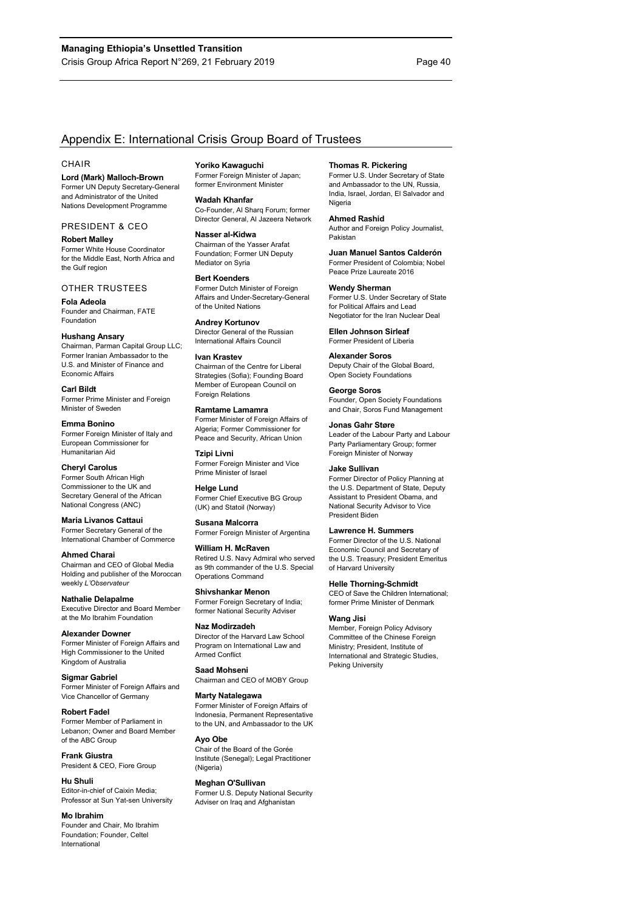## Appendix E: International Crisis Group Board of Trustees

### CHAIR

**Lord (Mark) Malloch-Brown**
Former UN Deputy Secretary-General and Administrator of the United Nations Development Programme

### PRESIDENT & CEO

**Robert Malley**
Former White House Coordinator for the Middle East, North Africa and the Gulf region

### OTHER TRUSTEES

**Fola Adeola**
Founder and Chairman, FATE Foundation

**Hushang Ansary**
Chairman, Parman Capital Group LLC; Former Iranian Ambassador to the U.S. and Minister of Finance and Economic Affairs

**Carl Bildt**
Former Prime Minister and Foreign Minister of Sweden

**Emma Bonino**
Former Foreign Minister of Italy and European Commissioner for Humanitarian Aid

**Cheryl Carolus**
Former South African High Commissioner to the UK and Secretary General of the African National Congress (ANC)

**Maria Livanos Cattaui**
Former Secretary General of the International Chamber of Commerce

**Ahmed Charai**
Chairman and CEO of Global Media Holding and publisher of the Moroccan weekly *L'Observateur*

**Nathalie Delapalme**
Executive Director and Board Member at the Mo Ibrahim Foundation

**Alexander Downer**
Former Minister of Foreign Affairs and High Commissioner to the United Kingdom of Australia

**Sigmar Gabriel**
Former Minister of Foreign Affairs and Vice Chancellor of Germany

**Robert Fadel**
Former Member of Parliament in Lebanon; Owner and Board Member of the ABC Group

**Frank Giustra**
President & CEO, Fiore Group

**Hu Shuli**
Editor-in-chief of Caixin Media; Professor at Sun Yat-sen University

**Mo Ibrahim**
Founder and Chair, Mo Ibrahim Foundation; Founder, Celtel International

**Yoriko Kawaguchi**
Former Foreign Minister of Japan; former Environment Minister

**Wadah Khanfar**
Co-Founder, Al Sharq Forum; former Director General, Al Jazeera Network

**Nasser al-Kidwa**
Chairman of the Yasser Arafat Foundation; Former UN Deputy Mediator on Syria

**Bert Koenders**
Former Dutch Minister of Foreign Affairs and Under-Secretary-General of the United Nations

**Andrey Kortunov**
Director General of the Russian International Affairs Council

**Ivan Krastev**
Chairman of the Centre for Liberal Strategies (Sofia); Founding Board Member of European Council on Foreign Relations

**Ramtame Lamamra**
Former Minister of Foreign Affairs of Algeria; Former Commissioner for Peace and Security, African Union

**Tzipi Livni**
Former Foreign Minister and Vice Prime Minister of Israel

**Helge Lund**
Former Chief Executive BG Group (UK) and Statoil (Norway)

**Susana Malcorra**
Former Foreign Minister of Argentina

**William H. McRaven**
Retired U.S. Navy Admiral who served as 9th commander of the U.S. Special Operations Command

**Shivshankar Menon**
Former Foreign Secretary of India; former National Security Adviser

**Naz Modirzadeh**
Director of the Harvard Law School Program on International Law and Armed Conflict

**Saad Mohseni**
Chairman and CEO of MOBY Group

**Marty Natalegawa**
Former Minister of Foreign Affairs of Indonesia, Permanent Representative to the UN, and Ambassador to the UK

**Ayo Obe**
Chair of the Board of the Gorée Institute (Senegal); Legal Practitioner (Nigeria)

**Meghan O'Sullivan**
Former U.S. Deputy National Security Adviser on Iraq and Afghanistan

**Thomas R. Pickering**
Former U.S. Under Secretary of State and Ambassador to the UN, Russia, India, Israel, Jordan, El Salvador and Nigeria

**Ahmed Rashid**
Author and Foreign Policy Journalist, Pakistan

**Juan Manuel Santos Calderón**
Former President of Colombia; Nobel Peace Prize Laureate 2016

**Wendy Sherman**
Former U.S. Under Secretary of State for Political Affairs and Lead Negotiator for the Iran Nuclear Deal

**Ellen Johnson Sirleaf**
Former President of Liberia

**Alexander Soros**
Deputy Chair of the Global Board, Open Society Foundations

**George Soros**
Founder, Open Society Foundations and Chair, Soros Fund Management

**Jonas Gahr Støre**
Leader of the Labour Party and Labour Party Parliamentary Group; former Foreign Minister of Norway

**Jake Sullivan**
Former Director of Policy Planning at the U.S. Department of State, Deputy Assistant to President Obama, and National Security Advisor to Vice President Biden

**Lawrence H. Summers**
Former Director of the U.S. National Economic Council and Secretary of the U.S. Treasury; President Emeritus of Harvard University

**Helle Thorning-Schmidt**
CEO of Save the Children International; former Prime Minister of Denmark

**Wang Jisi**
Member, Foreign Policy Advisory Committee of the Chinese Foreign Ministry; President, Institute of International and Strategic Studies, Peking University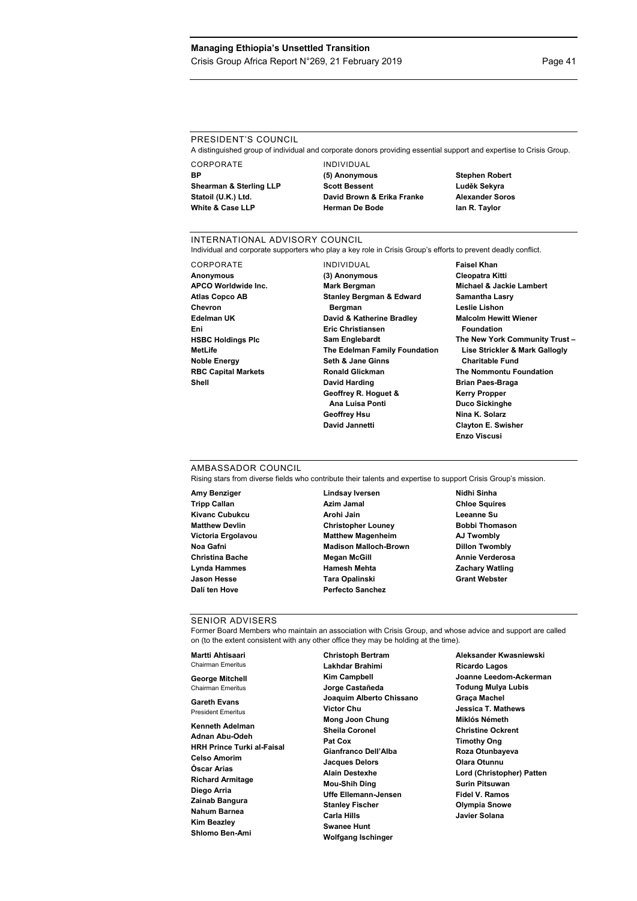## PRESIDENT'S COUNCIL

A distinguished group of individual and corporate donors providing essential support and expertise to Crisis Group.

CORPORATE

**BP**
**Shearman & Sterling LLP**
**Statoil (U.K.) Ltd.**
**White & Case LLP**

INDIVIDUAL

**(5) Anonymous**
**Scott Bessent**
**David Brown & Erika Franke**
**Herman De Bode**
**Stephen Robert**
**Luděk Sekyra**
**Alexander Soros**
**Ian R. Taylor**

## INTERNATIONAL ADVISORY COUNCIL

Individual and corporate supporters who play a key role in Crisis Group's efforts to prevent deadly conflict.

CORPORATE

**Anonymous**
**APCO Worldwide Inc.**
**Atlas Copco AB**
**Chevron**
**Edelman UK**
**Eni**
**HSBC Holdings Plc**
**MetLife**
**Noble Energy**
**RBC Capital Markets**
**Shell**

INDIVIDUAL

**(3) Anonymous**
**Mark Bergman**
**Stanley Bergman & Edward Bergman**
**David & Katherine Bradley**
**Eric Christiansen**
**Sam Englebardt**
**The Edelman Family Foundation**
**Seth & Jane Ginns**
**Ronald Glickman**
**David Harding**
**Geoffrey R. Hoguet & Ana Luisa Ponti**
**Geoffrey Hsu**
**David Jannetti**
**Faisel Khan**
**Cleopatra Kitti**
**Michael & Jackie Lambert**
**Samantha Lasry**
**Leslie Lishon**
**Malcolm Hewitt Wiener Foundation**
**The New York Community Trust – Lise Strickler & Mark Gallogly Charitable Fund**
**The Nommontu Foundation**
**Brian Paes-Braga**
**Kerry Propper**
**Duco Sickinghe**
**Nina K. Solarz**
**Clayton E. Swisher**
**Enzo Viscusi**

## AMBASSADOR COUNCIL

Rising stars from diverse fields who contribute their talents and expertise to support Crisis Group's mission.

**Amy Benziger**
**Tripp Callan**
**Kivanc Cubukcu**
**Matthew Devlin**
**Victoria Ergolavou**
**Noa Gafni**
**Christina Bache**
**Lynda Hammes**
**Jason Hesse**
**Dalí ten Hove**
**Lindsay Iversen**
**Azim Jamal**
**Arohi Jain**
**Christopher Louney**
**Matthew Magenheim**
**Madison Malloch-Brown**
**Megan McGill**
**Hamesh Mehta**
**Tara Opalinski**
**Perfecto Sanchez**
**Nidhi Sinha**
**Chloe Squires**
**Leeanne Su**
**Bobbi Thomason**
**AJ Twombly**
**Dillon Twombly**
**Annie Verderosa**
**Zachary Watling**
**Grant Webster**

## SENIOR ADVISERS

Former Board Members who maintain an association with Crisis Group, and whose advice and support are called on (to the extent consistent with any other office they may be holding at the time).

**Martti Ahtisaari**
Chairman Emeritus

**George Mitchell**
Chairman Emeritus

**Gareth Evans**
President Emeritus

**Kenneth Adelman**
**Adnan Abu-Odeh**
**HRH Prince Turki al-Faisal**
**Celso Amorim**
**Óscar Arias**
**Richard Armitage**
**Diego Arria**
**Zainab Bangura**
**Nahum Barnea**
**Kim Beazley**
**Shlomo Ben-Ami**
**Christoph Bertram**
**Lakhdar Brahimi**
**Kim Campbell**
**Jorge Castañeda**
**Joaquim Alberto Chissano**
**Victor Chu**
**Mong Joon Chung**
**Sheila Coronel**
**Pat Cox**
**Gianfranco Dell'Alba**
**Jacques Delors**
**Alain Destexhe**
**Mou-Shih Ding**
**Uffe Ellemann-Jensen**
**Stanley Fischer**
**Carla Hills**
**Swanee Hunt**
**Wolfgang Ischinger**
**Aleksander Kwasniewski**
**Ricardo Lagos**
**Joanne Leedom-Ackerman**
**Todung Mulya Lubis**
**Graça Machel**
**Jessica T. Mathews**
**Miklós Németh**
**Christine Ockrent**
**Timothy Ong**
**Roza Otunbayeva**
**Olara Otunnu**
**Lord (Christopher) Patten**
**Surin Pitsuwan**
**Fidel V. Ramos**
**Olympia Snowe**
**Javier Solana**